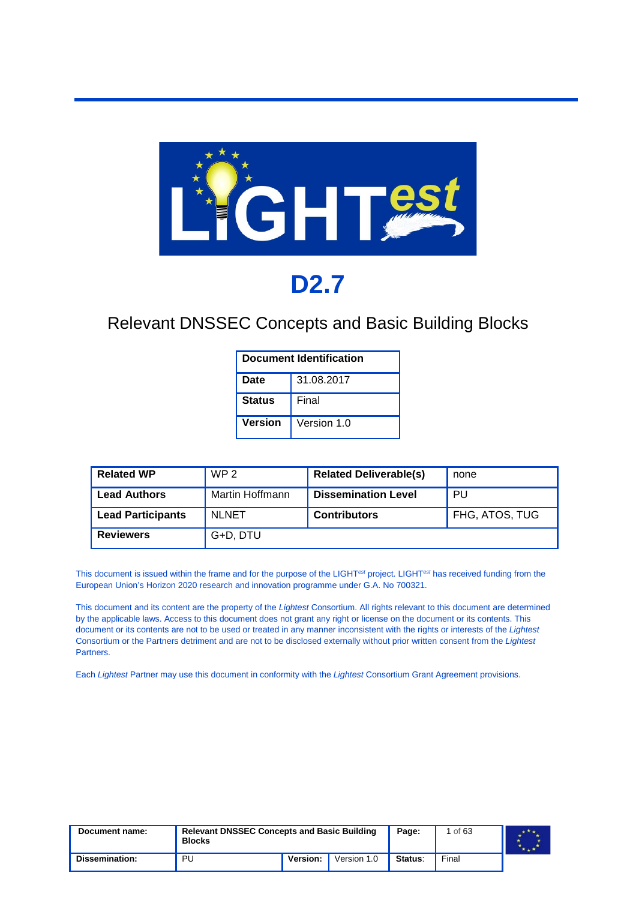# D2.7

## Relevant DNSSEC Concepts and Basic Building Blocks

| Document Identification | |
|---|---|
| **Date** | 31.08.2017 |
| **Status** | Final |
| **Version** | Version 1.0 |

| **Related WP** | WP 2 | **Related Deliverable(s)** | none |
|---|---|---|---|
| **Lead Authors** | Martin Hoffmann | **Dissemination Level** | PU |
| **Lead Participants** | NLNET | **Contributors** | FHG, ATOS, TUG |
| **Reviewers** | G+D, DTU | | |

This document is issued within the frame and for the purpose of the LIGHT*est* project. LIGHT*est* has received funding from the European Union's Horizon 2020 research and innovation programme under G.A. No 700321.

This document and its content are the property of the *Lightest* Consortium. All rights relevant to this document are determined by the applicable laws. Access to this document does not grant any right or license on the document or its contents. This document or its contents are not to be used or treated in any manner inconsistent with the rights or interests of the *Lightest* Consortium or the Partners detriment and are not to be disclosed externally without prior written consent from the *Lightest* Partners.

Each *Lightest* Partner may use this document in conformity with the *Lightest* Consortium Grant Agreement provisions.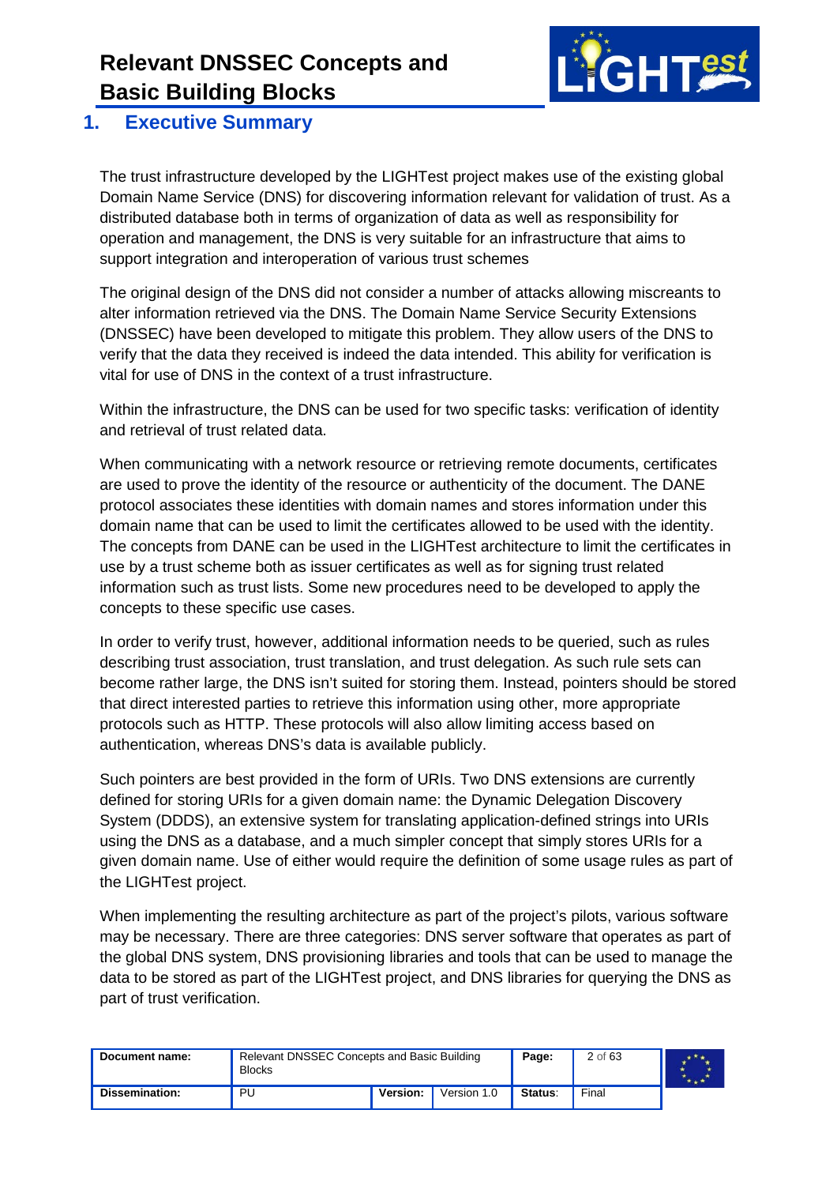# 1. Executive Summary

The trust infrastructure developed by the LIGHTest project makes use of the existing global Domain Name Service (DNS) for discovering information relevant for validation of trust. As a distributed database both in terms of organization of data as well as responsibility for operation and management, the DNS is very suitable for an infrastructure that aims to support integration and interoperation of various trust schemes

The original design of the DNS did not consider a number of attacks allowing miscreants to alter information retrieved via the DNS. The Domain Name Service Security Extensions (DNSSEC) have been developed to mitigate this problem. They allow users of the DNS to verify that the data they received is indeed the data intended. This ability for verification is vital for use of DNS in the context of a trust infrastructure.

Within the infrastructure, the DNS can be used for two specific tasks: verification of identity and retrieval of trust related data.

When communicating with a network resource or retrieving remote documents, certificates are used to prove the identity of the resource or authenticity of the document. The DANE protocol associates these identities with domain names and stores information under this domain name that can be used to limit the certificates allowed to be used with the identity. The concepts from DANE can be used in the LIGHTest architecture to limit the certificates in use by a trust scheme both as issuer certificates as well as for signing trust related information such as trust lists. Some new procedures need to be developed to apply the concepts to these specific use cases.

In order to verify trust, however, additional information needs to be queried, such as rules describing trust association, trust translation, and trust delegation. As such rule sets can become rather large, the DNS isn't suited for storing them. Instead, pointers should be stored that direct interested parties to retrieve this information using other, more appropriate protocols such as HTTP. These protocols will also allow limiting access based on authentication, whereas DNS's data is available publicly.

Such pointers are best provided in the form of URIs. Two DNS extensions are currently defined for storing URIs for a given domain name: the Dynamic Delegation Discovery System (DDDS), an extensive system for translating application-defined strings into URIs using the DNS as a database, and a much simpler concept that simply stores URIs for a given domain name. Use of either would require the definition of some usage rules as part of the LIGHTest project.

When implementing the resulting architecture as part of the project's pilots, various software may be necessary. There are three categories: DNS server software that operates as part of the global DNS system, DNS provisioning libraries and tools that can be used to manage the data to be stored as part of the LIGHTest project, and DNS libraries for querying the DNS as part of trust verification.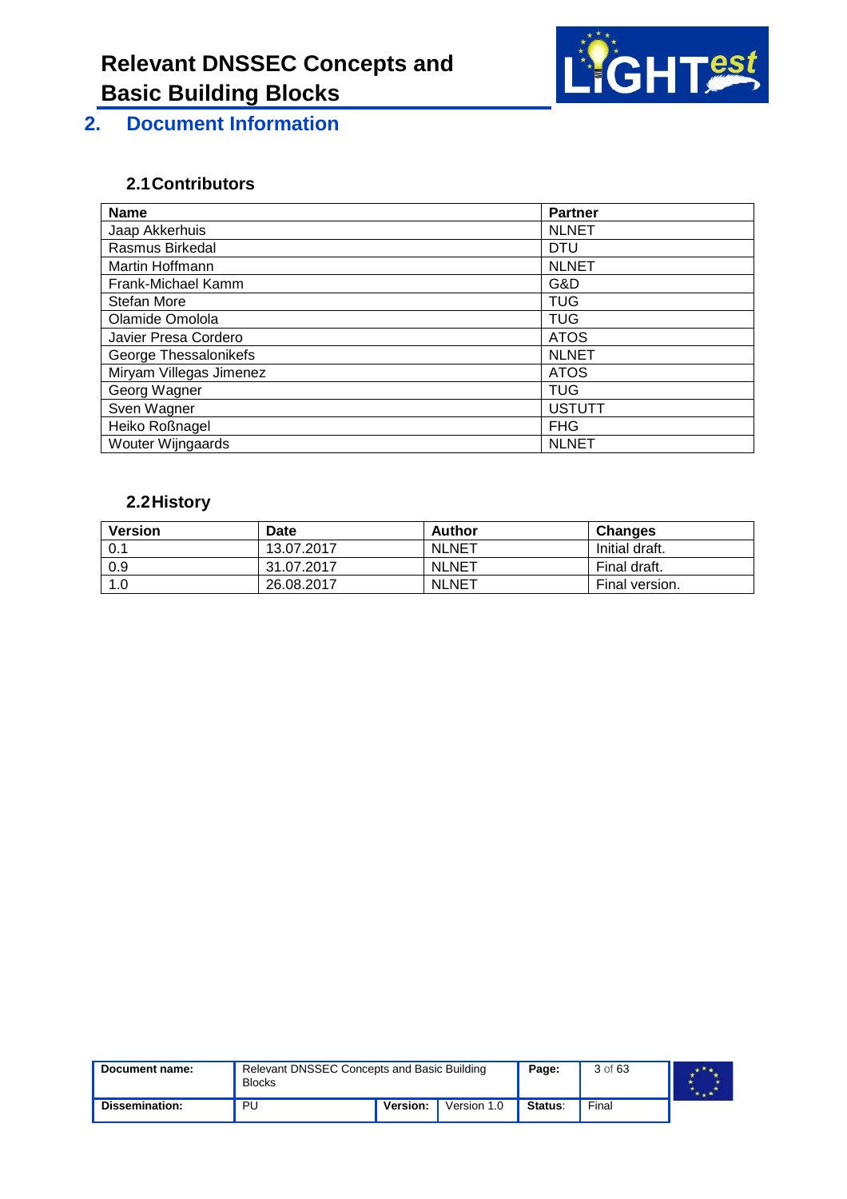# 2. Document Information

## 2.1 Contributors

| Name | Partner |
|---|---|
| Jaap Akkerhuis | NLNET |
| Rasmus Birkedal | DTU |
| Martin Hoffmann | NLNET |
| Frank-Michael Kamm | G&D |
| Stefan More | TUG |
| Olamide Omolola | TUG |
| Javier Presa Cordero | ATOS |
| George Thessalonikefs | NLNET |
| Miryam Villegas Jimenez | ATOS |
| Georg Wagner | TUG |
| Sven Wagner | USTUTT |
| Heiko Roßnagel | FHG |
| Wouter Wijngaards | NLNET |

## 2.2 History

| Version | Date | Author | Changes |
|---|---|---|---|
| 0.1 | 13.07.2017 | NLNET | Initial draft. |
| 0.9 | 31.07.2017 | NLNET | Final draft. |
| 1.0 | 26.08.2017 | NLNET | Final version. |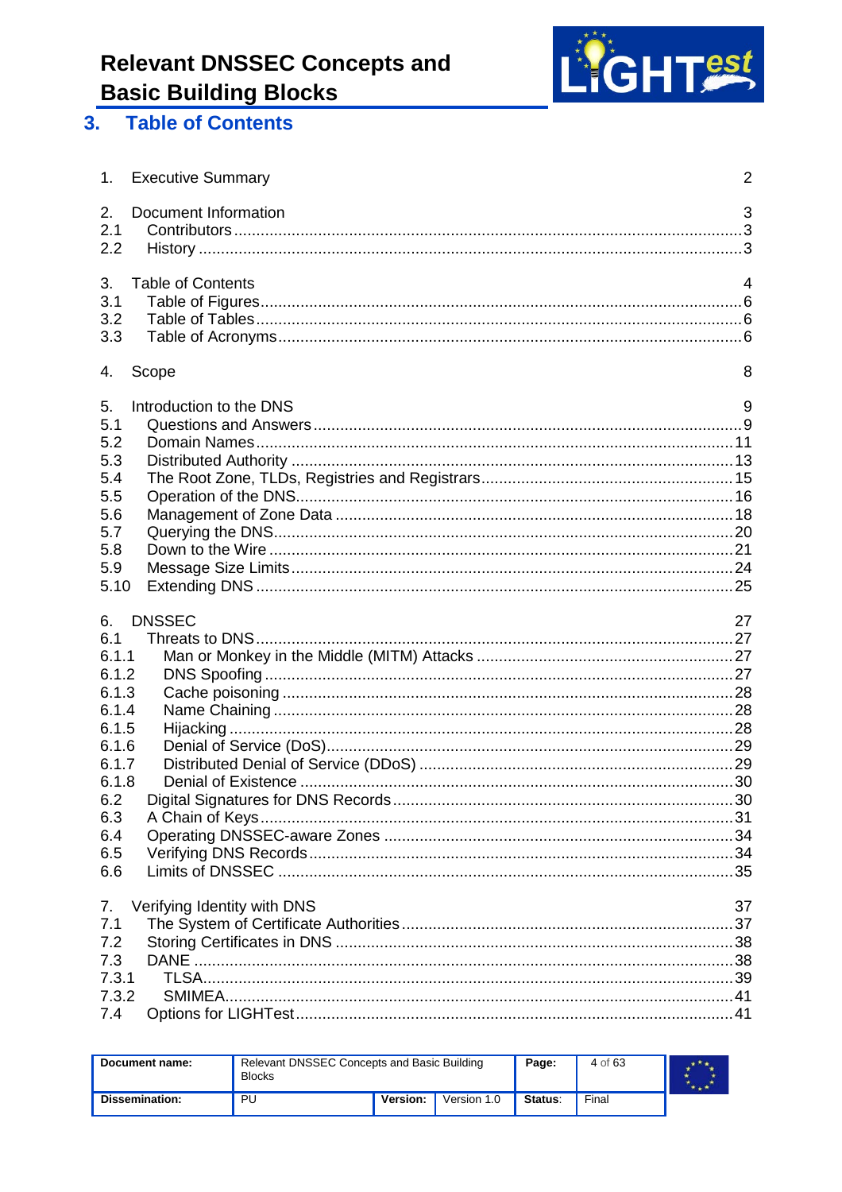## 3. Table of Contents

1. Executive Summary 2

2. Document Information 3
2.1 Contributors 3
2.2 History 3

3. Table of Contents 4
3.1 Table of Figures 6
3.2 Table of Tables 6
3.3 Table of Acronyms 6

4. Scope 8

5. Introduction to the DNS 9
5.1 Questions and Answers 9
5.2 Domain Names 11
5.3 Distributed Authority 13
5.4 The Root Zone, TLDs, Registries and Registrars 15
5.5 Operation of the DNS 16
5.6 Management of Zone Data 18
5.7 Querying the DNS 20
5.8 Down to the Wire 21
5.9 Message Size Limits 24
5.10 Extending DNS 25

6. DNSSEC 27
6.1 Threats to DNS 27
6.1.1 Man or Monkey in the Middle (MITM) Attacks 27
6.1.2 DNS Spoofing 27
6.1.3 Cache poisoning 28
6.1.4 Name Chaining 28
6.1.5 Hijacking 28
6.1.6 Denial of Service (DoS) 29
6.1.7 Distributed Denial of Service (DDoS) 29
6.1.8 Denial of Existence 30
6.2 Digital Signatures for DNS Records 30
6.3 A Chain of Keys 31
6.4 Operating DNSSEC-aware Zones 34
6.5 Verifying DNS Records 34
6.6 Limits of DNSSEC 35

7. Verifying Identity with DNS 37
7.1 The System of Certificate Authorities 37
7.2 Storing Certificates in DNS 38
7.3 DANE 38
7.3.1 TLSA 39
7.3.2 SMIMEA 41
7.4 Options for LIGHTest 41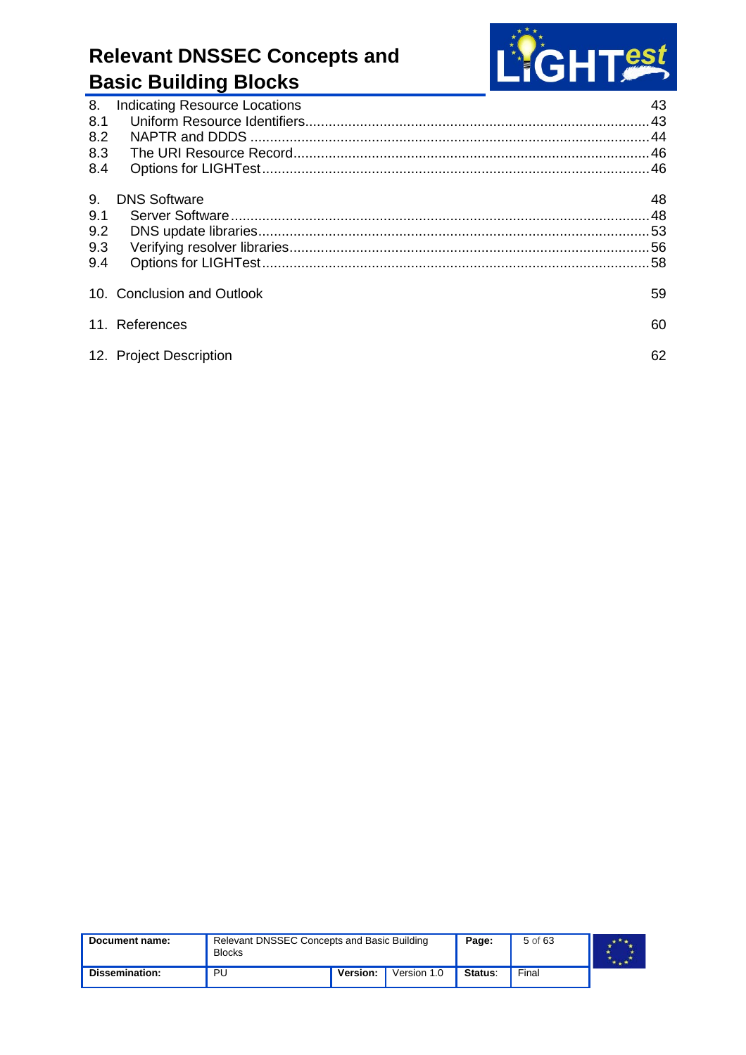8. Indicating Resource Locations 43

8.1 Uniform Resource Identifiers 43

8.2 NAPTR and DDDS 44

8.3 The URI Resource Record 46

8.4 Options for LIGHTest 46

9. DNS Software 48

9.1 Server Software 48

9.2 DNS update libraries 53

9.3 Verifying resolver libraries 56

9.4 Options for LIGHTest 58

10. Conclusion and Outlook 59

11. References 60

12. Project Description 62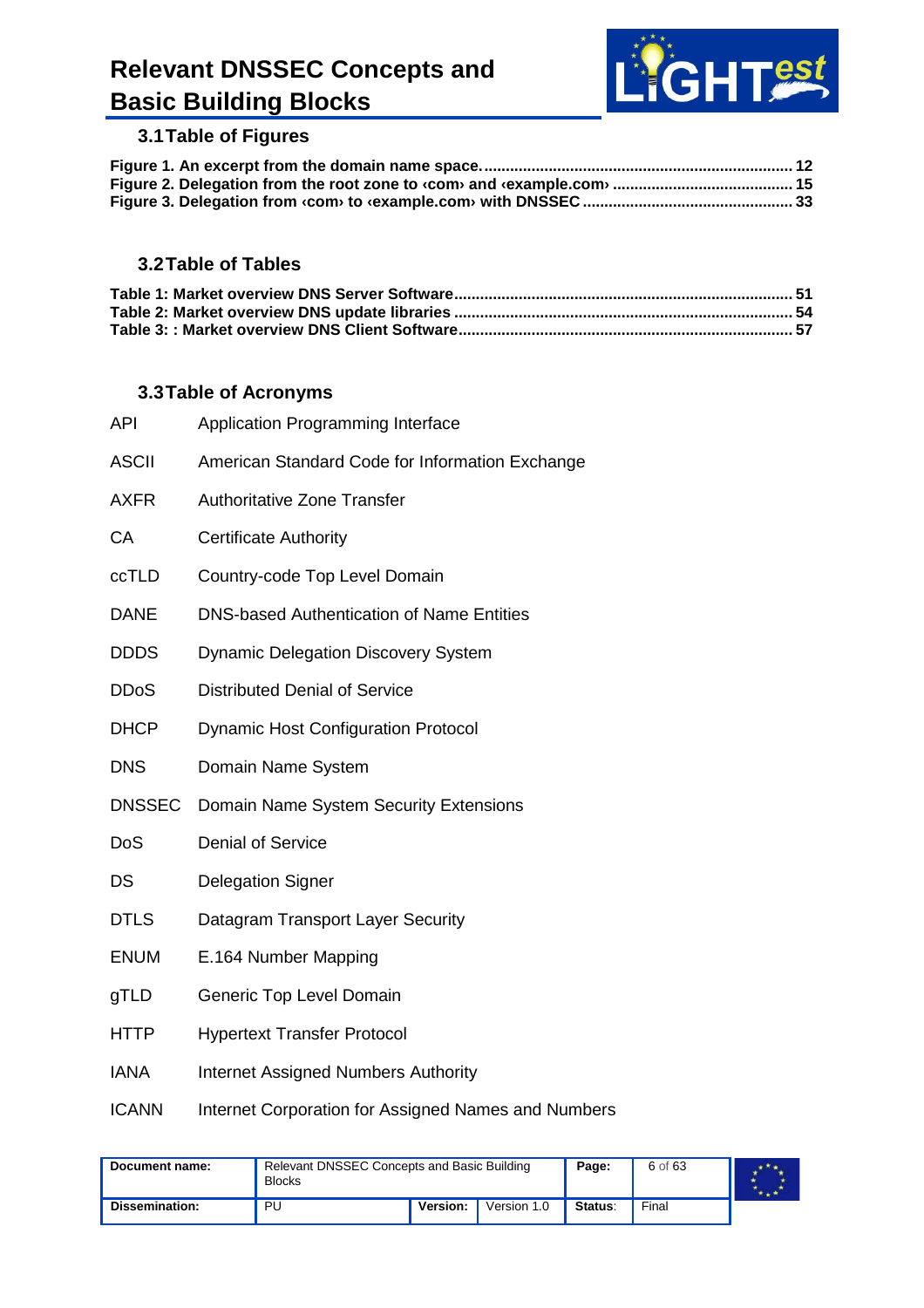## 3.1 Table of Figures

**Figure 1. An excerpt from the domain name space. ........................................................................ 12**
**Figure 2. Delegation from the root zone to ‹com› and ‹example.com› ......................................... 15**
**Figure 3. Delegation from ‹com› to ‹example.com› with DNSSEC ................................................ 33**

## 3.2 Table of Tables

**Table 1: Market overview DNS Server Software ............................................................................. 51**
**Table 2: Market overview DNS update libraries .............................................................................. 54**
**Table 3: : Market overview DNS Client Software ............................................................................ 57**

## 3.3 Table of Acronyms

| | |
|---|---|
| API | Application Programming Interface |
| ASCII | American Standard Code for Information Exchange |
| AXFR | Authoritative Zone Transfer |
| CA | Certificate Authority |
| ccTLD | Country-code Top Level Domain |
| DANE | DNS-based Authentication of Name Entities |
| DDDS | Dynamic Delegation Discovery System |
| DDoS | Distributed Denial of Service |
| DHCP | Dynamic Host Configuration Protocol |
| DNS | Domain Name System |
| DNSSEC | Domain Name System Security Extensions |
| DoS | Denial of Service |
| DS | Delegation Signer |
| DTLS | Datagram Transport Layer Security |
| ENUM | E.164 Number Mapping |
| gTLD | Generic Top Level Domain |
| HTTP | Hypertext Transfer Protocol |
| IANA | Internet Assigned Numbers Authority |
| ICANN | Internet Corporation for Assigned Names and Numbers |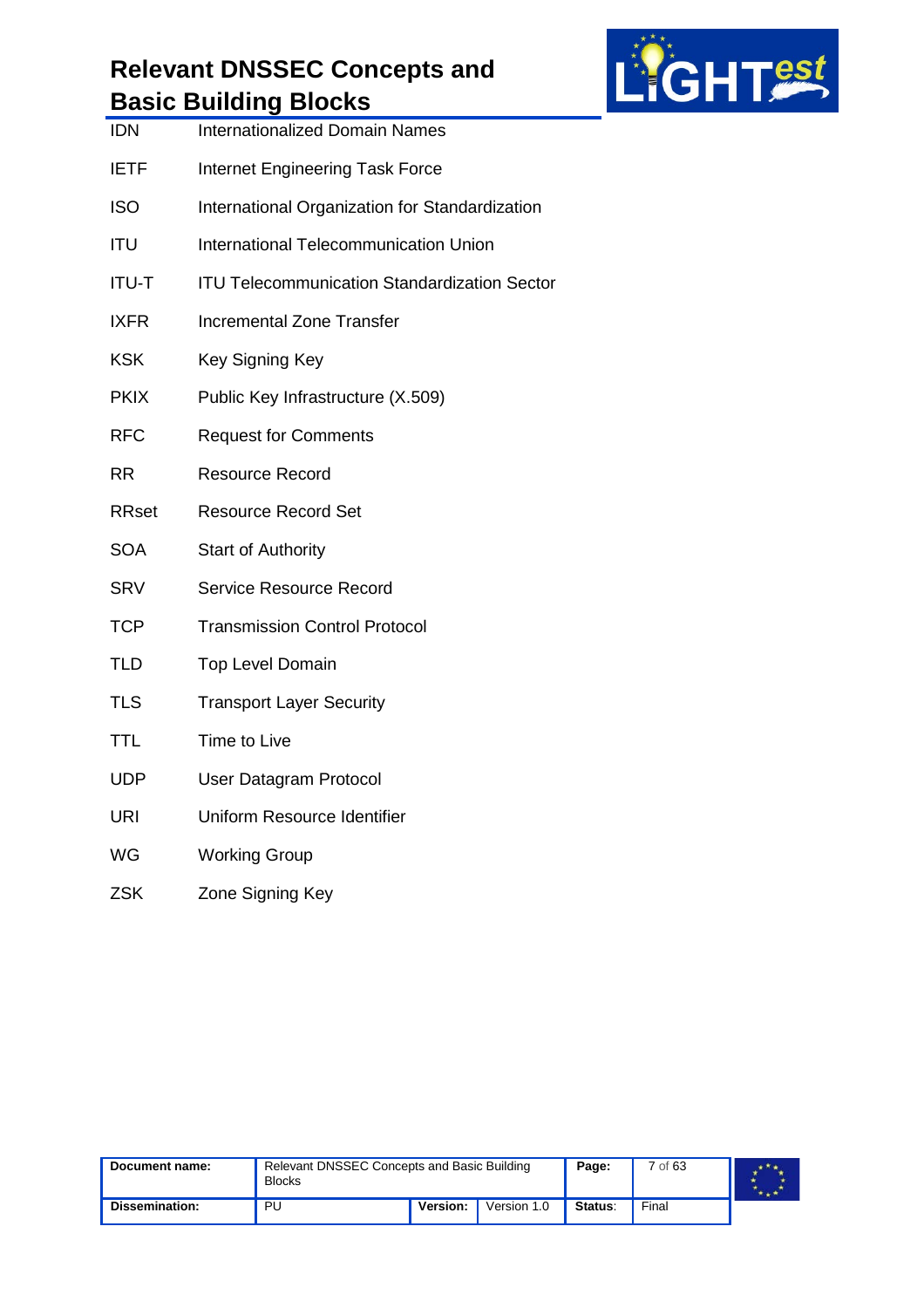| | |
|---|---|
| IDN | Internationalized Domain Names |
| IETF | Internet Engineering Task Force |
| ISO | International Organization for Standardization |
| ITU | International Telecommunication Union |
| ITU-T | ITU Telecommunication Standardization Sector |
| IXFR | Incremental Zone Transfer |
| KSK | Key Signing Key |
| PKIX | Public Key Infrastructure (X.509) |
| RFC | Request for Comments |
| RR | Resource Record |
| RRset | Resource Record Set |
| SOA | Start of Authority |
| SRV | Service Resource Record |
| TCP | Transmission Control Protocol |
| TLD | Top Level Domain |
| TLS | Transport Layer Security |
| TTL | Time to Live |
| UDP | User Datagram Protocol |
| URI | Uniform Resource Identifier |
| WG | Working Group |
| ZSK | Zone Signing Key |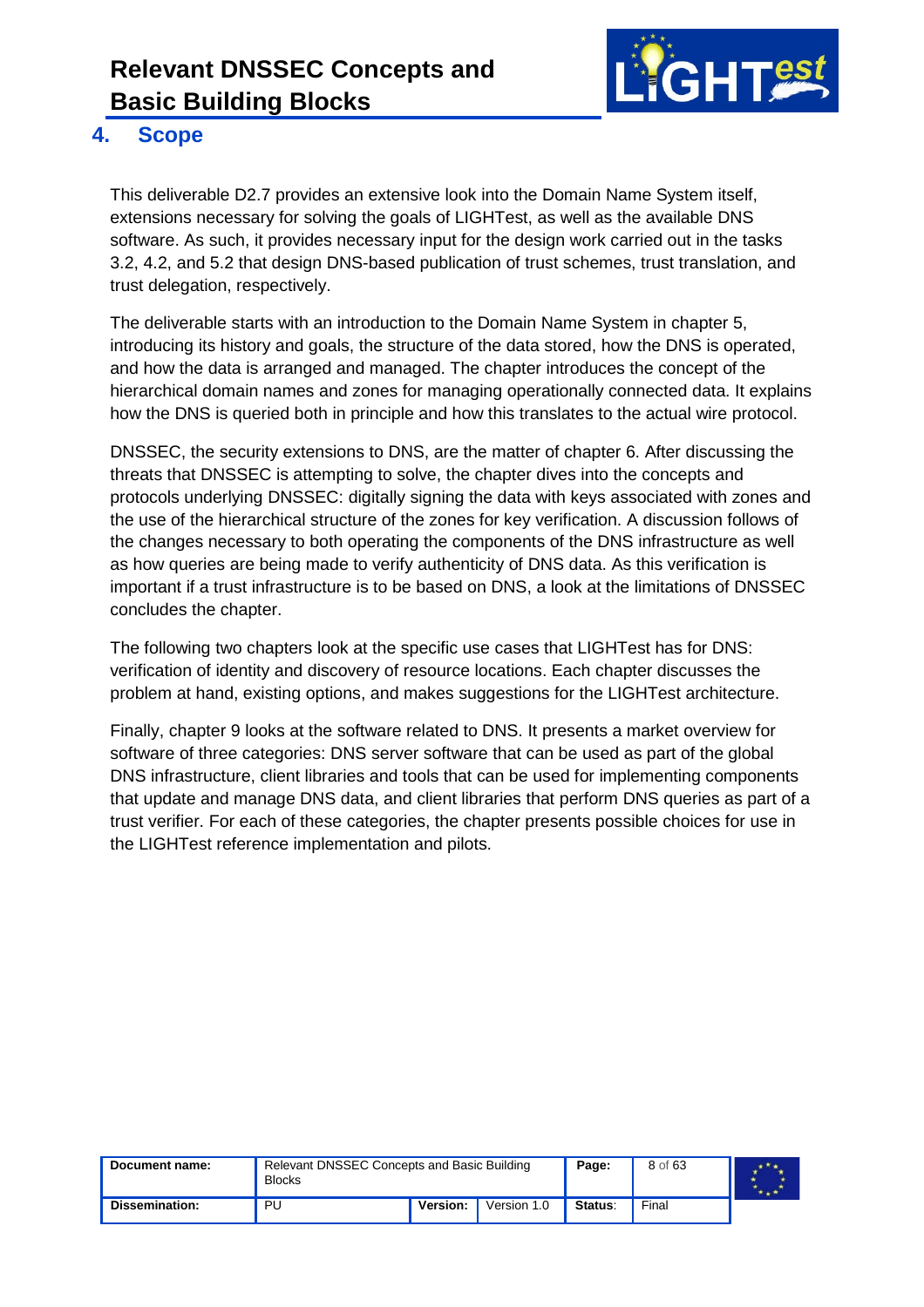# 4. Scope

This deliverable D2.7 provides an extensive look into the Domain Name System itself, extensions necessary for solving the goals of LIGHTest, as well as the available DNS software. As such, it provides necessary input for the design work carried out in the tasks 3.2, 4.2, and 5.2 that design DNS-based publication of trust schemes, trust translation, and trust delegation, respectively.

The deliverable starts with an introduction to the Domain Name System in chapter 5, introducing its history and goals, the structure of the data stored, how the DNS is operated, and how the data is arranged and managed. The chapter introduces the concept of the hierarchical domain names and zones for managing operationally connected data. It explains how the DNS is queried both in principle and how this translates to the actual wire protocol.

DNSSEC, the security extensions to DNS, are the matter of chapter 6. After discussing the threats that DNSSEC is attempting to solve, the chapter dives into the concepts and protocols underlying DNSSEC: digitally signing the data with keys associated with zones and the use of the hierarchical structure of the zones for key verification. A discussion follows of the changes necessary to both operating the components of the DNS infrastructure as well as how queries are being made to verify authenticity of DNS data. As this verification is important if a trust infrastructure is to be based on DNS, a look at the limitations of DNSSEC concludes the chapter.

The following two chapters look at the specific use cases that LIGHTest has for DNS: verification of identity and discovery of resource locations. Each chapter discusses the problem at hand, existing options, and makes suggestions for the LIGHTest architecture.

Finally, chapter 9 looks at the software related to DNS. It presents a market overview for software of three categories: DNS server software that can be used as part of the global DNS infrastructure, client libraries and tools that can be used for implementing components that update and manage DNS data, and client libraries that perform DNS queries as part of a trust verifier. For each of these categories, the chapter presents possible choices for use in the LIGHTest reference implementation and pilots.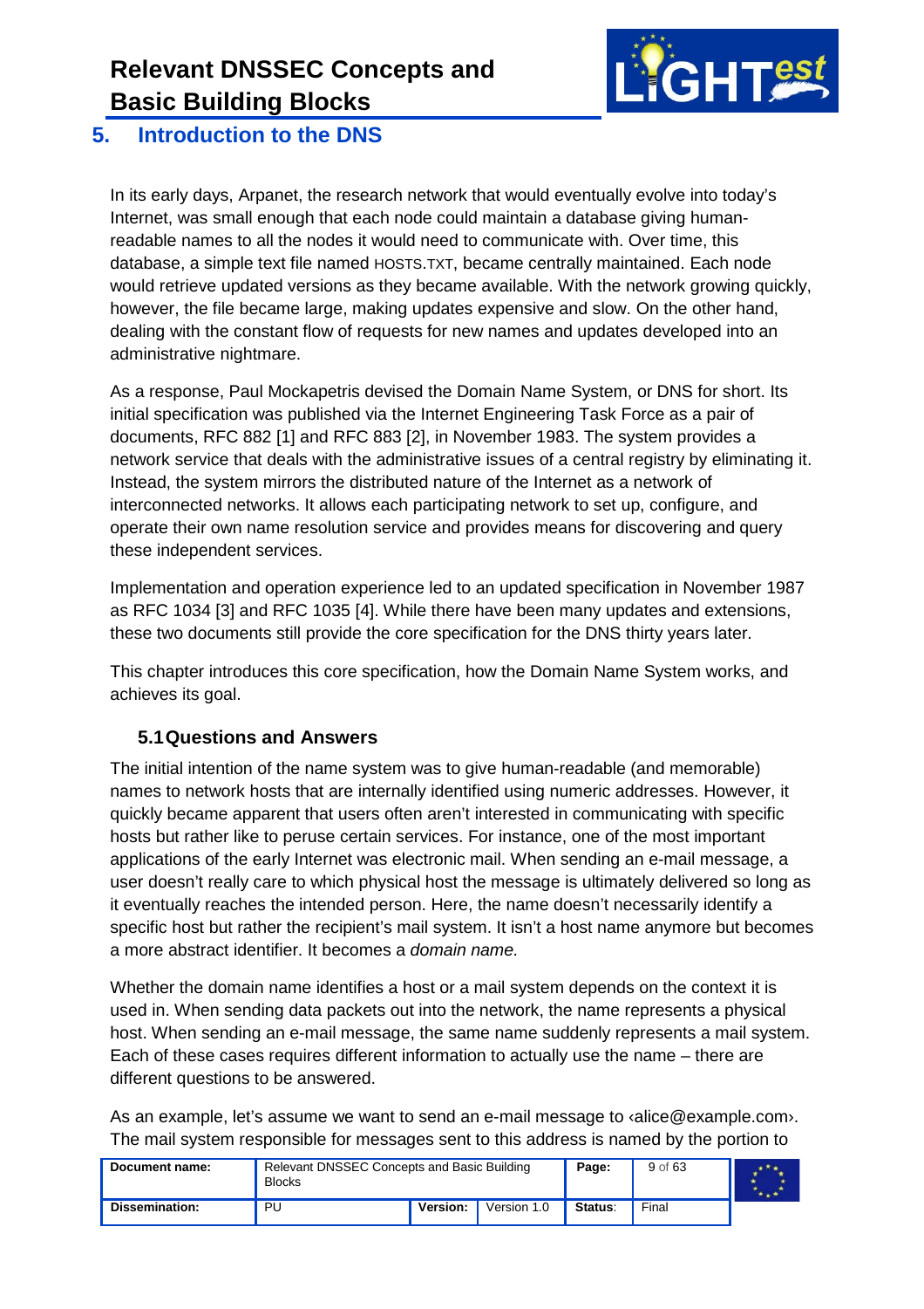# 5. Introduction to the DNS

In its early days, Arpanet, the research network that would eventually evolve into today's Internet, was small enough that each node could maintain a database giving human-readable names to all the nodes it would need to communicate with. Over time, this database, a simple text file named HOSTS.TXT, became centrally maintained. Each node would retrieve updated versions as they became available. With the network growing quickly, however, the file became large, making updates expensive and slow. On the other hand, dealing with the constant flow of requests for new names and updates developed into an administrative nightmare.

As a response, Paul Mockapetris devised the Domain Name System, or DNS for short. Its initial specification was published via the Internet Engineering Task Force as a pair of documents, RFC 882 [1] and RFC 883 [2], in November 1983. The system provides a network service that deals with the administrative issues of a central registry by eliminating it. Instead, the system mirrors the distributed nature of the Internet as a network of interconnected networks. It allows each participating network to set up, configure, and operate their own name resolution service and provides means for discovering and query these independent services.

Implementation and operation experience led to an updated specification in November 1987 as RFC 1034 [3] and RFC 1035 [4]. While there have been many updates and extensions, these two documents still provide the core specification for the DNS thirty years later.

This chapter introduces this core specification, how the Domain Name System works, and achieves its goal.

## 5.1 Questions and Answers

The initial intention of the name system was to give human-readable (and memorable) names to network hosts that are internally identified using numeric addresses. However, it quickly became apparent that users often aren't interested in communicating with specific hosts but rather like to peruse certain services. For instance, one of the most important applications of the early Internet was electronic mail. When sending an e-mail message, a user doesn't really care to which physical host the message is ultimately delivered so long as it eventually reaches the intended person. Here, the name doesn't necessarily identify a specific host but rather the recipient's mail system. It isn't a host name anymore but becomes a more abstract identifier. It becomes a *domain name.*

Whether the domain name identifies a host or a mail system depends on the context it is used in. When sending data packets out into the network, the name represents a physical host. When sending an e-mail message, the same name suddenly represents a mail system. Each of these cases requires different information to actually use the name – there are different questions to be answered.

As an example, let's assume we want to send an e-mail message to ‹alice@example.com›. The mail system responsible for messages sent to this address is named by the portion to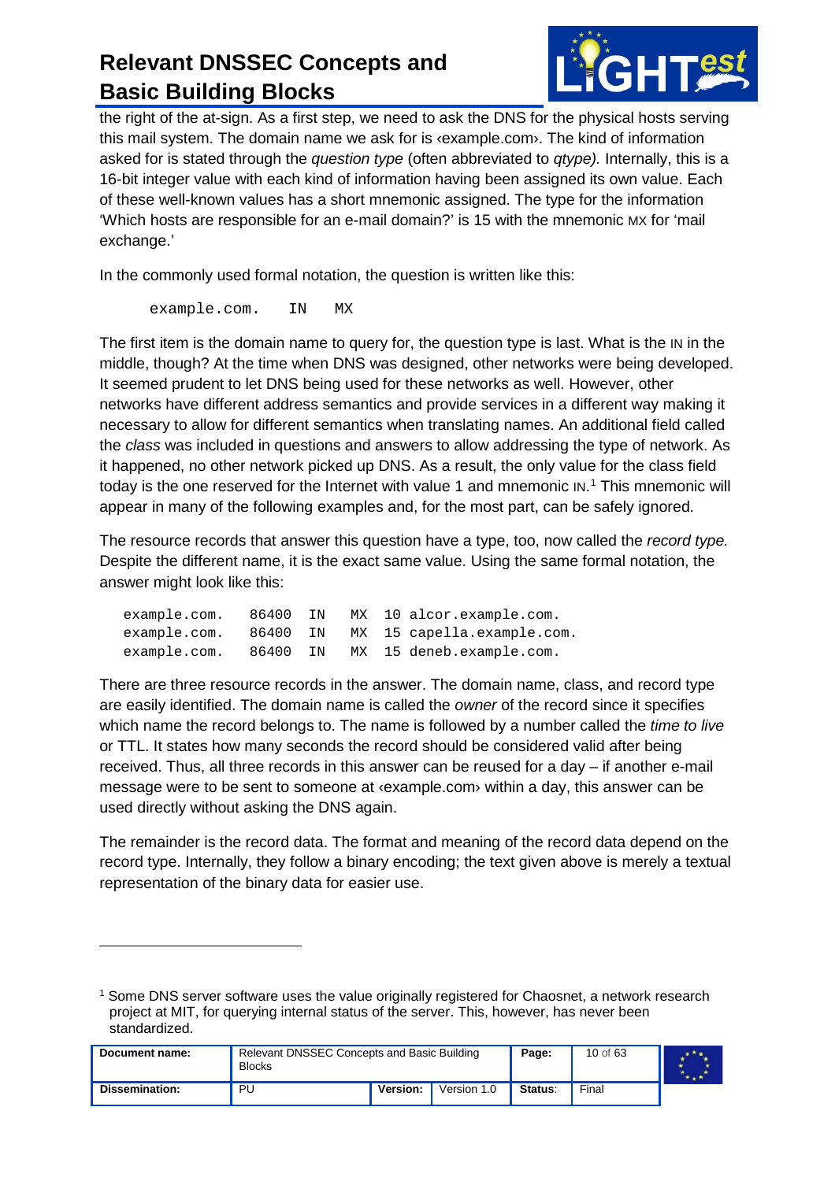the right of the at-sign. As a first step, we need to ask the DNS for the physical hosts serving this mail system. The domain name we ask for is ‹example.com›. The kind of information asked for is stated through the *question type* (often abbreviated to *qtype).* Internally, this is a 16-bit integer value with each kind of information having been assigned its own value. Each of these well-known values has a short mnemonic assigned. The type for the information 'Which hosts are responsible for an e-mail domain?' is 15 with the mnemonic MX for 'mail exchange.'

In the commonly used formal notation, the question is written like this:

```
example.com.    IN    MX
```

The first item is the domain name to query for, the question type is last. What is the IN in the middle, though? At the time when DNS was designed, other networks were being developed. It seemed prudent to let DNS being used for these networks as well. However, other networks have different address semantics and provide services in a different way making it necessary to allow for different semantics when translating names. An additional field called the *class* was included in questions and answers to allow addressing the type of network. As it happened, no other network picked up DNS. As a result, the only value for the class field today is the one reserved for the Internet with value 1 and mnemonic IN.[1] This mnemonic will appear in many of the following examples and, for the most part, can be safely ignored.

The resource records that answer this question have a type, too, now called the *record type.* Despite the different name, it is the exact same value. Using the same formal notation, the answer might look like this:

```
example.com.   86400  IN   MX  10 alcor.example.com.
example.com.   86400  IN   MX  15 capella.example.com.
example.com.   86400  IN   MX  15 deneb.example.com.
```

There are three resource records in the answer. The domain name, class, and record type are easily identified. The domain name is called the *owner* of the record since it specifies which name the record belongs to. The name is followed by a number called the *time to live* or TTL. It states how many seconds the record should be considered valid after being received. Thus, all three records in this answer can be reused for a day – if another e-mail message were to be sent to someone at ‹example.com› within a day, this answer can be used directly without asking the DNS again.

The remainder is the record data. The format and meaning of the record data depend on the record type. Internally, they follow a binary encoding; the text given above is merely a textual representation of the binary data for easier use.

---

[1] Some DNS server software uses the value originally registered for Chaosnet, a network research project at MIT, for querying internal status of the server. This, however, has never been standardized.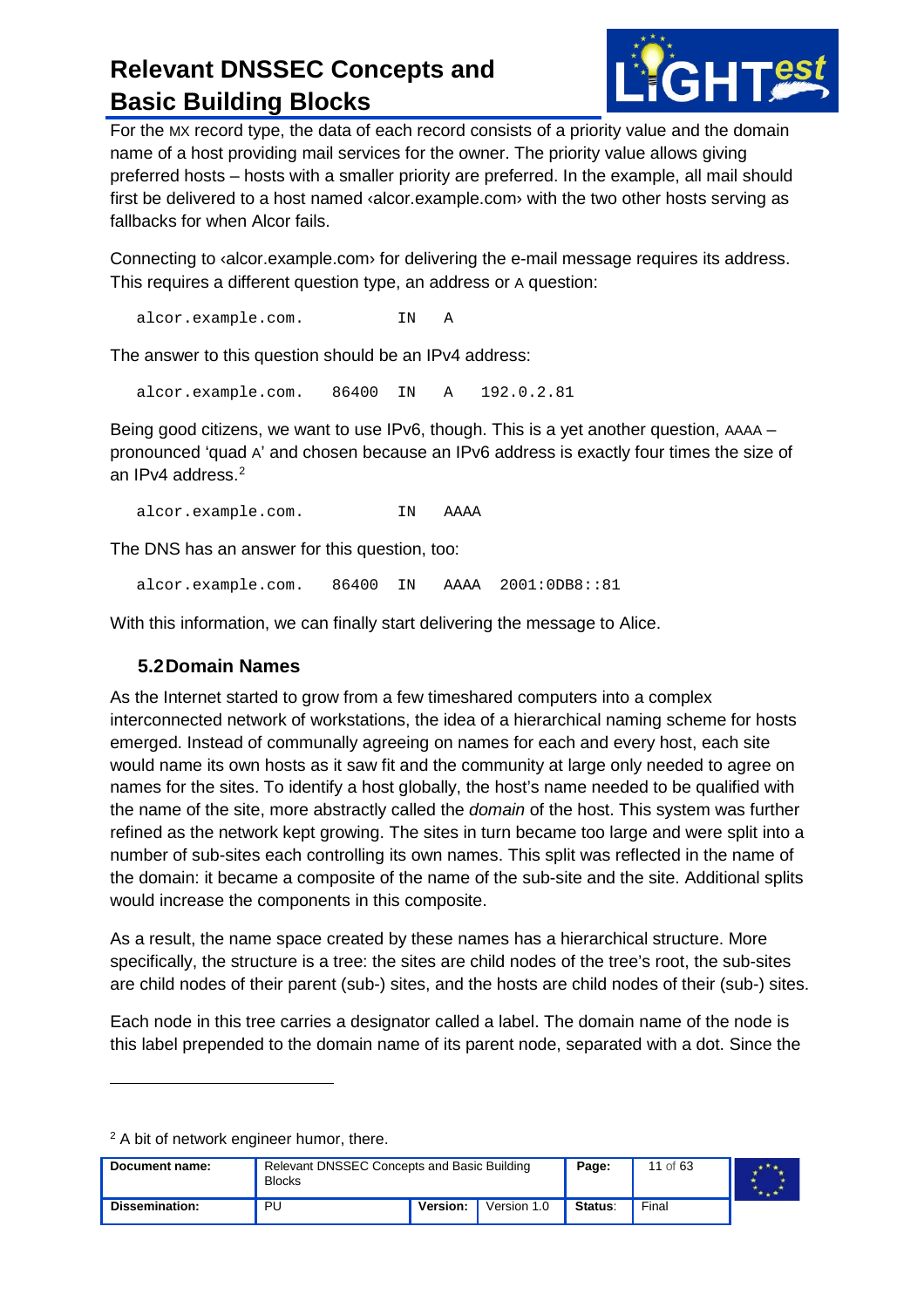For the MX record type, the data of each record consists of a priority value and the domain name of a host providing mail services for the owner. The priority value allows giving preferred hosts – hosts with a smaller priority are preferred. In the example, all mail should first be delivered to a host named ‹alcor.example.com› with the two other hosts serving as fallbacks for when Alcor fails.

Connecting to ‹alcor.example.com› for delivering the e-mail message requires its address. This requires a different question type, an address or A question:

```
alcor.example.com.          IN    A
```

The answer to this question should be an IPv4 address:

```
alcor.example.com.    86400  IN    A    192.0.2.81
```

Being good citizens, we want to use IPv6, though. This is a yet another question, AAAA – pronounced 'quad A' and chosen because an IPv6 address is exactly four times the size of an IPv4 address.[2]

```
alcor.example.com.          IN    AAAA
```

The DNS has an answer for this question, too:

```
alcor.example.com.    86400  IN    AAAA  2001:0DB8::81
```

With this information, we can finally start delivering the message to Alice.

### 5.2 Domain Names

As the Internet started to grow from a few timeshared computers into a complex interconnected network of workstations, the idea of a hierarchical naming scheme for hosts emerged. Instead of communally agreeing on names for each and every host, each site would name its own hosts as it saw fit and the community at large only needed to agree on names for the sites. To identify a host globally, the host's name needed to be qualified with the name of the site, more abstractly called the *domain* of the host. This system was further refined as the network kept growing. The sites in turn became too large and were split into a number of sub-sites each controlling its own names. This split was reflected in the name of the domain: it became a composite of the name of the sub-site and the site. Additional splits would increase the components in this composite.

As a result, the name space created by these names has a hierarchical structure. More specifically, the structure is a tree: the sites are child nodes of the tree's root, the sub-sites are child nodes of their parent (sub-) sites, and the hosts are child nodes of their (sub-) sites.

Each node in this tree carries a designator called a label. The domain name of the node is this label prepended to the domain name of its parent node, separated with a dot. Since the

[2] A bit of network engineer humor, there.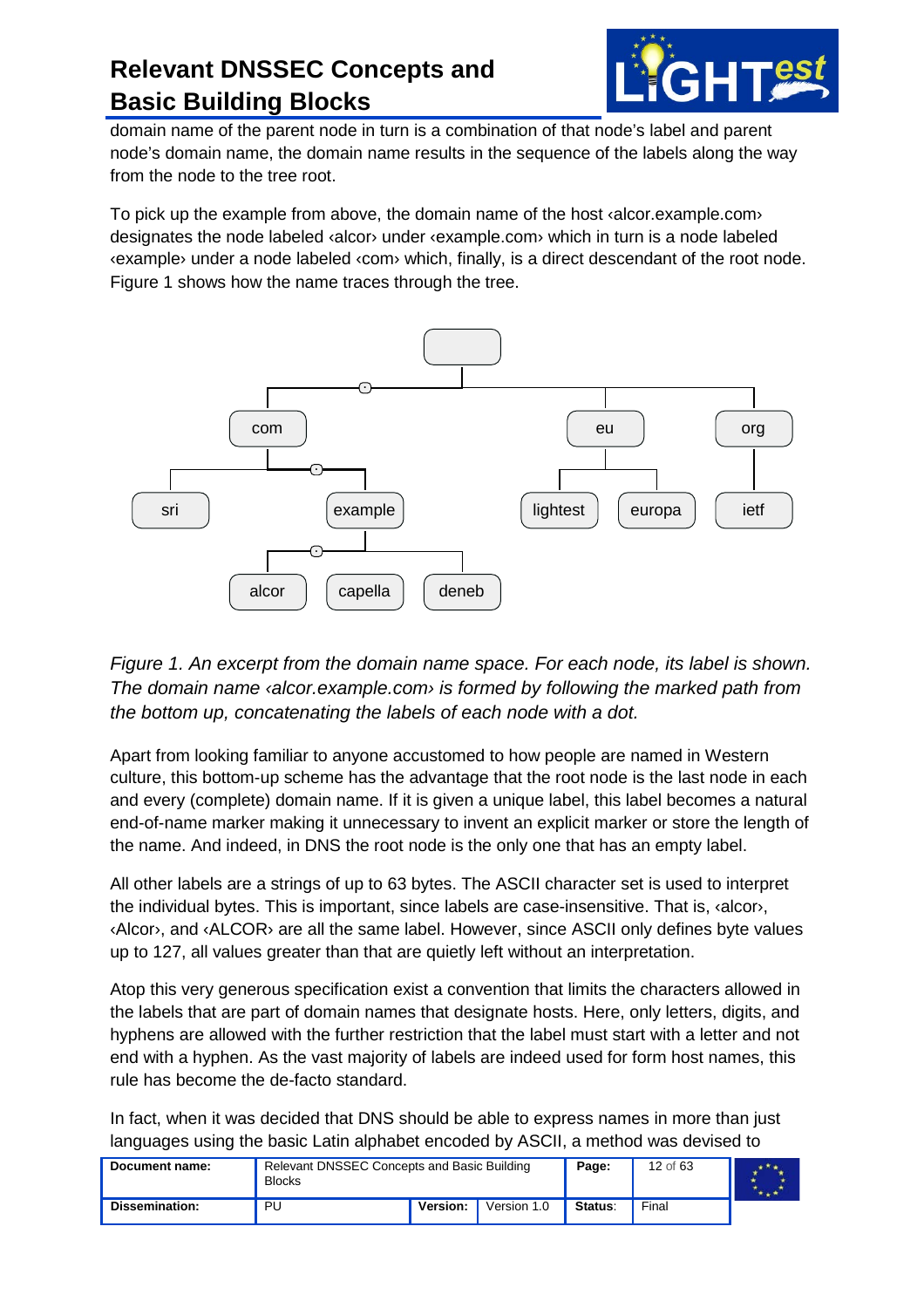domain name of the parent node in turn is a combination of that node's label and parent node's domain name, the domain name results in the sequence of the labels along the way from the node to the tree root.

To pick up the example from above, the domain name of the host ‹alcor.example.com› designates the node labeled ‹alcor› under ‹example.com› which in turn is a node labeled ‹example› under a node labeled ‹com› which, finally, is a direct descendant of the root node. Figure 1 shows how the name traces through the tree.

*Figure 1. An excerpt from the domain name space. For each node, its label is shown. The domain name ‹alcor.example.com› is formed by following the marked path from the bottom up, concatenating the labels of each node with a dot.*

Apart from looking familiar to anyone accustomed to how people are named in Western culture, this bottom-up scheme has the advantage that the root node is the last node in each and every (complete) domain name. If it is given a unique label, this label becomes a natural end-of-name marker making it unnecessary to invent an explicit marker or store the length of the name. And indeed, in DNS the root node is the only one that has an empty label.

All other labels are a strings of up to 63 bytes. The ASCII character set is used to interpret the individual bytes. This is important, since labels are case-insensitive. That is, ‹alcor›, ‹Alcor›, and ‹ALCOR› are all the same label. However, since ASCII only defines byte values up to 127, all values greater than that are quietly left without an interpretation.

Atop this very generous specification exist a convention that limits the characters allowed in the labels that are part of domain names that designate hosts. Here, only letters, digits, and hyphens are allowed with the further restriction that the label must start with a letter and not end with a hyphen. As the vast majority of labels are indeed used for form host names, this rule has become the de-facto standard.

In fact, when it was decided that DNS should be able to express names in more than just languages using the basic Latin alphabet encoded by ASCII, a method was devised to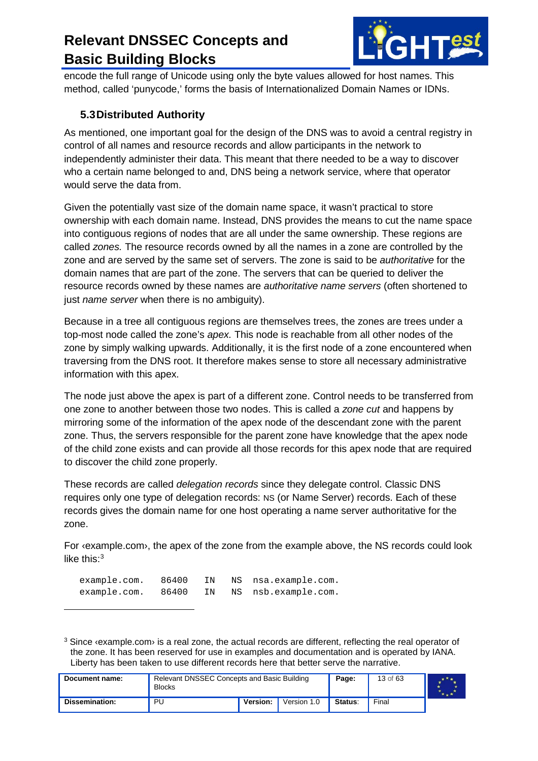encode the full range of Unicode using only the byte values allowed for host names. This method, called 'punycode,' forms the basis of Internationalized Domain Names or IDNs.

### 5.3 Distributed Authority

As mentioned, one important goal for the design of the DNS was to avoid a central registry in control of all names and resource records and allow participants in the network to independently administer their data. This meant that there needed to be a way to discover who a certain name belonged to and, DNS being a network service, where that operator would serve the data from.

Given the potentially vast size of the domain name space, it wasn't practical to store ownership with each domain name. Instead, DNS provides the means to cut the name space into contiguous regions of nodes that are all under the same ownership. These regions are called *zones.* The resource records owned by all the names in a zone are controlled by the zone and are served by the same set of servers. The zone is said to be *authoritative* for the domain names that are part of the zone. The servers that can be queried to deliver the resource records owned by these names are *authoritative name servers* (often shortened to just *name server* when there is no ambiguity).

Because in a tree all contiguous regions are themselves trees, the zones are trees under a top-most node called the zone's *apex.* This node is reachable from all other nodes of the zone by simply walking upwards. Additionally, it is the first node of a zone encountered when traversing from the DNS root. It therefore makes sense to store all necessary administrative information with this apex.

The node just above the apex is part of a different zone. Control needs to be transferred from one zone to another between those two nodes. This is called a *zone cut* and happens by mirroring some of the information of the apex node of the descendant zone with the parent zone. Thus, the servers responsible for the parent zone have knowledge that the apex node of the child zone exists and can provide all those records for this apex node that are required to discover the child zone properly.

These records are called *delegation records* since they delegate control. Classic DNS requires only one type of delegation records: NS (or Name Server) records. Each of these records gives the domain name for one host operating a name server authoritative for the zone.

For ‹example.com›, the apex of the zone from the example above, the NS records could look like this:[3]

```
example.com.   86400   IN   NS  nsa.example.com.
example.com.   86400   IN   NS  nsb.example.com.
```

[3] Since ‹example.com› is a real zone, the actual records are different, reflecting the real operator of the zone. It has been reserved for use in examples and documentation and is operated by IANA. Liberty has been taken to use different records here that better serve the narrative.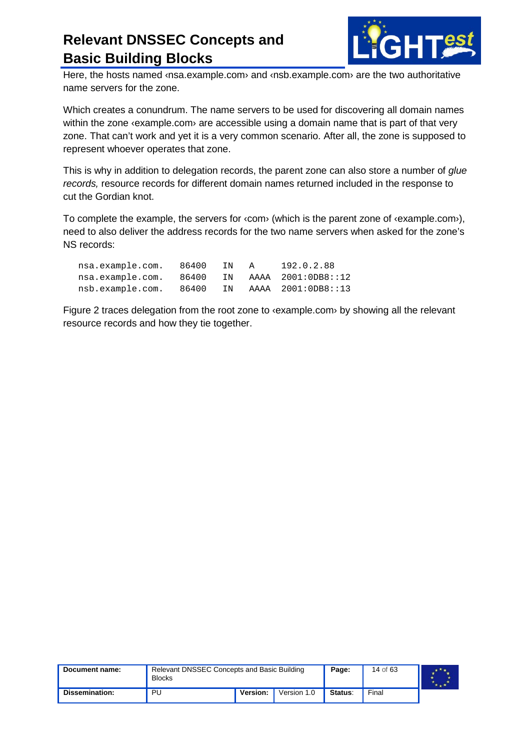Here, the hosts named ‹nsa.example.com› and ‹nsb.example.com› are the two authoritative name servers for the zone.

Which creates a conundrum. The name servers to be used for discovering all domain names within the zone ‹example.com› are accessible using a domain name that is part of that very zone. That can't work and yet it is a very common scenario. After all, the zone is supposed to represent whoever operates that zone.

This is why in addition to delegation records, the parent zone can also store a number of *glue records,* resource records for different domain names returned included in the response to cut the Gordian knot.

To complete the example, the servers for ‹com› (which is the parent zone of ‹example.com›), need to also deliver the address records for the two name servers when asked for the zone's NS records:

```
nsa.example.com.   86400   IN   A     192.0.2.88
nsa.example.com.   86400   IN   AAAA  2001:0DB8::12
nsb.example.com.   86400   IN   AAAA  2001:0DB8::13
```

Figure 2 traces delegation from the root zone to ‹example.com› by showing all the relevant resource records and how they tie together.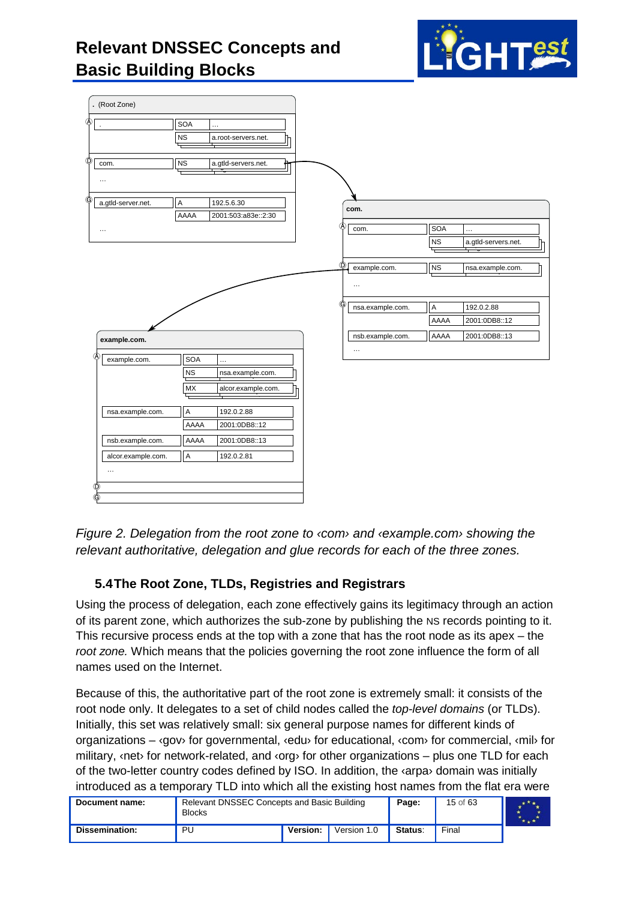. (Root Zone)

| | | |
|---|---|---|
| . | SOA | … |
| | NS | a.root-servers.net. |
| com. | NS | a.gtld-servers.net. |
| … | | |
| a.gtld-server.net. | A | 192.5.6.30 |
| | AAAA | 2001:503:a83e::2:30 |
| … | | |

com.

| | | |
|---|---|---|
| com. | SOA | … |
| | NS | a.gtld-servers.net. |
| example.com. | NS | nsa.example.com. |
| … | | |
| nsa.example.com. | A | 192.0.2.88 |
| | AAAA | 2001:0DB8::12 |
| nsb.example.com. | AAAA | 2001:0DB8::13 |
| … | | |

example.com.

| | | |
|---|---|---|
| example.com. | SOA | … |
| | NS | nsa.example.com. |
| | MX | alcor.example.com. |
| nsa.example.com. | A | 192.0.2.88 |
| | AAAA | 2001:0DB8::12 |
| nsb.example.com. | AAAA | 2001:0DB8::13 |
| alcor.example.com. | A | 192.0.2.81 |
| … | | |

*Figure 2. Delegation from the root zone to ‹com› and ‹example.com› showing the relevant authoritative, delegation and glue records for each of the three zones.*

## 5.4 The Root Zone, TLDs, Registries and Registrars

Using the process of delegation, each zone effectively gains its legitimacy through an action of its parent zone, which authorizes the sub-zone by publishing the NS records pointing to it. This recursive process ends at the top with a zone that has the root node as its apex – the *root zone.* Which means that the policies governing the root zone influence the form of all names used on the Internet.

Because of this, the authoritative part of the root zone is extremely small: it consists of the root node only. It delegates to a set of child nodes called the *top-level domains* (or TLDs). Initially, this set was relatively small: six general purpose names for different kinds of organizations – ‹gov› for governmental, ‹edu› for educational, ‹com› for commercial, ‹mil› for military, ‹net› for network-related, and ‹org› for other organizations – plus one TLD for each of the two-letter country codes defined by ISO. In addition, the ‹arpa› domain was initially introduced as a temporary TLD into which all the existing host names from the flat era were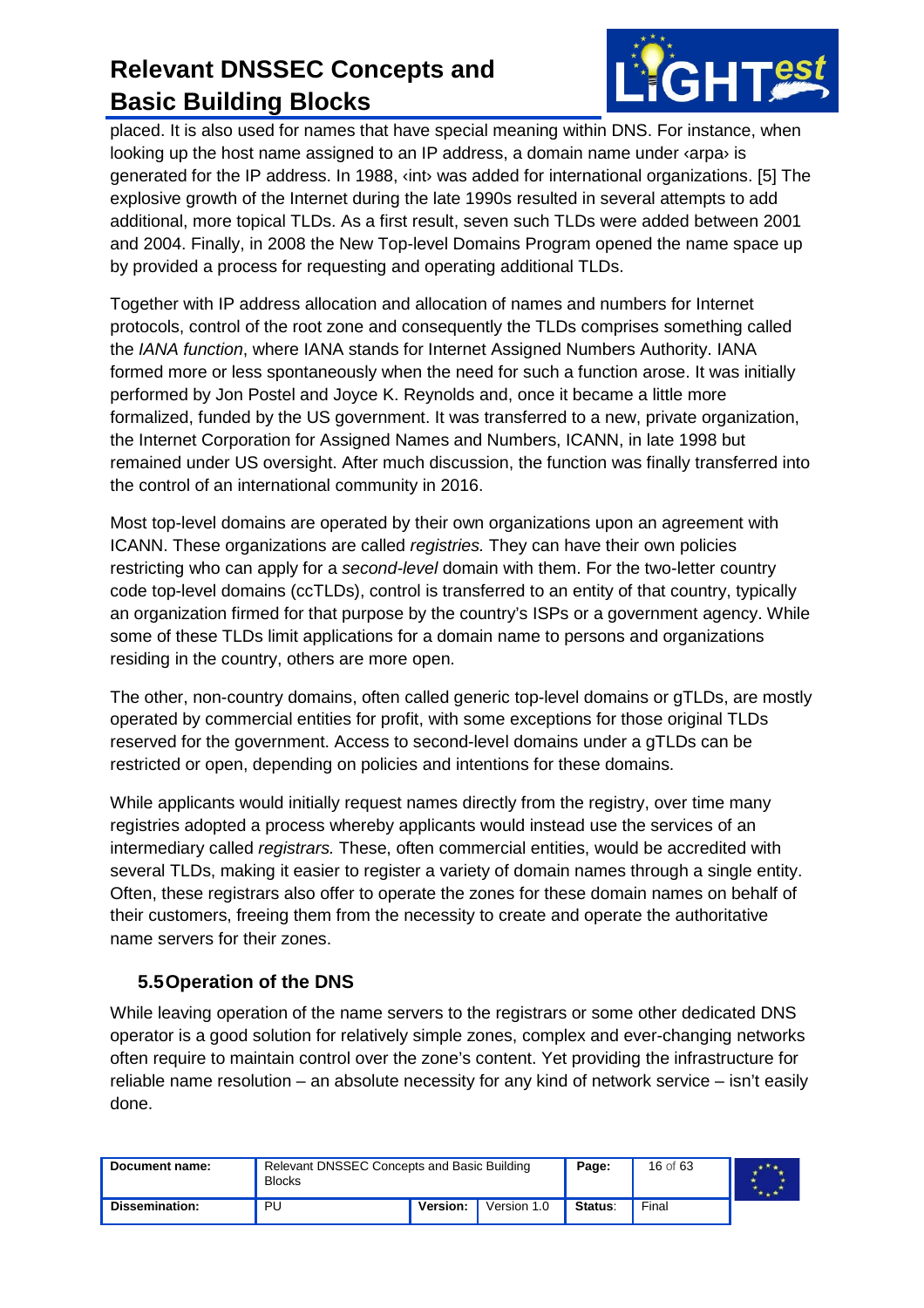placed. It is also used for names that have special meaning within DNS. For instance, when looking up the host name assigned to an IP address, a domain name under ‹arpa› is generated for the IP address. In 1988, ‹int› was added for international organizations. [5] The explosive growth of the Internet during the late 1990s resulted in several attempts to add additional, more topical TLDs. As a first result, seven such TLDs were added between 2001 and 2004. Finally, in 2008 the New Top-level Domains Program opened the name space up by provided a process for requesting and operating additional TLDs.

Together with IP address allocation and allocation of names and numbers for Internet protocols, control of the root zone and consequently the TLDs comprises something called the *IANA function*, where IANA stands for Internet Assigned Numbers Authority. IANA formed more or less spontaneously when the need for such a function arose. It was initially performed by Jon Postel and Joyce K. Reynolds and, once it became a little more formalized, funded by the US government. It was transferred to a new, private organization, the Internet Corporation for Assigned Names and Numbers, ICANN, in late 1998 but remained under US oversight. After much discussion, the function was finally transferred into the control of an international community in 2016.

Most top-level domains are operated by their own organizations upon an agreement with ICANN. These organizations are called *registries.* They can have their own policies restricting who can apply for a *second-level* domain with them. For the two-letter country code top-level domains (ccTLDs), control is transferred to an entity of that country, typically an organization firmed for that purpose by the country's ISPs or a government agency. While some of these TLDs limit applications for a domain name to persons and organizations residing in the country, others are more open.

The other, non-country domains, often called generic top-level domains or gTLDs, are mostly operated by commercial entities for profit, with some exceptions for those original TLDs reserved for the government. Access to second-level domains under a gTLDs can be restricted or open, depending on policies and intentions for these domains.

While applicants would initially request names directly from the registry, over time many registries adopted a process whereby applicants would instead use the services of an intermediary called *registrars.* These, often commercial entities, would be accredited with several TLDs, making it easier to register a variety of domain names through a single entity. Often, these registrars also offer to operate the zones for these domain names on behalf of their customers, freeing them from the necessity to create and operate the authoritative name servers for their zones.

## 5.5 Operation of the DNS

While leaving operation of the name servers to the registrars or some other dedicated DNS operator is a good solution for relatively simple zones, complex and ever-changing networks often require to maintain control over the zone's content. Yet providing the infrastructure for reliable name resolution – an absolute necessity for any kind of network service – isn't easily done.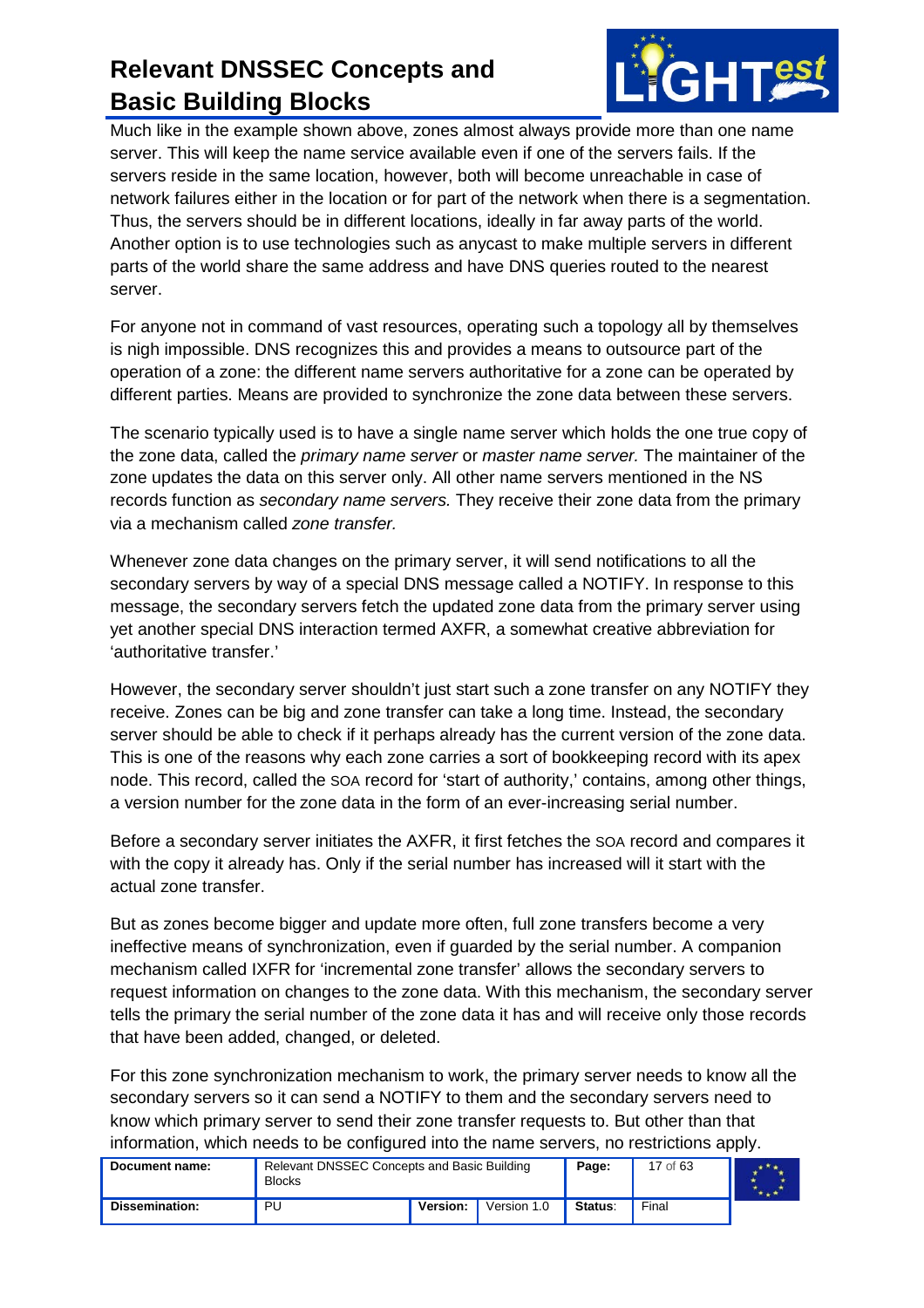Much like in the example shown above, zones almost always provide more than one name server. This will keep the name service available even if one of the servers fails. If the servers reside in the same location, however, both will become unreachable in case of network failures either in the location or for part of the network when there is a segmentation. Thus, the servers should be in different locations, ideally in far away parts of the world. Another option is to use technologies such as anycast to make multiple servers in different parts of the world share the same address and have DNS queries routed to the nearest server.

For anyone not in command of vast resources, operating such a topology all by themselves is nigh impossible. DNS recognizes this and provides a means to outsource part of the operation of a zone: the different name servers authoritative for a zone can be operated by different parties. Means are provided to synchronize the zone data between these servers.

The scenario typically used is to have a single name server which holds the one true copy of the zone data, called the *primary name server* or *master name server.* The maintainer of the zone updates the data on this server only. All other name servers mentioned in the NS records function as *secondary name servers.* They receive their zone data from the primary via a mechanism called *zone transfer.*

Whenever zone data changes on the primary server, it will send notifications to all the secondary servers by way of a special DNS message called a NOTIFY. In response to this message, the secondary servers fetch the updated zone data from the primary server using yet another special DNS interaction termed AXFR, a somewhat creative abbreviation for 'authoritative transfer.'

However, the secondary server shouldn't just start such a zone transfer on any NOTIFY they receive. Zones can be big and zone transfer can take a long time. Instead, the secondary server should be able to check if it perhaps already has the current version of the zone data. This is one of the reasons why each zone carries a sort of bookkeeping record with its apex node. This record, called the SOA record for 'start of authority,' contains, among other things, a version number for the zone data in the form of an ever-increasing serial number.

Before a secondary server initiates the AXFR, it first fetches the SOA record and compares it with the copy it already has. Only if the serial number has increased will it start with the actual zone transfer.

But as zones become bigger and update more often, full zone transfers become a very ineffective means of synchronization, even if guarded by the serial number. A companion mechanism called IXFR for 'incremental zone transfer' allows the secondary servers to request information on changes to the zone data. With this mechanism, the secondary server tells the primary the serial number of the zone data it has and will receive only those records that have been added, changed, or deleted.

For this zone synchronization mechanism to work, the primary server needs to know all the secondary servers so it can send a NOTIFY to them and the secondary servers need to know which primary server to send their zone transfer requests to. But other than that information, which needs to be configured into the name servers, no restrictions apply.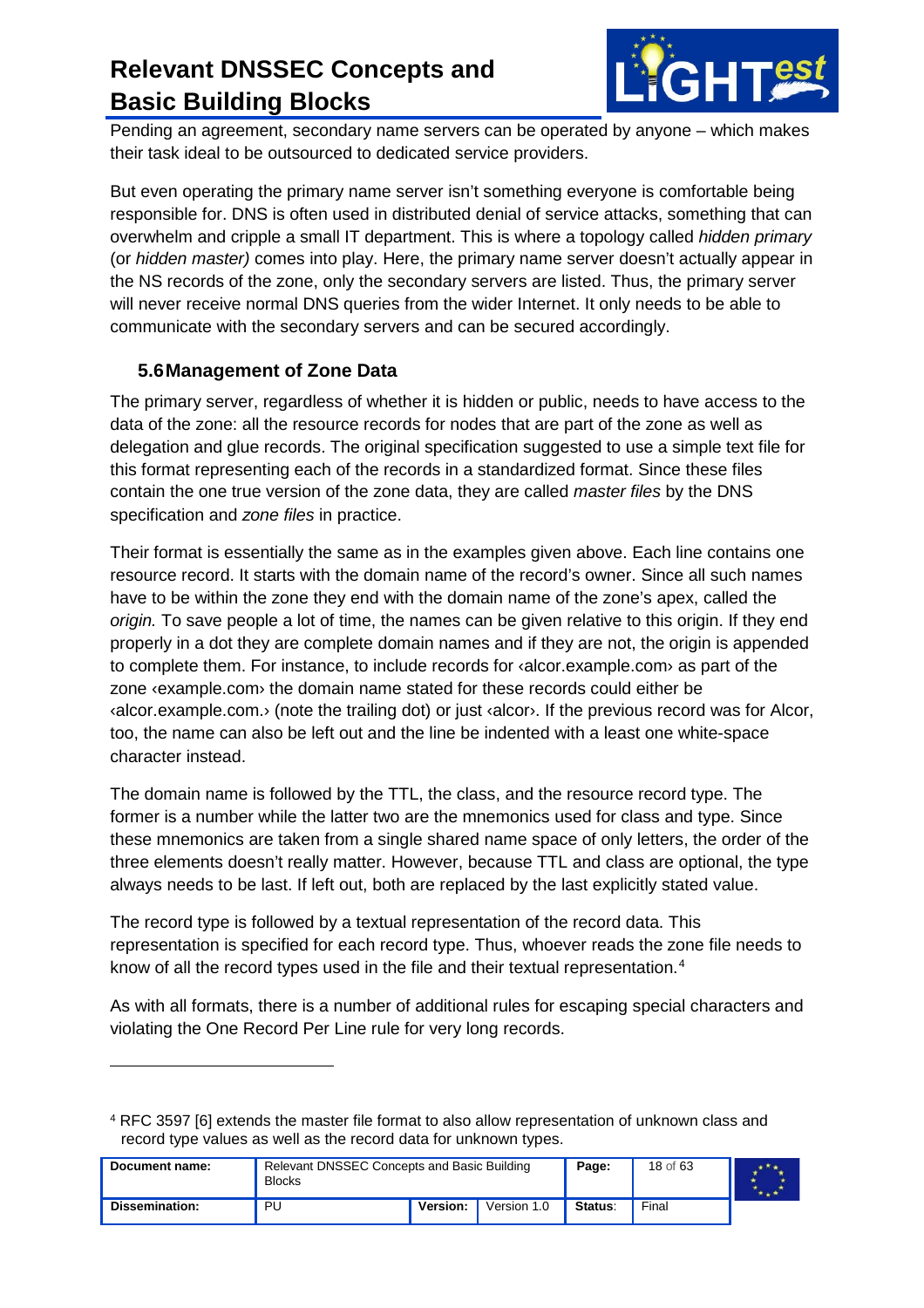Pending an agreement, secondary name servers can be operated by anyone – which makes their task ideal to be outsourced to dedicated service providers.

But even operating the primary name server isn't something everyone is comfortable being responsible for. DNS is often used in distributed denial of service attacks, something that can overwhelm and cripple a small IT department. This is where a topology called *hidden primary* (or *hidden master)* comes into play. Here, the primary name server doesn't actually appear in the NS records of the zone, only the secondary servers are listed. Thus, the primary server will never receive normal DNS queries from the wider Internet. It only needs to be able to communicate with the secondary servers and can be secured accordingly.

### 5.6 Management of Zone Data

The primary server, regardless of whether it is hidden or public, needs to have access to the data of the zone: all the resource records for nodes that are part of the zone as well as delegation and glue records. The original specification suggested to use a simple text file for this format representing each of the records in a standardized format. Since these files contain the one true version of the zone data, they are called *master files* by the DNS specification and *zone files* in practice.

Their format is essentially the same as in the examples given above. Each line contains one resource record. It starts with the domain name of the record's owner. Since all such names have to be within the zone they end with the domain name of the zone's apex, called the *origin.* To save people a lot of time, the names can be given relative to this origin. If they end properly in a dot they are complete domain names and if they are not, the origin is appended to complete them. For instance, to include records for ‹alcor.example.com› as part of the zone ‹example.com› the domain name stated for these records could either be ‹alcor.example.com.› (note the trailing dot) or just ‹alcor›. If the previous record was for Alcor, too, the name can also be left out and the line be indented with a least one white-space character instead.

The domain name is followed by the TTL, the class, and the resource record type. The former is a number while the latter two are the mnemonics used for class and type. Since these mnemonics are taken from a single shared name space of only letters, the order of the three elements doesn't really matter. However, because TTL and class are optional, the type always needs to be last. If left out, both are replaced by the last explicitly stated value.

The record type is followed by a textual representation of the record data. This representation is specified for each record type. Thus, whoever reads the zone file needs to know of all the record types used in the file and their textual representation.[4]

As with all formats, there is a number of additional rules for escaping special characters and violating the One Record Per Line rule for very long records.

---

[4] RFC 3597 [6] extends the master file format to also allow representation of unknown class and record type values as well as the record data for unknown types.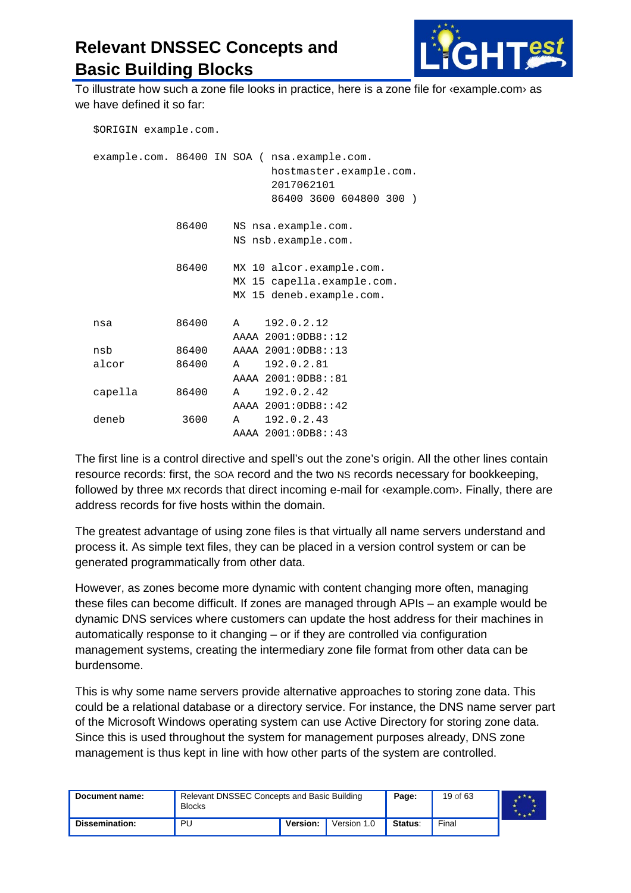To illustrate how such a zone file looks in practice, here is a zone file for ‹example.com› as we have defined it so far:

```
$ORIGIN example.com.

example.com. 86400 IN SOA ( nsa.example.com.
                            hostmaster.example.com.
                            2017062101
                            86400 3600 604800 300 )

             86400    NS nsa.example.com.
                      NS nsb.example.com.

             86400    MX 10 alcor.example.com.
                      MX 15 capella.example.com.
                      MX 15 deneb.example.com.

nsa          86400    A    192.0.2.12
                      AAAA 2001:0DB8::12
nsb          86400    AAAA 2001:0DB8::13
alcor        86400    A    192.0.2.81
                      AAAA 2001:0DB8::81
capella      86400    A    192.0.2.42
                      AAAA 2001:0DB8::42
deneb         3600    A    192.0.2.43
                      AAAA 2001:0DB8::43
```

The first line is a control directive and spell's out the zone's origin. All the other lines contain resource records: first, the SOA record and the two NS records necessary for bookkeeping, followed by three MX records that direct incoming e-mail for ‹example.com›. Finally, there are address records for five hosts within the domain.

The greatest advantage of using zone files is that virtually all name servers understand and process it. As simple text files, they can be placed in a version control system or can be generated programmatically from other data.

However, as zones become more dynamic with content changing more often, managing these files can become difficult. If zones are managed through APIs – an example would be dynamic DNS services where customers can update the host address for their machines in automatically response to it changing – or if they are controlled via configuration management systems, creating the intermediary zone file format from other data can be burdensome.

This is why some name servers provide alternative approaches to storing zone data. This could be a relational database or a directory service. For instance, the DNS name server part of the Microsoft Windows operating system can use Active Directory for storing zone data. Since this is used throughout the system for management purposes already, DNS zone management is thus kept in line with how other parts of the system are controlled.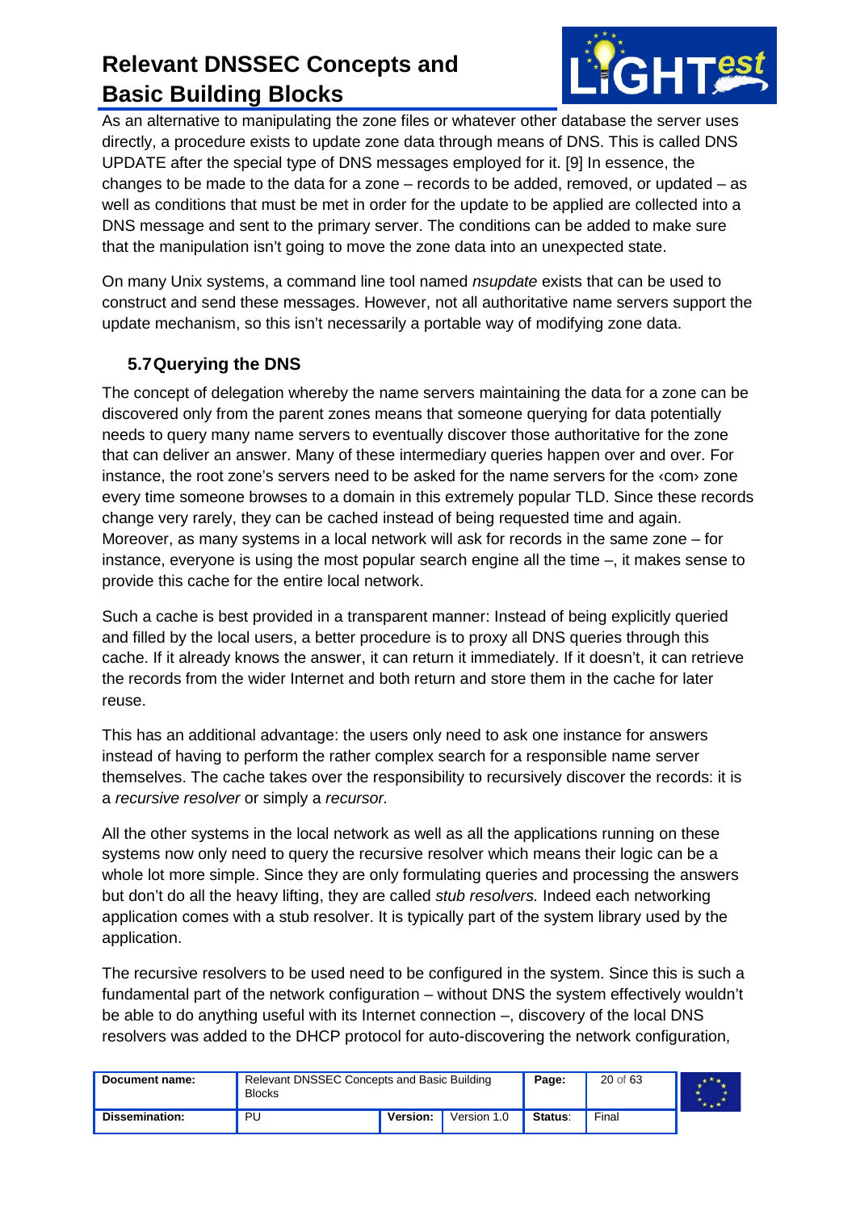As an alternative to manipulating the zone files or whatever other database the server uses directly, a procedure exists to update zone data through means of DNS. This is called DNS UPDATE after the special type of DNS messages employed for it. [9] In essence, the changes to be made to the data for a zone – records to be added, removed, or updated – as well as conditions that must be met in order for the update to be applied are collected into a DNS message and sent to the primary server. The conditions can be added to make sure that the manipulation isn't going to move the zone data into an unexpected state.

On many Unix systems, a command line tool named *nsupdate* exists that can be used to construct and send these messages. However, not all authoritative name servers support the update mechanism, so this isn't necessarily a portable way of modifying zone data.

## 5.7 Querying the DNS

The concept of delegation whereby the name servers maintaining the data for a zone can be discovered only from the parent zones means that someone querying for data potentially needs to query many name servers to eventually discover those authoritative for the zone that can deliver an answer. Many of these intermediary queries happen over and over. For instance, the root zone's servers need to be asked for the name servers for the ‹com› zone every time someone browses to a domain in this extremely popular TLD. Since these records change very rarely, they can be cached instead of being requested time and again. Moreover, as many systems in a local network will ask for records in the same zone – for instance, everyone is using the most popular search engine all the time –, it makes sense to provide this cache for the entire local network.

Such a cache is best provided in a transparent manner: Instead of being explicitly queried and filled by the local users, a better procedure is to proxy all DNS queries through this cache. If it already knows the answer, it can return it immediately. If it doesn't, it can retrieve the records from the wider Internet and both return and store them in the cache for later reuse.

This has an additional advantage: the users only need to ask one instance for answers instead of having to perform the rather complex search for a responsible name server themselves. The cache takes over the responsibility to recursively discover the records: it is a *recursive resolver* or simply a *recursor.*

All the other systems in the local network as well as all the applications running on these systems now only need to query the recursive resolver which means their logic can be a whole lot more simple. Since they are only formulating queries and processing the answers but don't do all the heavy lifting, they are called *stub resolvers.* Indeed each networking application comes with a stub resolver. It is typically part of the system library used by the application.

The recursive resolvers to be used need to be configured in the system. Since this is such a fundamental part of the network configuration – without DNS the system effectively wouldn't be able to do anything useful with its Internet connection –, discovery of the local DNS resolvers was added to the DHCP protocol for auto-discovering the network configuration,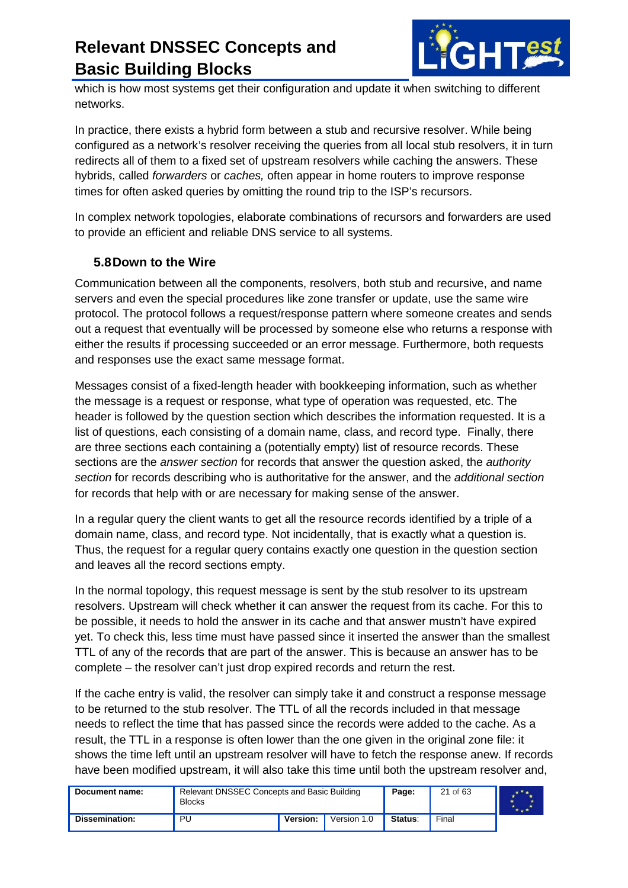which is how most systems get their configuration and update it when switching to different networks.

In practice, there exists a hybrid form between a stub and recursive resolver. While being configured as a network's resolver receiving the queries from all local stub resolvers, it in turn redirects all of them to a fixed set of upstream resolvers while caching the answers. These hybrids, called *forwarders* or *caches,* often appear in home routers to improve response times for often asked queries by omitting the round trip to the ISP's recursors.

In complex network topologies, elaborate combinations of recursors and forwarders are used to provide an efficient and reliable DNS service to all systems.

## 5.8 Down to the Wire

Communication between all the components, resolvers, both stub and recursive, and name servers and even the special procedures like zone transfer or update, use the same wire protocol. The protocol follows a request/response pattern where someone creates and sends out a request that eventually will be processed by someone else who returns a response with either the results if processing succeeded or an error message. Furthermore, both requests and responses use the exact same message format.

Messages consist of a fixed-length header with bookkeeping information, such as whether the message is a request or response, what type of operation was requested, etc. The header is followed by the question section which describes the information requested. It is a list of questions, each consisting of a domain name, class, and record type. Finally, there are three sections each containing a (potentially empty) list of resource records. These sections are the *answer section* for records that answer the question asked, the *authority section* for records describing who is authoritative for the answer, and the *additional section* for records that help with or are necessary for making sense of the answer.

In a regular query the client wants to get all the resource records identified by a triple of a domain name, class, and record type. Not incidentally, that is exactly what a question is. Thus, the request for a regular query contains exactly one question in the question section and leaves all the record sections empty.

In the normal topology, this request message is sent by the stub resolver to its upstream resolvers. Upstream will check whether it can answer the request from its cache. For this to be possible, it needs to hold the answer in its cache and that answer mustn't have expired yet. To check this, less time must have passed since it inserted the answer than the smallest TTL of any of the records that are part of the answer. This is because an answer has to be complete – the resolver can't just drop expired records and return the rest.

If the cache entry is valid, the resolver can simply take it and construct a response message to be returned to the stub resolver. The TTL of all the records included in that message needs to reflect the time that has passed since the records were added to the cache. As a result, the TTL in a response is often lower than the one given in the original zone file: it shows the time left until an upstream resolver will have to fetch the response anew. If records have been modified upstream, it will also take this time until both the upstream resolver and,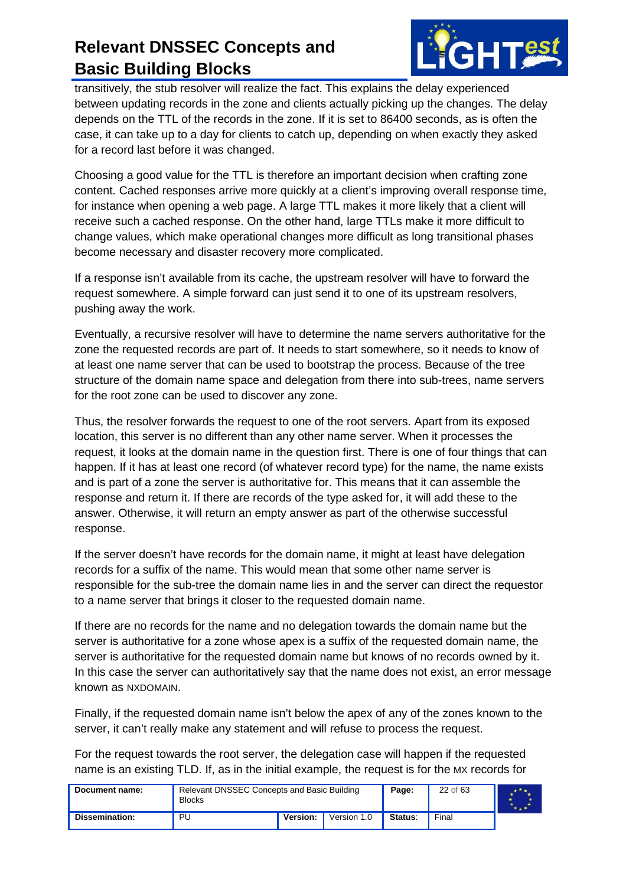transitively, the stub resolver will realize the fact. This explains the delay experienced between updating records in the zone and clients actually picking up the changes. The delay depends on the TTL of the records in the zone. If it is set to 86400 seconds, as is often the case, it can take up to a day for clients to catch up, depending on when exactly they asked for a record last before it was changed.

Choosing a good value for the TTL is therefore an important decision when crafting zone content. Cached responses arrive more quickly at a client's improving overall response time, for instance when opening a web page. A large TTL makes it more likely that a client will receive such a cached response. On the other hand, large TTLs make it more difficult to change values, which make operational changes more difficult as long transitional phases become necessary and disaster recovery more complicated.

If a response isn't available from its cache, the upstream resolver will have to forward the request somewhere. A simple forward can just send it to one of its upstream resolvers, pushing away the work.

Eventually, a recursive resolver will have to determine the name servers authoritative for the zone the requested records are part of. It needs to start somewhere, so it needs to know of at least one name server that can be used to bootstrap the process. Because of the tree structure of the domain name space and delegation from there into sub-trees, name servers for the root zone can be used to discover any zone.

Thus, the resolver forwards the request to one of the root servers. Apart from its exposed location, this server is no different than any other name server. When it processes the request, it looks at the domain name in the question first. There is one of four things that can happen. If it has at least one record (of whatever record type) for the name, the name exists and is part of a zone the server is authoritative for. This means that it can assemble the response and return it. If there are records of the type asked for, it will add these to the answer. Otherwise, it will return an empty answer as part of the otherwise successful response.

If the server doesn't have records for the domain name, it might at least have delegation records for a suffix of the name. This would mean that some other name server is responsible for the sub-tree the domain name lies in and the server can direct the requestor to a name server that brings it closer to the requested domain name.

If there are no records for the name and no delegation towards the domain name but the server is authoritative for a zone whose apex is a suffix of the requested domain name, the server is authoritative for the requested domain name but knows of no records owned by it. In this case the server can authoritatively say that the name does not exist, an error message known as NXDOMAIN.

Finally, if the requested domain name isn't below the apex of any of the zones known to the server, it can't really make any statement and will refuse to process the request.

For the request towards the root server, the delegation case will happen if the requested name is an existing TLD. If, as in the initial example, the request is for the MX records for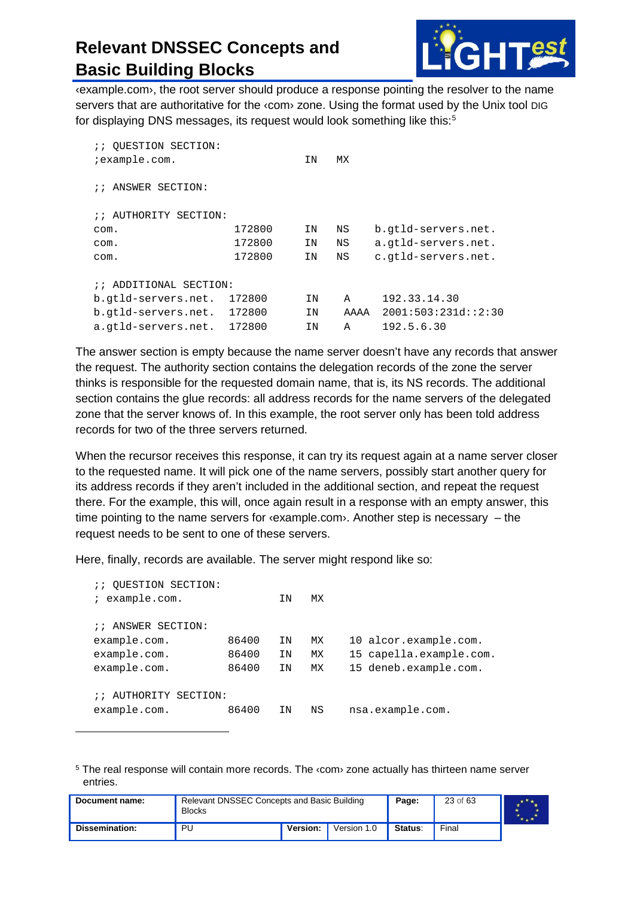‹example.com›, the root server should produce a response pointing the resolver to the name servers that are authoritative for the ‹com› zone. Using the format used by the Unix tool DIG for displaying DNS messages, its request would look something like this:[5]

```
;; QUESTION SECTION:
;example.com.                   IN    MX

;; ANSWER SECTION:

;; AUTHORITY SECTION:
com.               172800       IN    NS     b.gtld-servers.net.
com.               172800       IN    NS     a.gtld-servers.net.
com.               172800       IN    NS     c.gtld-servers.net.

;; ADDITIONAL SECTION:
b.gtld-servers.net.  172800     IN    A       192.33.14.30
b.gtld-servers.net.  172800     IN    AAAA    2001:503:231d::2:30
a.gtld-servers.net.  172800     IN    A       192.5.6.30
```

The answer section is empty because the name server doesn't have any records that answer the request. The authority section contains the delegation records of the zone the server thinks is responsible for the requested domain name, that is, its NS records. The additional section contains the glue records: all address records for the name servers of the delegated zone that the server knows of. In this example, the root server only has been told address records for two of the three servers returned.

When the recursor receives this response, it can try its request again at a name server closer to the requested name. It will pick one of the name servers, possibly start another query for its address records if they aren't included in the additional section, and repeat the request there. For the example, this will, once again result in a response with an empty answer, this time pointing to the name servers for ‹example.com›. Another step is necessary – the request needs to be sent to one of these servers.

Here, finally, records are available. The server might respond like so:

```
;; QUESTION SECTION:
; example.com.               IN    MX

;; ANSWER SECTION:
example.com.       86400     IN    MX     10 alcor.example.com.
example.com.       86400     IN    MX     15 capella.example.com.
example.com.       86400     IN    MX     15 deneb.example.com.

;; AUTHORITY SECTION:
example.com.       86400     IN    NS     nsa.example.com.
```

[5] The real response will contain more records. The ‹com› zone actually has thirteen name server entries.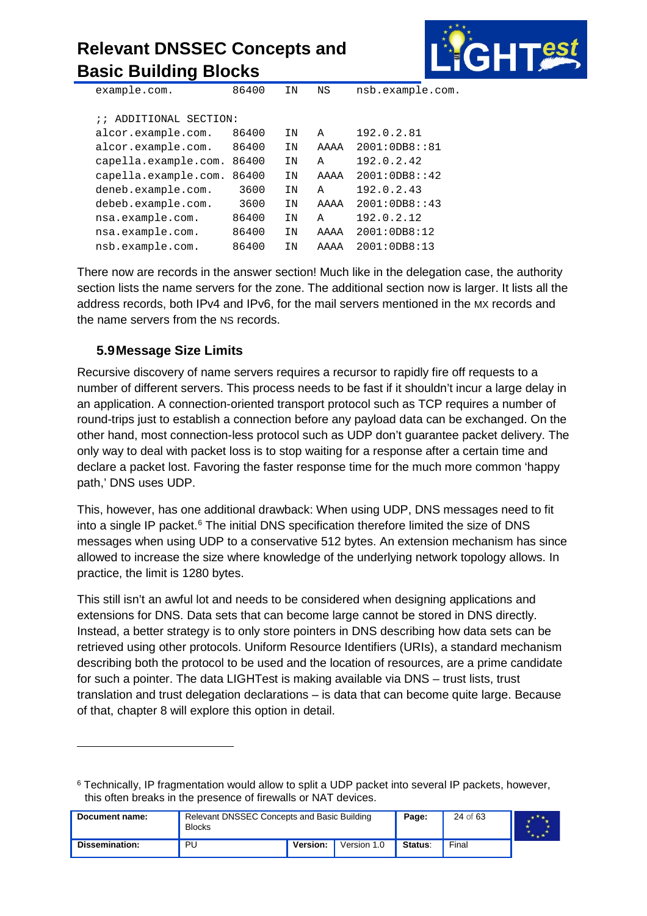```
example.com.          86400   IN    NS     nsb.example.com.

;; ADDITIONAL SECTION:
alcor.example.com.    86400   IN    A      192.0.2.81
alcor.example.com.    86400   IN    AAAA   2001:0DB8::81
capella.example.com.  86400   IN    A      192.0.2.42
capella.example.com.  86400   IN    AAAA   2001:0DB8::42
deneb.example.com.     3600   IN    A      192.0.2.43
debeb.example.com.     3600   IN    AAAA   2001:0DB8::43
nsa.example.com.      86400   IN    A      192.0.2.12
nsa.example.com.      86400   IN    AAAA   2001:0DB8:12
nsb.example.com.      86400   IN    AAAA   2001:0DB8:13
```

There now are records in the answer section! Much like in the delegation case, the authority section lists the name servers for the zone. The additional section now is larger. It lists all the address records, both IPv4 and IPv6, for the mail servers mentioned in the MX records and the name servers from the NS records.

### 5.9 Message Size Limits

Recursive discovery of name servers requires a recursor to rapidly fire off requests to a number of different servers. This process needs to be fast if it shouldn't incur a large delay in an application. A connection-oriented transport protocol such as TCP requires a number of round-trips just to establish a connection before any payload data can be exchanged. On the other hand, most connection-less protocol such as UDP don't guarantee packet delivery. The only way to deal with packet loss is to stop waiting for a response after a certain time and declare a packet lost. Favoring the faster response time for the much more common 'happy path,' DNS uses UDP.

This, however, has one additional drawback: When using UDP, DNS messages need to fit into a single IP packet.[6] The initial DNS specification therefore limited the size of DNS messages when using UDP to a conservative 512 bytes. An extension mechanism has since allowed to increase the size where knowledge of the underlying network topology allows. In practice, the limit is 1280 bytes.

This still isn't an awful lot and needs to be considered when designing applications and extensions for DNS. Data sets that can become large cannot be stored in DNS directly. Instead, a better strategy is to only store pointers in DNS describing how data sets can be retrieved using other protocols. Uniform Resource Identifiers (URIs), a standard mechanism describing both the protocol to be used and the location of resources, are a prime candidate for such a pointer. The data LIGHTest is making available via DNS – trust lists, trust translation and trust delegation declarations – is data that can become quite large. Because of that, chapter 8 will explore this option in detail.

---

[6] Technically, IP fragmentation would allow to split a UDP packet into several IP packets, however, this often breaks in the presence of firewalls or NAT devices.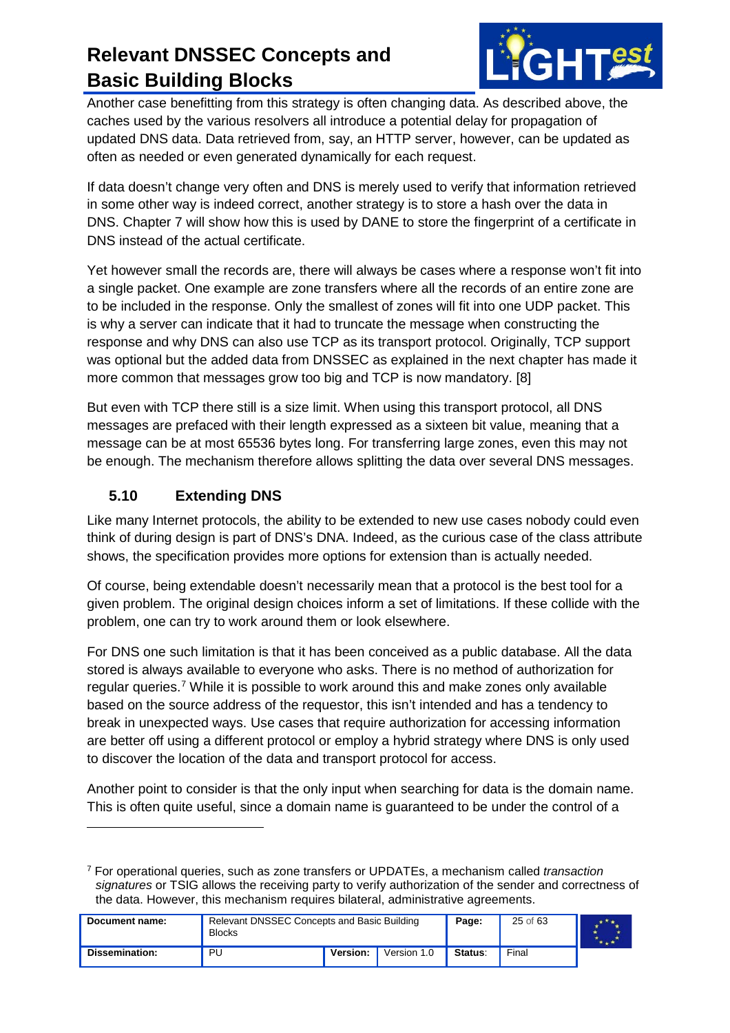Another case benefitting from this strategy is often changing data. As described above, the caches used by the various resolvers all introduce a potential delay for propagation of updated DNS data. Data retrieved from, say, an HTTP server, however, can be updated as often as needed or even generated dynamically for each request.

If data doesn't change very often and DNS is merely used to verify that information retrieved in some other way is indeed correct, another strategy is to store a hash over the data in DNS. Chapter 7 will show how this is used by DANE to store the fingerprint of a certificate in DNS instead of the actual certificate.

Yet however small the records are, there will always be cases where a response won't fit into a single packet. One example are zone transfers where all the records of an entire zone are to be included in the response. Only the smallest of zones will fit into one UDP packet. This is why a server can indicate that it had to truncate the message when constructing the response and why DNS can also use TCP as its transport protocol. Originally, TCP support was optional but the added data from DNSSEC as explained in the next chapter has made it more common that messages grow too big and TCP is now mandatory. [8]

But even with TCP there still is a size limit. When using this transport protocol, all DNS messages are prefaced with their length expressed as a sixteen bit value, meaning that a message can be at most 65536 bytes long. For transferring large zones, even this may not be enough. The mechanism therefore allows splitting the data over several DNS messages.

## 5.10 Extending DNS

Like many Internet protocols, the ability to be extended to new use cases nobody could even think of during design is part of DNS's DNA. Indeed, as the curious case of the class attribute shows, the specification provides more options for extension than is actually needed.

Of course, being extendable doesn't necessarily mean that a protocol is the best tool for a given problem. The original design choices inform a set of limitations. If these collide with the problem, one can try to work around them or look elsewhere.

For DNS one such limitation is that it has been conceived as a public database. All the data stored is always available to everyone who asks. There is no method of authorization for regular queries.[7] While it is possible to work around this and make zones only available based on the source address of the requestor, this isn't intended and has a tendency to break in unexpected ways. Use cases that require authorization for accessing information are better off using a different protocol or employ a hybrid strategy where DNS is only used to discover the location of the data and transport protocol for access.

Another point to consider is that the only input when searching for data is the domain name. This is often quite useful, since a domain name is guaranteed to be under the control of a

---

[7] For operational queries, such as zone transfers or UPDATEs, a mechanism called *transaction signatures* or TSIG allows the receiving party to verify authorization of the sender and correctness of the data. However, this mechanism requires bilateral, administrative agreements.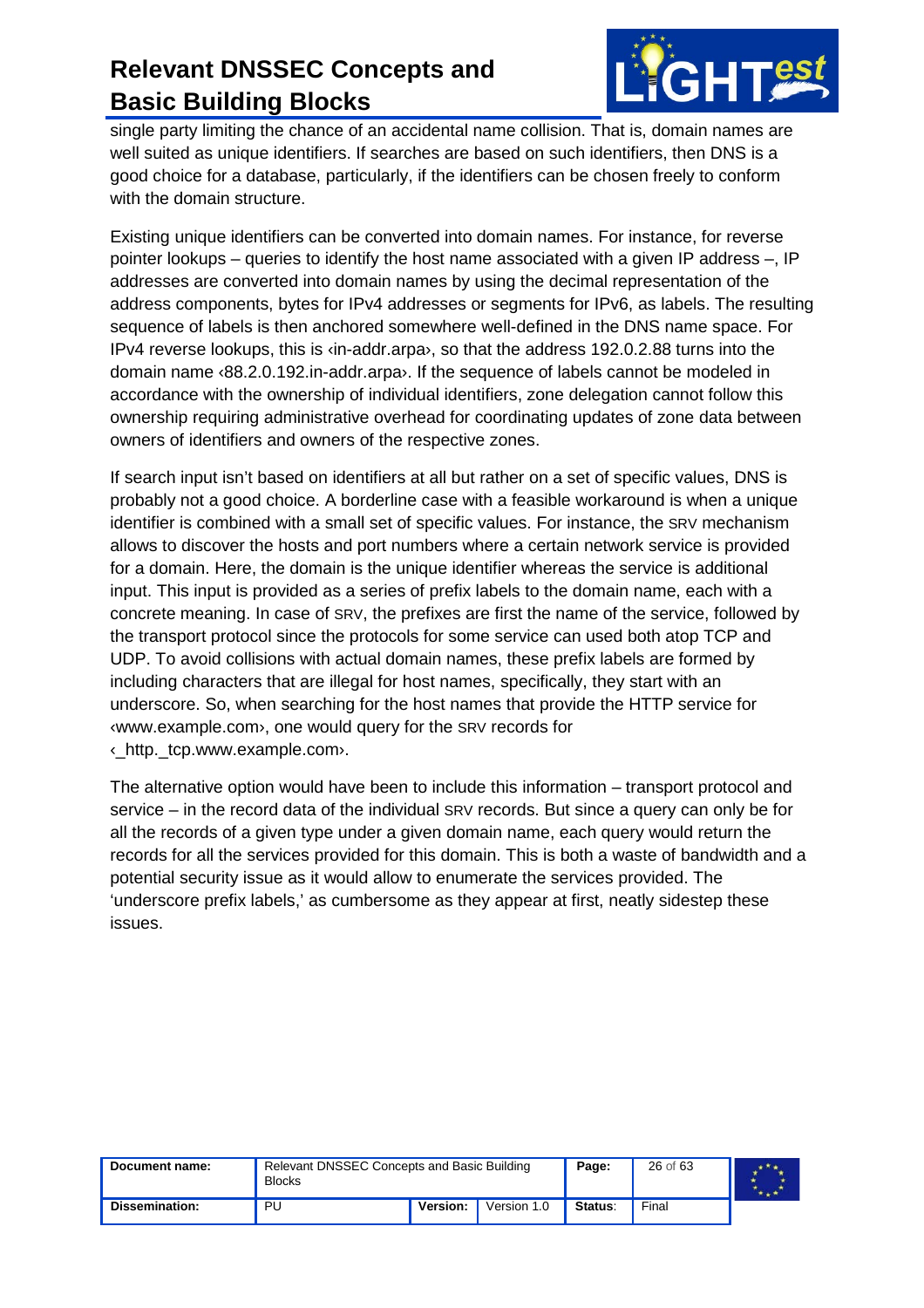single party limiting the chance of an accidental name collision. That is, domain names are well suited as unique identifiers. If searches are based on such identifiers, then DNS is a good choice for a database, particularly, if the identifiers can be chosen freely to conform with the domain structure.

Existing unique identifiers can be converted into domain names. For instance, for reverse pointer lookups – queries to identify the host name associated with a given IP address –, IP addresses are converted into domain names by using the decimal representation of the address components, bytes for IPv4 addresses or segments for IPv6, as labels. The resulting sequence of labels is then anchored somewhere well-defined in the DNS name space. For IPv4 reverse lookups, this is ‹in-addr.arpa›, so that the address 192.0.2.88 turns into the domain name ‹88.2.0.192.in-addr.arpa›. If the sequence of labels cannot be modeled in accordance with the ownership of individual identifiers, zone delegation cannot follow this ownership requiring administrative overhead for coordinating updates of zone data between owners of identifiers and owners of the respective zones.

If search input isn't based on identifiers at all but rather on a set of specific values, DNS is probably not a good choice. A borderline case with a feasible workaround is when a unique identifier is combined with a small set of specific values. For instance, the SRV mechanism allows to discover the hosts and port numbers where a certain network service is provided for a domain. Here, the domain is the unique identifier whereas the service is additional input. This input is provided as a series of prefix labels to the domain name, each with a concrete meaning. In case of SRV, the prefixes are first the name of the service, followed by the transport protocol since the protocols for some service can used both atop TCP and UDP. To avoid collisions with actual domain names, these prefix labels are formed by including characters that are illegal for host names, specifically, they start with an underscore. So, when searching for the host names that provide the HTTP service for ‹www.example.com›, one would query for the SRV records for ‹_http._tcp.www.example.com›.

The alternative option would have been to include this information – transport protocol and service – in the record data of the individual SRV records. But since a query can only be for all the records of a given type under a given domain name, each query would return the records for all the services provided for this domain. This is both a waste of bandwidth and a potential security issue as it would allow to enumerate the services provided. The 'underscore prefix labels,' as cumbersome as they appear at first, neatly sidestep these issues.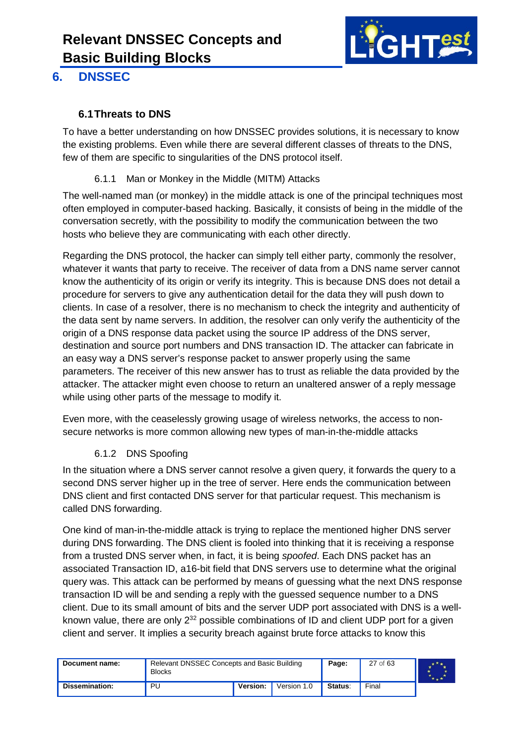# 6. DNSSEC

## 6.1 Threats to DNS

To have a better understanding on how DNSSEC provides solutions, it is necessary to know the existing problems. Even while there are several different classes of threats to the DNS, few of them are specific to singularities of the DNS protocol itself.

### 6.1.1 Man or Monkey in the Middle (MITM) Attacks

The well-named man (or monkey) in the middle attack is one of the principal techniques most often employed in computer-based hacking. Basically, it consists of being in the middle of the conversation secretly, with the possibility to modify the communication between the two hosts who believe they are communicating with each other directly.

Regarding the DNS protocol, the hacker can simply tell either party, commonly the resolver, whatever it wants that party to receive. The receiver of data from a DNS name server cannot know the authenticity of its origin or verify its integrity. This is because DNS does not detail a procedure for servers to give any authentication detail for the data they will push down to clients. In case of a resolver, there is no mechanism to check the integrity and authenticity of the data sent by name servers. In addition, the resolver can only verify the authenticity of the origin of a DNS response data packet using the source IP address of the DNS server, destination and source port numbers and DNS transaction ID. The attacker can fabricate in an easy way a DNS server's response packet to answer properly using the same parameters. The receiver of this new answer has to trust as reliable the data provided by the attacker. The attacker might even choose to return an unaltered answer of a reply message while using other parts of the message to modify it.

Even more, with the ceaselessly growing usage of wireless networks, the access to non-secure networks is more common allowing new types of man-in-the-middle attacks

### 6.1.2 DNS Spoofing

In the situation where a DNS server cannot resolve a given query, it forwards the query to a second DNS server higher up in the tree of server. Here ends the communication between DNS client and first contacted DNS server for that particular request. This mechanism is called DNS forwarding.

One kind of man-in-the-middle attack is trying to replace the mentioned higher DNS server during DNS forwarding. The DNS client is fooled into thinking that it is receiving a response from a trusted DNS server when, in fact, it is being *spoofed*. Each DNS packet has an associated Transaction ID, a16-bit field that DNS servers use to determine what the original query was. This attack can be performed by means of guessing what the next DNS response transaction ID will be and sending a reply with the guessed sequence number to a DNS client. Due to its small amount of bits and the server UDP port associated with DNS is a well-known value, there are only $2^{32}$ possible combinations of ID and client UDP port for a given client and server. It implies a security breach against brute force attacks to know this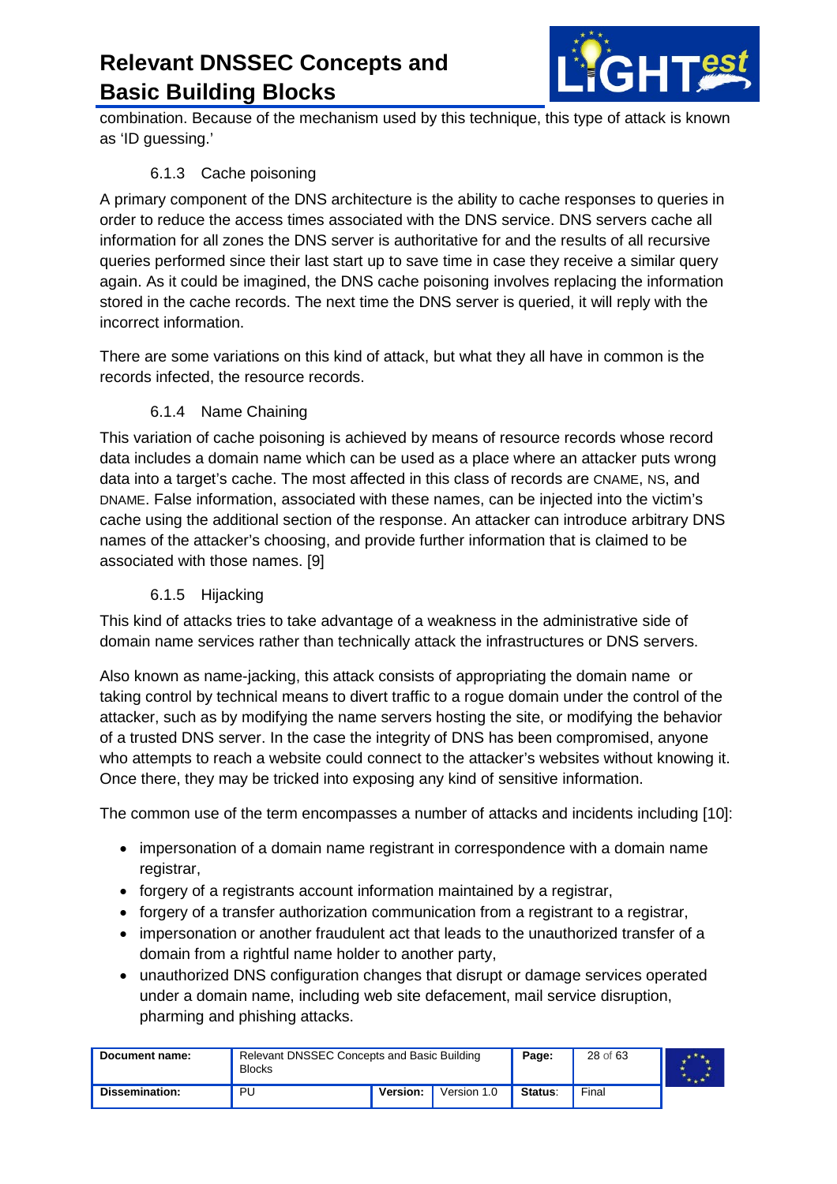combination. Because of the mechanism used by this technique, this type of attack is known as 'ID guessing.'

### 6.1.3 Cache poisoning

A primary component of the DNS architecture is the ability to cache responses to queries in order to reduce the access times associated with the DNS service. DNS servers cache all information for all zones the DNS server is authoritative for and the results of all recursive queries performed since their last start up to save time in case they receive a similar query again. As it could be imagined, the DNS cache poisoning involves replacing the information stored in the cache records. The next time the DNS server is queried, it will reply with the incorrect information.

There are some variations on this kind of attack, but what they all have in common is the records infected, the resource records.

### 6.1.4 Name Chaining

This variation of cache poisoning is achieved by means of resource records whose record data includes a domain name which can be used as a place where an attacker puts wrong data into a target's cache. The most affected in this class of records are CNAME, NS, and DNAME. False information, associated with these names, can be injected into the victim's cache using the additional section of the response. An attacker can introduce arbitrary DNS names of the attacker's choosing, and provide further information that is claimed to be associated with those names. [9]

### 6.1.5 Hijacking

This kind of attacks tries to take advantage of a weakness in the administrative side of domain name services rather than technically attack the infrastructures or DNS servers.

Also known as name-jacking, this attack consists of appropriating the domain name or taking control by technical means to divert traffic to a rogue domain under the control of the attacker, such as by modifying the name servers hosting the site, or modifying the behavior of a trusted DNS server. In the case the integrity of DNS has been compromised, anyone who attempts to reach a website could connect to the attacker's websites without knowing it. Once there, they may be tricked into exposing any kind of sensitive information.

The common use of the term encompasses a number of attacks and incidents including [10]:

- impersonation of a domain name registrant in correspondence with a domain name registrar,
- forgery of a registrants account information maintained by a registrar,
- forgery of a transfer authorization communication from a registrant to a registrar,
- impersonation or another fraudulent act that leads to the unauthorized transfer of a domain from a rightful name holder to another party,
- unauthorized DNS configuration changes that disrupt or damage services operated under a domain name, including web site defacement, mail service disruption, pharming and phishing attacks.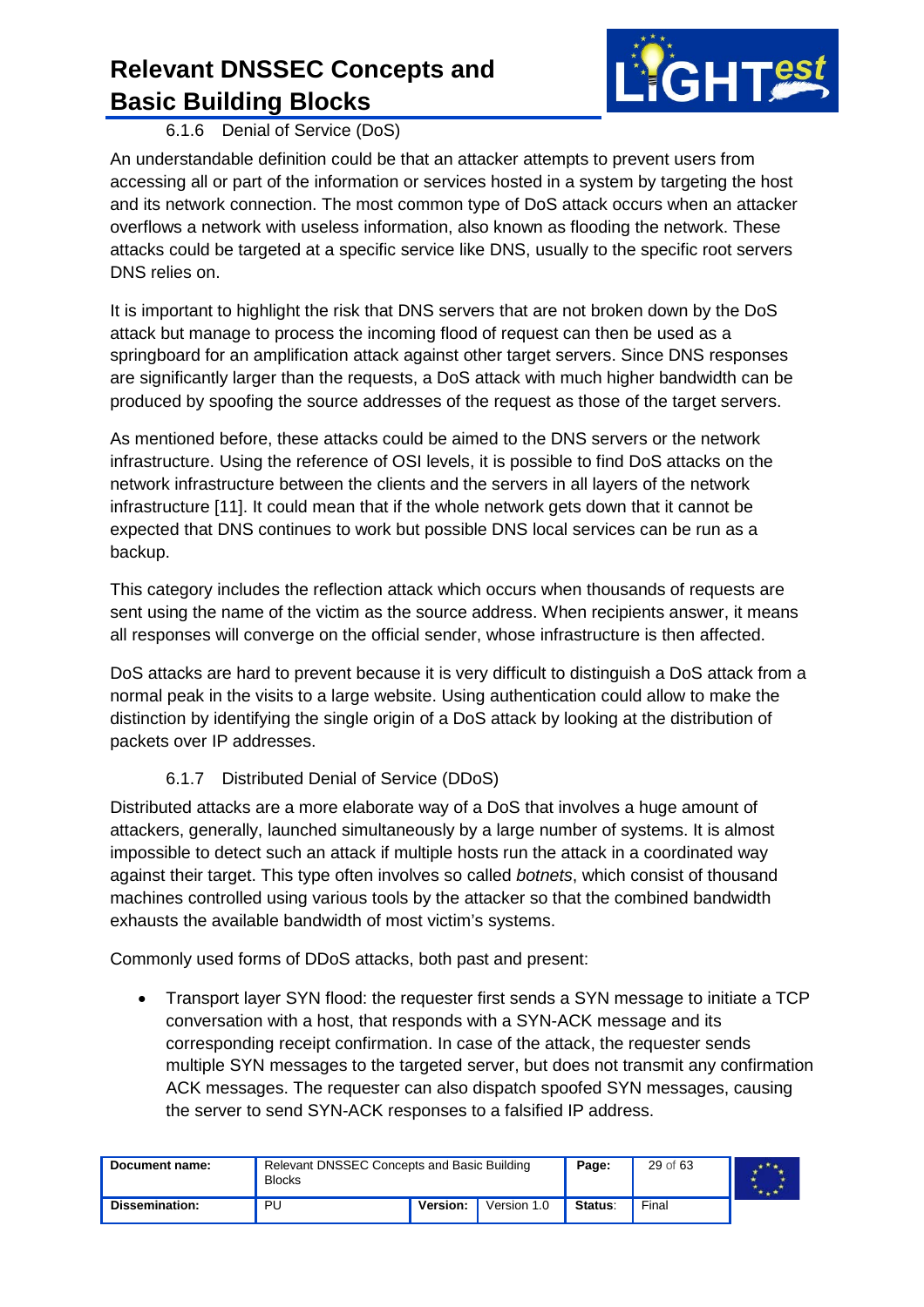### 6.1.6 Denial of Service (DoS)

An understandable definition could be that an attacker attempts to prevent users from accessing all or part of the information or services hosted in a system by targeting the host and its network connection. The most common type of DoS attack occurs when an attacker overflows a network with useless information, also known as flooding the network. These attacks could be targeted at a specific service like DNS, usually to the specific root servers DNS relies on.

It is important to highlight the risk that DNS servers that are not broken down by the DoS attack but manage to process the incoming flood of request can then be used as a springboard for an amplification attack against other target servers. Since DNS responses are significantly larger than the requests, a DoS attack with much higher bandwidth can be produced by spoofing the source addresses of the request as those of the target servers.

As mentioned before, these attacks could be aimed to the DNS servers or the network infrastructure. Using the reference of OSI levels, it is possible to find DoS attacks on the network infrastructure between the clients and the servers in all layers of the network infrastructure [11]. It could mean that if the whole network gets down that it cannot be expected that DNS continues to work but possible DNS local services can be run as a backup.

This category includes the reflection attack which occurs when thousands of requests are sent using the name of the victim as the source address. When recipients answer, it means all responses will converge on the official sender, whose infrastructure is then affected.

DoS attacks are hard to prevent because it is very difficult to distinguish a DoS attack from a normal peak in the visits to a large website. Using authentication could allow to make the distinction by identifying the single origin of a DoS attack by looking at the distribution of packets over IP addresses.

### 6.1.7 Distributed Denial of Service (DDoS)

Distributed attacks are a more elaborate way of a DoS that involves a huge amount of attackers, generally, launched simultaneously by a large number of systems. It is almost impossible to detect such an attack if multiple hosts run the attack in a coordinated way against their target. This type often involves so called *botnets*, which consist of thousand machines controlled using various tools by the attacker so that the combined bandwidth exhausts the available bandwidth of most victim's systems.

Commonly used forms of DDoS attacks, both past and present:

- Transport layer SYN flood: the requester first sends a SYN message to initiate a TCP conversation with a host, that responds with a SYN-ACK message and its corresponding receipt confirmation. In case of the attack, the requester sends multiple SYN messages to the targeted server, but does not transmit any confirmation ACK messages. The requester can also dispatch spoofed SYN messages, causing the server to send SYN-ACK responses to a falsified IP address.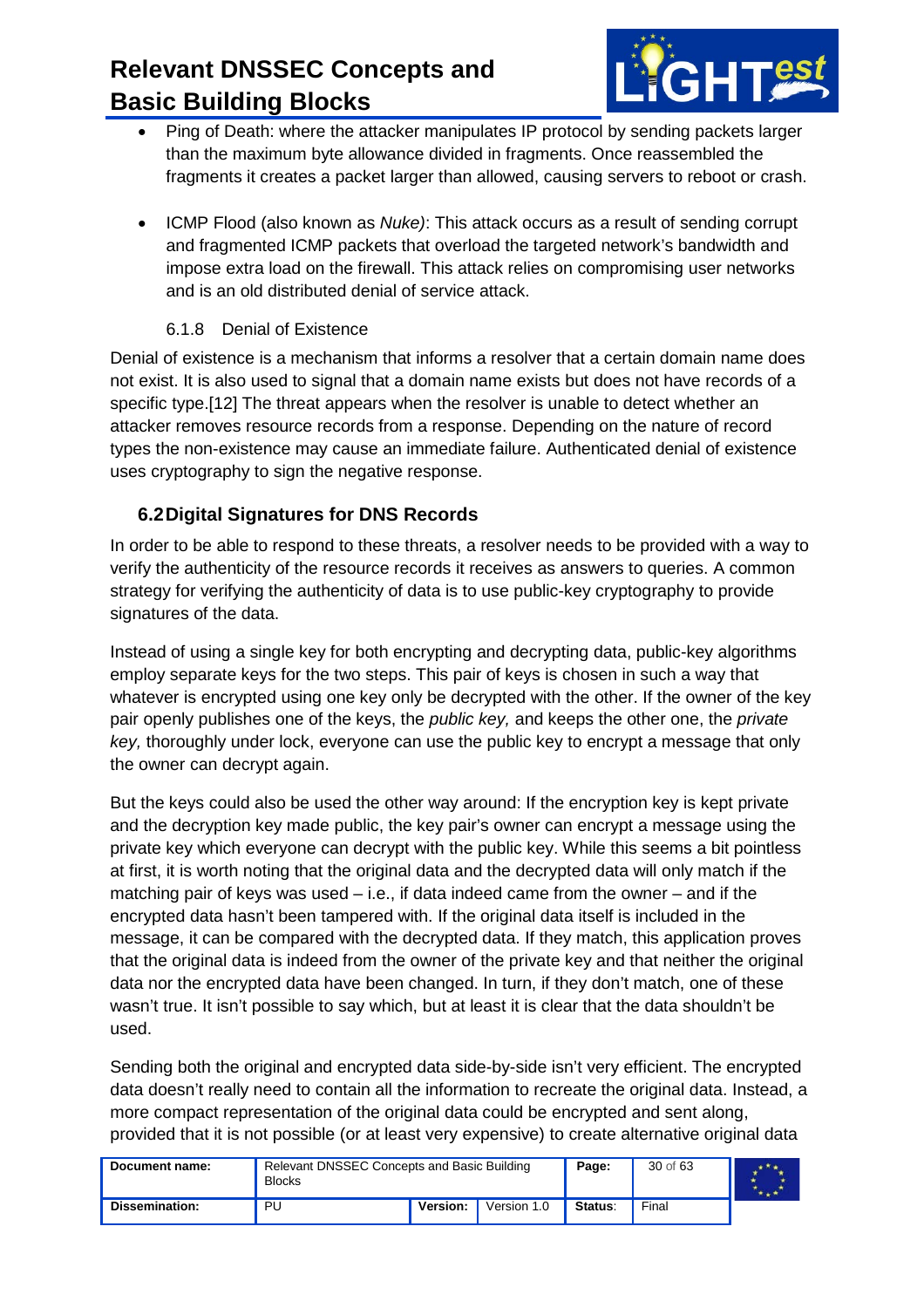- Ping of Death: where the attacker manipulates IP protocol by sending packets larger than the maximum byte allowance divided in fragments. Once reassembled the fragments it creates a packet larger than allowed, causing servers to reboot or crash.

- ICMP Flood (also known as *Nuke)*: This attack occurs as a result of sending corrupt and fragmented ICMP packets that overload the targeted network's bandwidth and impose extra load on the firewall. This attack relies on compromising user networks and is an old distributed denial of service attack.

#### 6.1.8 Denial of Existence

Denial of existence is a mechanism that informs a resolver that a certain domain name does not exist. It is also used to signal that a domain name exists but does not have records of a specific type.[12] The threat appears when the resolver is unable to detect whether an attacker removes resource records from a response. Depending on the nature of record types the non-existence may cause an immediate failure. Authenticated denial of existence uses cryptography to sign the negative response.

### 6.2 Digital Signatures for DNS Records

In order to be able to respond to these threats, a resolver needs to be provided with a way to verify the authenticity of the resource records it receives as answers to queries. A common strategy for verifying the authenticity of data is to use public-key cryptography to provide signatures of the data.

Instead of using a single key for both encrypting and decrypting data, public-key algorithms employ separate keys for the two steps. This pair of keys is chosen in such a way that whatever is encrypted using one key only be decrypted with the other. If the owner of the key pair openly publishes one of the keys, the *public key,* and keeps the other one, the *private key,* thoroughly under lock, everyone can use the public key to encrypt a message that only the owner can decrypt again.

But the keys could also be used the other way around: If the encryption key is kept private and the decryption key made public, the key pair's owner can encrypt a message using the private key which everyone can decrypt with the public key. While this seems a bit pointless at first, it is worth noting that the original data and the decrypted data will only match if the matching pair of keys was used – i.e., if data indeed came from the owner – and if the encrypted data hasn't been tampered with. If the original data itself is included in the message, it can be compared with the decrypted data. If they match, this application proves that the original data is indeed from the owner of the private key and that neither the original data nor the encrypted data have been changed. In turn, if they don't match, one of these wasn't true. It isn't possible to say which, but at least it is clear that the data shouldn't be used.

Sending both the original and encrypted data side-by-side isn't very efficient. The encrypted data doesn't really need to contain all the information to recreate the original data. Instead, a more compact representation of the original data could be encrypted and sent along, provided that it is not possible (or at least very expensive) to create alternative original data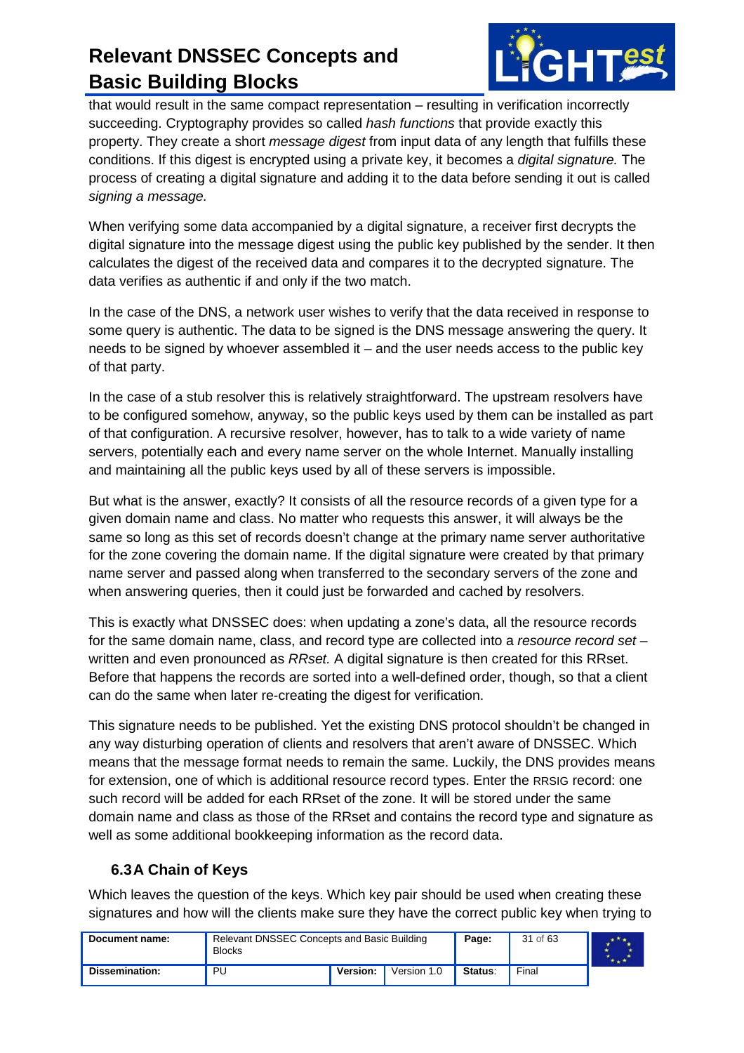that would result in the same compact representation – resulting in verification incorrectly succeeding. Cryptography provides so called *hash functions* that provide exactly this property. They create a short *message digest* from input data of any length that fulfills these conditions. If this digest is encrypted using a private key, it becomes a *digital signature.* The process of creating a digital signature and adding it to the data before sending it out is called *signing a message.*

When verifying some data accompanied by a digital signature, a receiver first decrypts the digital signature into the message digest using the public key published by the sender. It then calculates the digest of the received data and compares it to the decrypted signature. The data verifies as authentic if and only if the two match.

In the case of the DNS, a network user wishes to verify that the data received in response to some query is authentic. The data to be signed is the DNS message answering the query. It needs to be signed by whoever assembled it – and the user needs access to the public key of that party.

In the case of a stub resolver this is relatively straightforward. The upstream resolvers have to be configured somehow, anyway, so the public keys used by them can be installed as part of that configuration. A recursive resolver, however, has to talk to a wide variety of name servers, potentially each and every name server on the whole Internet. Manually installing and maintaining all the public keys used by all of these servers is impossible.

But what is the answer, exactly? It consists of all the resource records of a given type for a given domain name and class. No matter who requests this answer, it will always be the same so long as this set of records doesn't change at the primary name server authoritative for the zone covering the domain name. If the digital signature were created by that primary name server and passed along when transferred to the secondary servers of the zone and when answering queries, then it could just be forwarded and cached by resolvers.

This is exactly what DNSSEC does: when updating a zone's data, all the resource records for the same domain name, class, and record type are collected into a *resource record set* – written and even pronounced as *RRset.* A digital signature is then created for this RRset. Before that happens the records are sorted into a well-defined order, though, so that a client can do the same when later re-creating the digest for verification.

This signature needs to be published. Yet the existing DNS protocol shouldn't be changed in any way disturbing operation of clients and resolvers that aren't aware of DNSSEC. Which means that the message format needs to remain the same. Luckily, the DNS provides means for extension, one of which is additional resource record types. Enter the RRSIG record: one such record will be added for each RRset of the zone. It will be stored under the same domain name and class as those of the RRset and contains the record type and signature as well as some additional bookkeeping information as the record data.

### 6.3 A Chain of Keys

Which leaves the question of the keys. Which key pair should be used when creating these signatures and how will the clients make sure they have the correct public key when trying to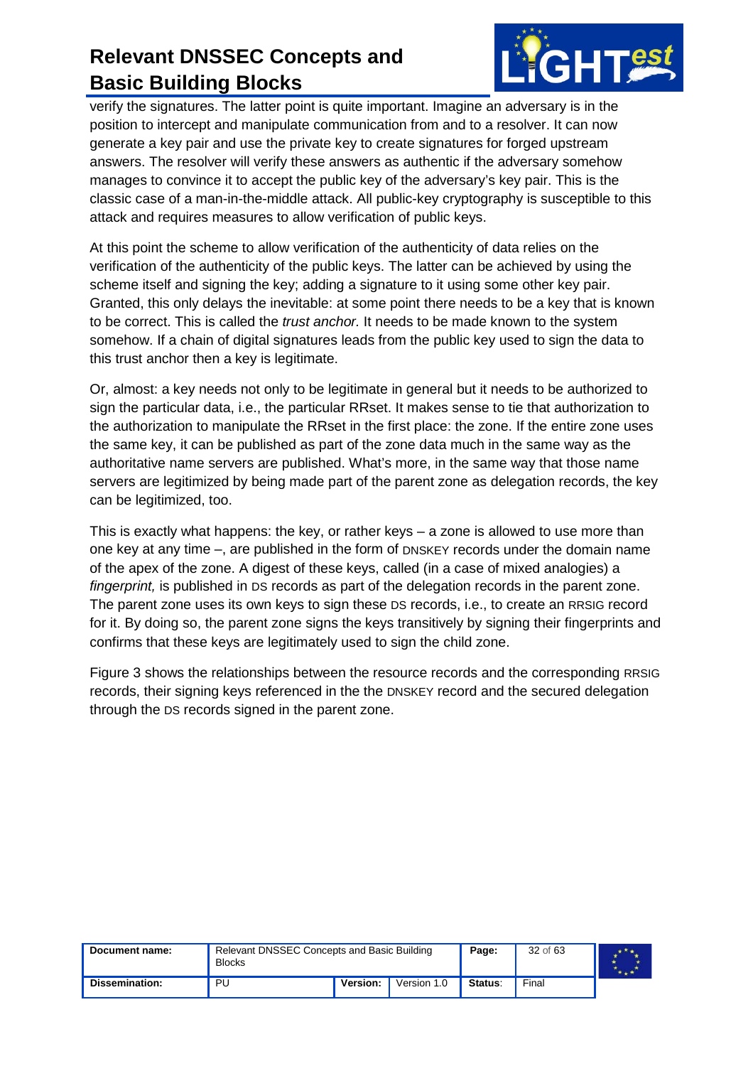verify the signatures. The latter point is quite important. Imagine an adversary is in the position to intercept and manipulate communication from and to a resolver. It can now generate a key pair and use the private key to create signatures for forged upstream answers. The resolver will verify these answers as authentic if the adversary somehow manages to convince it to accept the public key of the adversary's key pair. This is the classic case of a man-in-the-middle attack. All public-key cryptography is susceptible to this attack and requires measures to allow verification of public keys.

At this point the scheme to allow verification of the authenticity of data relies on the verification of the authenticity of the public keys. The latter can be achieved by using the scheme itself and signing the key; adding a signature to it using some other key pair. Granted, this only delays the inevitable: at some point there needs to be a key that is known to be correct. This is called the *trust anchor.* It needs to be made known to the system somehow. If a chain of digital signatures leads from the public key used to sign the data to this trust anchor then a key is legitimate.

Or, almost: a key needs not only to be legitimate in general but it needs to be authorized to sign the particular data, i.e., the particular RRset. It makes sense to tie that authorization to the authorization to manipulate the RRset in the first place: the zone. If the entire zone uses the same key, it can be published as part of the zone data much in the same way as the authoritative name servers are published. What's more, in the same way that those name servers are legitimized by being made part of the parent zone as delegation records, the key can be legitimized, too.

This is exactly what happens: the key, or rather keys – a zone is allowed to use more than one key at any time –, are published in the form of DNSKEY records under the domain name of the apex of the zone. A digest of these keys, called (in a case of mixed analogies) a *fingerprint,* is published in DS records as part of the delegation records in the parent zone. The parent zone uses its own keys to sign these DS records, i.e., to create an RRSIG record for it. By doing so, the parent zone signs the keys transitively by signing their fingerprints and confirms that these keys are legitimately used to sign the child zone.

Figure 3 shows the relationships between the resource records and the corresponding RRSIG records, their signing keys referenced in the the DNSKEY record and the secured delegation through the DS records signed in the parent zone.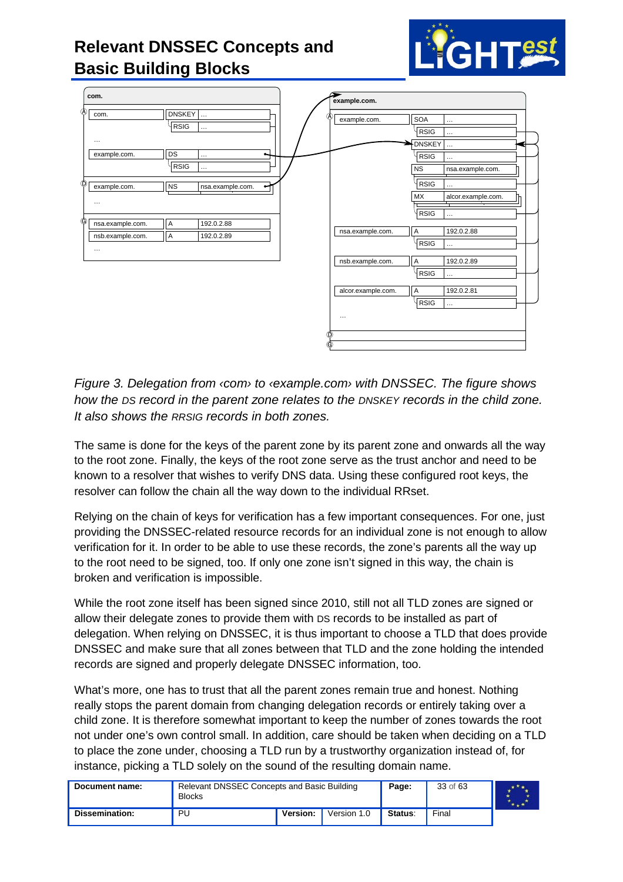# Relevant DNSSEC Concepts and Basic Building Blocks

*Figure 3. Delegation from ‹com› to ‹example.com› with DNSSEC. The figure shows how the DS record in the parent zone relates to the DNSKEY records in the child zone. It also shows the RRSIG records in both zones.*

The same is done for the keys of the parent zone by its parent zone and onwards all the way to the root zone. Finally, the keys of the root zone serve as the trust anchor and need to be known to a resolver that wishes to verify DNS data. Using these configured root keys, the resolver can follow the chain all the way down to the individual RRset.

Relying on the chain of keys for verification has a few important consequences. For one, just providing the DNSSEC-related resource records for an individual zone is not enough to allow verification for it. In order to be able to use these records, the zone's parents all the way up to the root need to be signed, too. If only one zone isn't signed in this way, the chain is broken and verification is impossible.

While the root zone itself has been signed since 2010, still not all TLD zones are signed or allow their delegate zones to provide them with DS records to be installed as part of delegation. When relying on DNSSEC, it is thus important to choose a TLD that does provide DNSSEC and make sure that all zones between that TLD and the zone holding the intended records are signed and properly delegate DNSSEC information, too.

What's more, one has to trust that all the parent zones remain true and honest. Nothing really stops the parent domain from changing delegation records or entirely taking over a child zone. It is therefore somewhat important to keep the number of zones towards the root not under one's own control small. In addition, care should be taken when deciding on a TLD to place the zone under, choosing a TLD run by a trustworthy organization instead of, for instance, picking a TLD solely on the sound of the resulting domain name.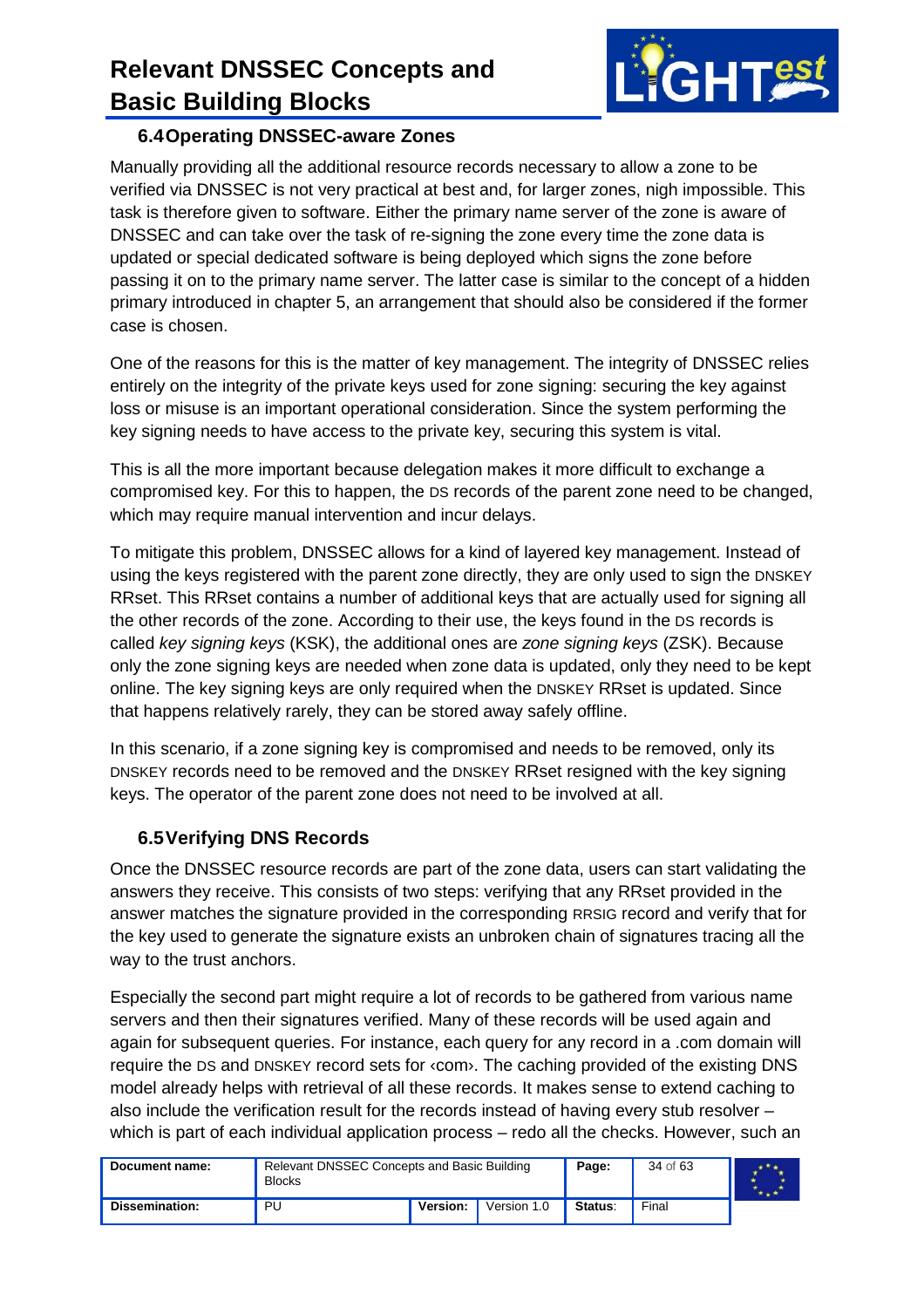## 6.4 Operating DNSSEC-aware Zones

Manually providing all the additional resource records necessary to allow a zone to be verified via DNSSEC is not very practical at best and, for larger zones, nigh impossible. This task is therefore given to software. Either the primary name server of the zone is aware of DNSSEC and can take over the task of re-signing the zone every time the zone data is updated or special dedicated software is being deployed which signs the zone before passing it on to the primary name server. The latter case is similar to the concept of a hidden primary introduced in chapter 5, an arrangement that should also be considered if the former case is chosen.

One of the reasons for this is the matter of key management. The integrity of DNSSEC relies entirely on the integrity of the private keys used for zone signing: securing the key against loss or misuse is an important operational consideration. Since the system performing the key signing needs to have access to the private key, securing this system is vital.

This is all the more important because delegation makes it more difficult to exchange a compromised key. For this to happen, the DS records of the parent zone need to be changed, which may require manual intervention and incur delays.

To mitigate this problem, DNSSEC allows for a kind of layered key management. Instead of using the keys registered with the parent zone directly, they are only used to sign the DNSKEY RRset. This RRset contains a number of additional keys that are actually used for signing all the other records of the zone. According to their use, the keys found in the DS records is called *key signing keys* (KSK), the additional ones are *zone signing keys* (ZSK). Because only the zone signing keys are needed when zone data is updated, only they need to be kept online. The key signing keys are only required when the DNSKEY RRset is updated. Since that happens relatively rarely, they can be stored away safely offline.

In this scenario, if a zone signing key is compromised and needs to be removed, only its DNSKEY records need to be removed and the DNSKEY RRset resigned with the key signing keys. The operator of the parent zone does not need to be involved at all.

## 6.5 Verifying DNS Records

Once the DNSSEC resource records are part of the zone data, users can start validating the answers they receive. This consists of two steps: verifying that any RRset provided in the answer matches the signature provided in the corresponding RRSIG record and verify that for the key used to generate the signature exists an unbroken chain of signatures tracing all the way to the trust anchors.

Especially the second part might require a lot of records to be gathered from various name servers and then their signatures verified. Many of these records will be used again and again for subsequent queries. For instance, each query for any record in a .com domain will require the DS and DNSKEY record sets for ‹com›. The caching provided of the existing DNS model already helps with retrieval of all these records. It makes sense to extend caching to also include the verification result for the records instead of having every stub resolver – which is part of each individual application process – redo all the checks. However, such an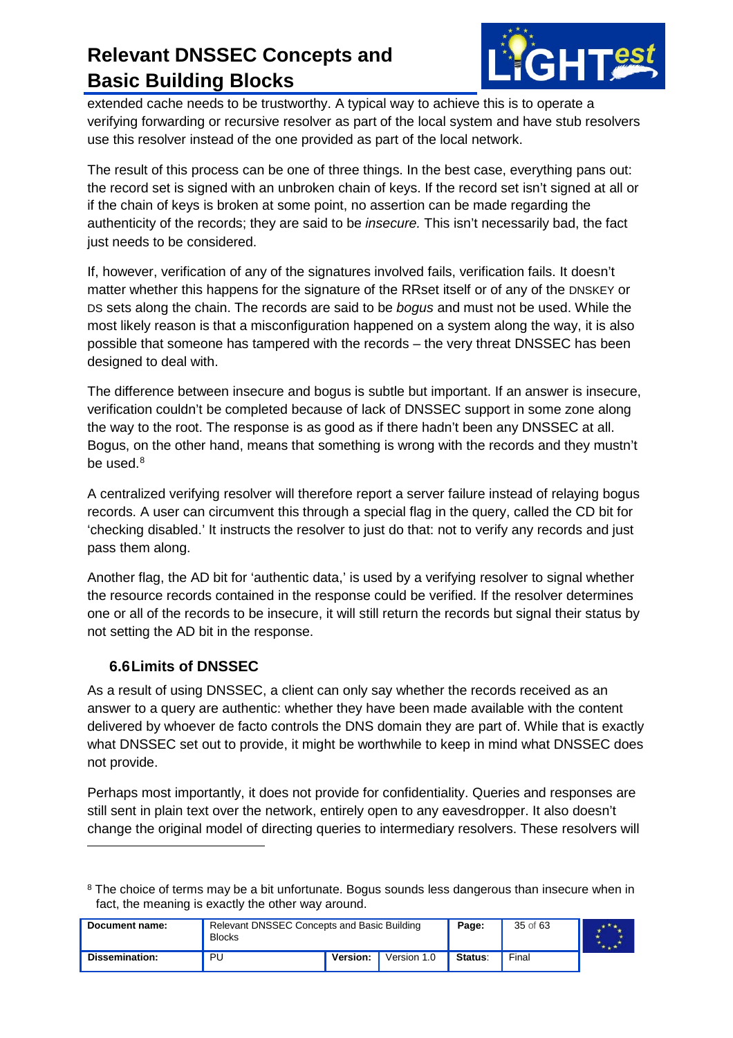extended cache needs to be trustworthy. A typical way to achieve this is to operate a verifying forwarding or recursive resolver as part of the local system and have stub resolvers use this resolver instead of the one provided as part of the local network.

The result of this process can be one of three things. In the best case, everything pans out: the record set is signed with an unbroken chain of keys. If the record set isn't signed at all or if the chain of keys is broken at some point, no assertion can be made regarding the authenticity of the records; they are said to be *insecure.* This isn't necessarily bad, the fact just needs to be considered.

If, however, verification of any of the signatures involved fails, verification fails. It doesn't matter whether this happens for the signature of the RRset itself or of any of the DNSKEY or DS sets along the chain. The records are said to be *bogus* and must not be used. While the most likely reason is that a misconfiguration happened on a system along the way, it is also possible that someone has tampered with the records – the very threat DNSSEC has been designed to deal with.

The difference between insecure and bogus is subtle but important. If an answer is insecure, verification couldn't be completed because of lack of DNSSEC support in some zone along the way to the root. The response is as good as if there hadn't been any DNSSEC at all. Bogus, on the other hand, means that something is wrong with the records and they mustn't be used.[8]

A centralized verifying resolver will therefore report a server failure instead of relaying bogus records. A user can circumvent this through a special flag in the query, called the CD bit for 'checking disabled.' It instructs the resolver to just do that: not to verify any records and just pass them along.

Another flag, the AD bit for 'authentic data,' is used by a verifying resolver to signal whether the resource records contained in the response could be verified. If the resolver determines one or all of the records to be insecure, it will still return the records but signal their status by not setting the AD bit in the response.

### 6.6 Limits of DNSSEC

As a result of using DNSSEC, a client can only say whether the records received as an answer to a query are authentic: whether they have been made available with the content delivered by whoever de facto controls the DNS domain they are part of. While that is exactly what DNSSEC set out to provide, it might be worthwhile to keep in mind what DNSSEC does not provide.

Perhaps most importantly, it does not provide for confidentiality. Queries and responses are still sent in plain text over the network, entirely open to any eavesdropper. It also doesn't change the original model of directing queries to intermediary resolvers. These resolvers will

[8] The choice of terms may be a bit unfortunate. Bogus sounds less dangerous than insecure when in fact, the meaning is exactly the other way around.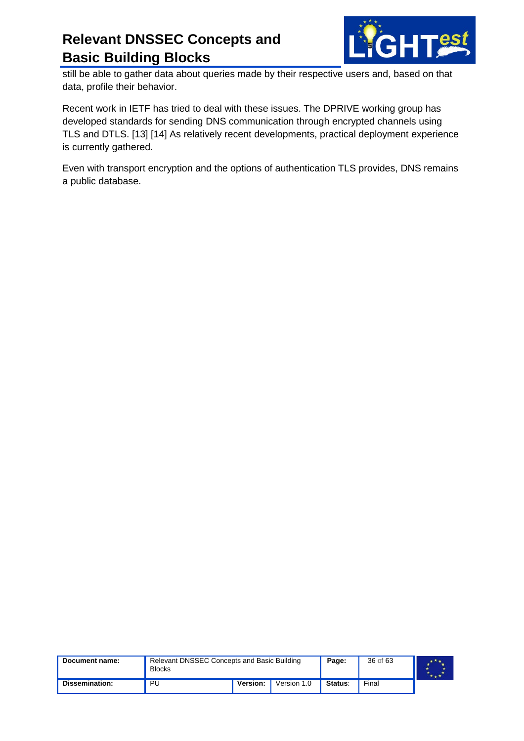still be able to gather data about queries made by their respective users and, based on that data, profile their behavior.

Recent work in IETF has tried to deal with these issues. The DPRIVE working group has developed standards for sending DNS communication through encrypted channels using TLS and DTLS. [13] [14] As relatively recent developments, practical deployment experience is currently gathered.

Even with transport encryption and the options of authentication TLS provides, DNS remains a public database.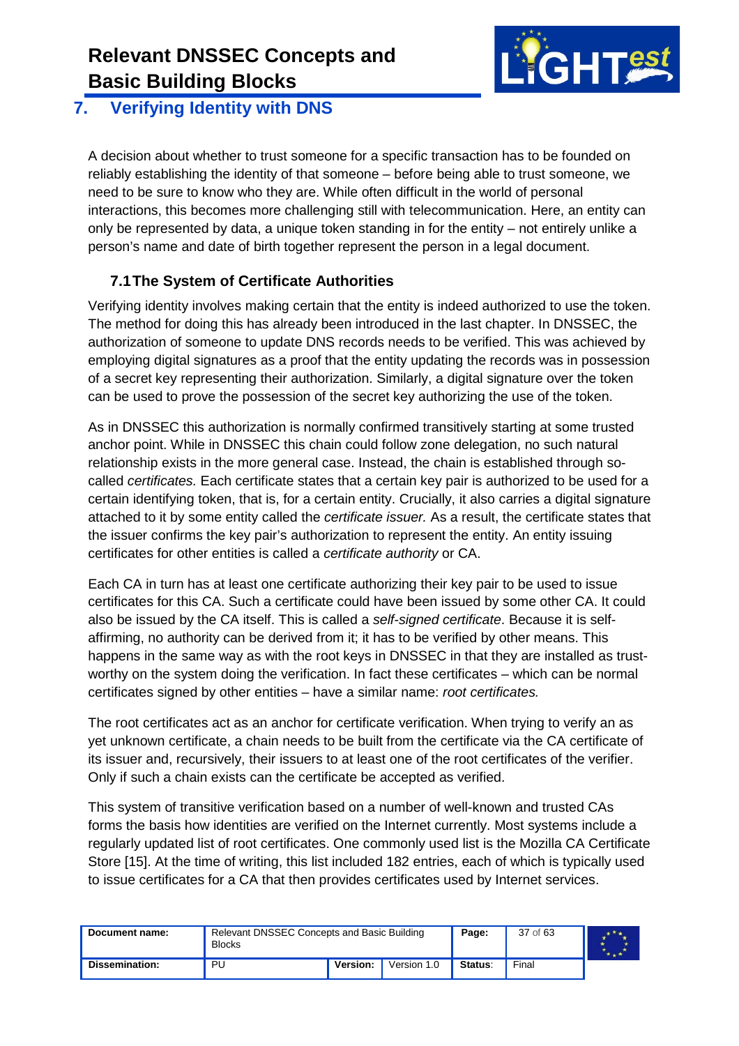# 7. Verifying Identity with DNS

A decision about whether to trust someone for a specific transaction has to be founded on reliably establishing the identity of that someone – before being able to trust someone, we need to be sure to know who they are. While often difficult in the world of personal interactions, this becomes more challenging still with telecommunication. Here, an entity can only be represented by data, a unique token standing in for the entity – not entirely unlike a person's name and date of birth together represent the person in a legal document.

## 7.1 The System of Certificate Authorities

Verifying identity involves making certain that the entity is indeed authorized to use the token. The method for doing this has already been introduced in the last chapter. In DNSSEC, the authorization of someone to update DNS records needs to be verified. This was achieved by employing digital signatures as a proof that the entity updating the records was in possession of a secret key representing their authorization. Similarly, a digital signature over the token can be used to prove the possession of the secret key authorizing the use of the token.

As in DNSSEC this authorization is normally confirmed transitively starting at some trusted anchor point. While in DNSSEC this chain could follow zone delegation, no such natural relationship exists in the more general case. Instead, the chain is established through so-called *certificates.* Each certificate states that a certain key pair is authorized to be used for a certain identifying token, that is, for a certain entity. Crucially, it also carries a digital signature attached to it by some entity called the *certificate issuer.* As a result, the certificate states that the issuer confirms the key pair's authorization to represent the entity. An entity issuing certificates for other entities is called a *certificate authority* or CA.

Each CA in turn has at least one certificate authorizing their key pair to be used to issue certificates for this CA. Such a certificate could have been issued by some other CA. It could also be issued by the CA itself. This is called a *self-signed certificate*. Because it is self-affirming, no authority can be derived from it; it has to be verified by other means. This happens in the same way as with the root keys in DNSSEC in that they are installed as trust-worthy on the system doing the verification. In fact these certificates – which can be normal certificates signed by other entities – have a similar name: *root certificates.*

The root certificates act as an anchor for certificate verification. When trying to verify an as yet unknown certificate, a chain needs to be built from the certificate via the CA certificate of its issuer and, recursively, their issuers to at least one of the root certificates of the verifier. Only if such a chain exists can the certificate be accepted as verified.

This system of transitive verification based on a number of well-known and trusted CAs forms the basis how identities are verified on the Internet currently. Most systems include a regularly updated list of root certificates. One commonly used list is the Mozilla CA Certificate Store [15]. At the time of writing, this list included 182 entries, each of which is typically used to issue certificates for a CA that then provides certificates used by Internet services.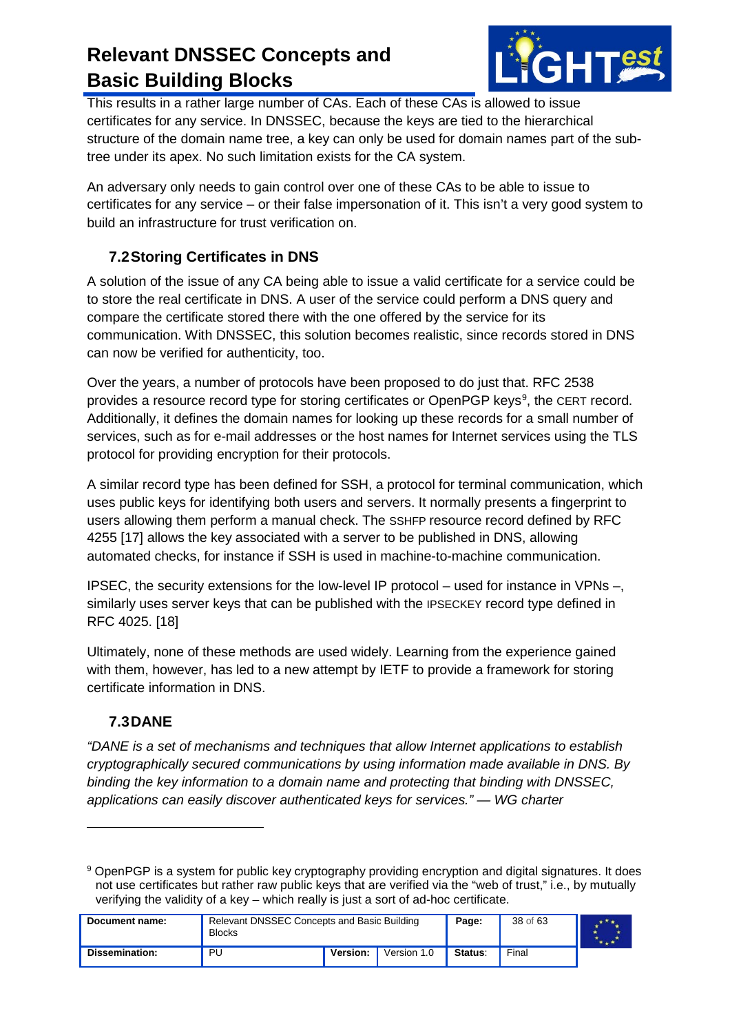This results in a rather large number of CAs. Each of these CAs is allowed to issue certificates for any service. In DNSSEC, because the keys are tied to the hierarchical structure of the domain name tree, a key can only be used for domain names part of the sub-tree under its apex. No such limitation exists for the CA system.

An adversary only needs to gain control over one of these CAs to be able to issue to certificates for any service – or their false impersonation of it. This isn't a very good system to build an infrastructure for trust verification on.

## 7.2 Storing Certificates in DNS

A solution of the issue of any CA being able to issue a valid certificate for a service could be to store the real certificate in DNS. A user of the service could perform a DNS query and compare the certificate stored there with the one offered by the service for its communication. With DNSSEC, this solution becomes realistic, since records stored in DNS can now be verified for authenticity, too.

Over the years, a number of protocols have been proposed to do just that. RFC 2538 provides a resource record type for storing certificates or OpenPGP keys[9], the CERT record. Additionally, it defines the domain names for looking up these records for a small number of services, such as for e-mail addresses or the host names for Internet services using the TLS protocol for providing encryption for their protocols.

A similar record type has been defined for SSH, a protocol for terminal communication, which uses public keys for identifying both users and servers. It normally presents a fingerprint to users allowing them perform a manual check. The SSHFP resource record defined by RFC 4255 [17] allows the key associated with a server to be published in DNS, allowing automated checks, for instance if SSH is used in machine-to-machine communication.

IPSEC, the security extensions for the low-level IP protocol – used for instance in VPNs –, similarly uses server keys that can be published with the IPSECKEY record type defined in RFC 4025. [18]

Ultimately, none of these methods are used widely. Learning from the experience gained with them, however, has led to a new attempt by IETF to provide a framework for storing certificate information in DNS.

## 7.3 DANE

*"DANE is a set of mechanisms and techniques that allow Internet applications to establish cryptographically secured communications by using information made available in DNS. By binding the key information to a domain name and protecting that binding with DNSSEC, applications can easily discover authenticated keys for services." — WG charter*

---

[9] OpenPGP is a system for public key cryptography providing encryption and digital signatures. It does not use certificates but rather raw public keys that are verified via the "web of trust," i.e., by mutually verifying the validity of a key – which really is just a sort of ad-hoc certificate.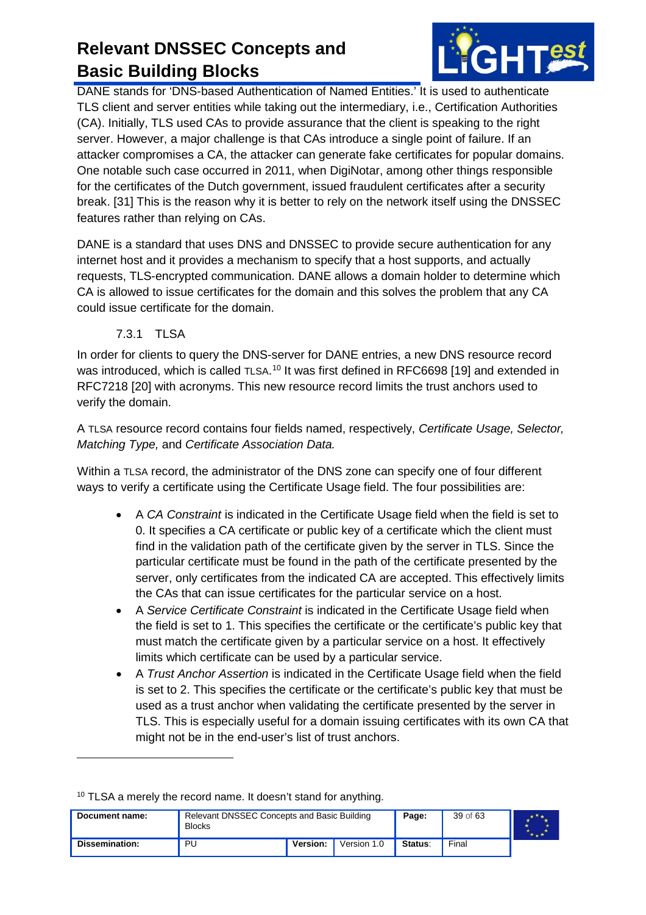DANE stands for 'DNS-based Authentication of Named Entities.' It is used to authenticate TLS client and server entities while taking out the intermediary, i.e., Certification Authorities (CA). Initially, TLS used CAs to provide assurance that the client is speaking to the right server. However, a major challenge is that CAs introduce a single point of failure. If an attacker compromises a CA, the attacker can generate fake certificates for popular domains. One notable such case occurred in 2011, when DigiNotar, among other things responsible for the certificates of the Dutch government, issued fraudulent certificates after a security break. [31] This is the reason why it is better to rely on the network itself using the DNSSEC features rather than relying on CAs.

DANE is a standard that uses DNS and DNSSEC to provide secure authentication for any internet host and it provides a mechanism to specify that a host supports, and actually requests, TLS-encrypted communication. DANE allows a domain holder to determine which CA is allowed to issue certificates for the domain and this solves the problem that any CA could issue certificate for the domain.

### 7.3.1 TLSA

In order for clients to query the DNS-server for DANE entries, a new DNS resource record was introduced, which is called TLSA.[10] It was first defined in RFC6698 [19] and extended in RFC7218 [20] with acronyms. This new resource record limits the trust anchors used to verify the domain.

A TLSA resource record contains four fields named, respectively, *Certificate Usage, Selector, Matching Type,* and *Certificate Association Data.*

Within a TLSA record, the administrator of the DNS zone can specify one of four different ways to verify a certificate using the Certificate Usage field. The four possibilities are:

- A *CA Constraint* is indicated in the Certificate Usage field when the field is set to 0. It specifies a CA certificate or public key of a certificate which the client must find in the validation path of the certificate given by the server in TLS. Since the particular certificate must be found in the path of the certificate presented by the server, only certificates from the indicated CA are accepted. This effectively limits the CAs that can issue certificates for the particular service on a host.
- A *Service Certificate Constraint* is indicated in the Certificate Usage field when the field is set to 1. This specifies the certificate or the certificate's public key that must match the certificate given by a particular service on a host. It effectively limits which certificate can be used by a particular service.
- A *Trust Anchor Assertion* is indicated in the Certificate Usage field when the field is set to 2. This specifies the certificate or the certificate's public key that must be used as a trust anchor when validating the certificate presented by the server in TLS. This is especially useful for a domain issuing certificates with its own CA that might not be in the end-user's list of trust anchors.

[10] TLSA a merely the record name. It doesn't stand for anything.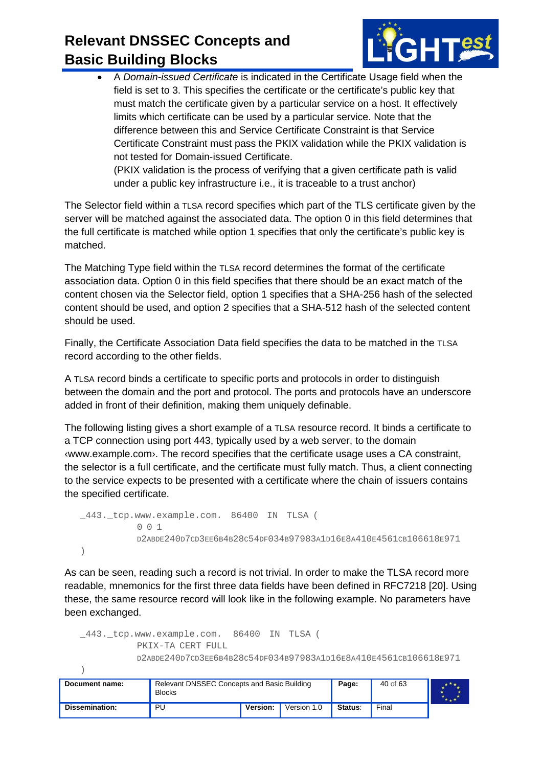- A *Domain-issued Certificate* is indicated in the Certificate Usage field when the field is set to 3. This specifies the certificate or the certificate's public key that must match the certificate given by a particular service on a host. It effectively limits which certificate can be used by a particular service. Note that the difference between this and Service Certificate Constraint is that Service Certificate Constraint must pass the PKIX validation while the PKIX validation is not tested for Domain-issued Certificate.
  (PKIX validation is the process of verifying that a given certificate path is valid under a public key infrastructure i.e., it is traceable to a trust anchor)

The Selector field within a TLSA record specifies which part of the TLS certificate given by the server will be matched against the associated data. The option 0 in this field determines that the full certificate is matched while option 1 specifies that only the certificate's public key is matched.

The Matching Type field within the TLSA record determines the format of the certificate association data. Option 0 in this field specifies that there should be an exact match of the content chosen via the Selector field, option 1 specifies that a SHA-256 hash of the selected content should be used, and option 2 specifies that a SHA-512 hash of the selected content should be used.

Finally, the Certificate Association Data field specifies the data to be matched in the TLSA record according to the other fields.

A TLSA record binds a certificate to specific ports and protocols in order to distinguish between the domain and the port and protocol. The ports and protocols have an underscore added in front of their definition, making them uniquely definable.

The following listing gives a short example of a TLSA resource record. It binds a certificate to a TCP connection using port 443, typically used by a web server, to the domain ‹www.example.com›. The record specifies that the certificate usage uses a CA constraint, the selector is a full certificate, and the certificate must fully match. Thus, a client connecting to the service expects to be presented with a certificate where the chain of issuers contains the specified certificate.

```
_443._tcp.www.example.com.  86400  IN  TLSA (
          0 0 1
          D2ABDE240D7CD3EE6B4B28C54DF034B97983A1D16E8A410E4561CB106618E971
)
```

As can be seen, reading such a record is not trivial. In order to make the TLSA record more readable, mnemonics for the first three data fields have been defined in RFC7218 [20]. Using these, the same resource record will look like in the following example. No parameters have been exchanged.

```
_443._tcp.www.example.com.  86400  IN  TLSA (
          PKIX-TA CERT FULL
          D2ABDE240D7CD3EE6B4B28C54DF034B97983A1D16E8A410E4561CB106618E971
)
```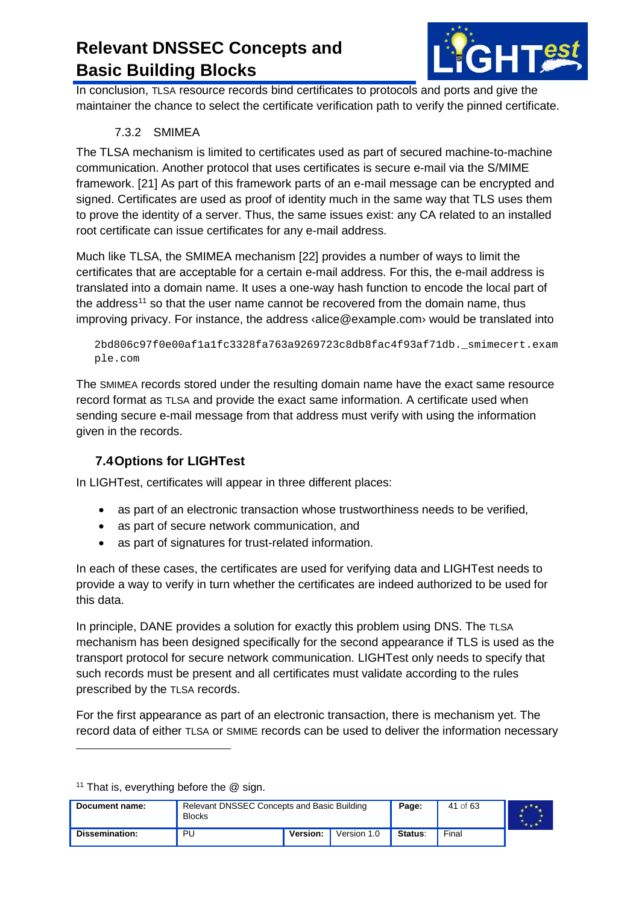In conclusion, TLSA resource records bind certificates to protocols and ports and give the maintainer the chance to select the certificate verification path to verify the pinned certificate.

### 7.3.2 SMIMEA

The TLSA mechanism is limited to certificates used as part of secured machine-to-machine communication. Another protocol that uses certificates is secure e-mail via the S/MIME framework. [21] As part of this framework parts of an e-mail message can be encrypted and signed. Certificates are used as proof of identity much in the same way that TLS uses them to prove the identity of a server. Thus, the same issues exist: any CA related to an installed root certificate can issue certificates for any e-mail address.

Much like TLSA, the SMIMEA mechanism [22] provides a number of ways to limit the certificates that are acceptable for a certain e-mail address. For this, the e-mail address is translated into a domain name. It uses a one-way hash function to encode the local part of the address[11] so that the user name cannot be recovered from the domain name, thus improving privacy. For instance, the address ‹alice@example.com› would be translated into

```
2bd806c97f0e00af1a1fc3328fa763a9269723c8db8fac4f93af71db._smimecert.exam
ple.com
```

The SMIMEA records stored under the resulting domain name have the exact same resource record format as TLSA and provide the exact same information. A certificate used when sending secure e-mail message from that address must verify with using the information given in the records.

## 7.4 Options for LIGHTest

In LIGHTest, certificates will appear in three different places:

- as part of an electronic transaction whose trustworthiness needs to be verified,
- as part of secure network communication, and
- as part of signatures for trust-related information.

In each of these cases, the certificates are used for verifying data and LIGHTest needs to provide a way to verify in turn whether the certificates are indeed authorized to be used for this data.

In principle, DANE provides a solution for exactly this problem using DNS. The TLSA mechanism has been designed specifically for the second appearance if TLS is used as the transport protocol for secure network communication. LIGHTest only needs to specify that such records must be present and all certificates must validate according to the rules prescribed by the TLSA records.

For the first appearance as part of an electronic transaction, there is mechanism yet. The record data of either TLSA or SMIME records can be used to deliver the information necessary

---

[11] That is, everything before the @ sign.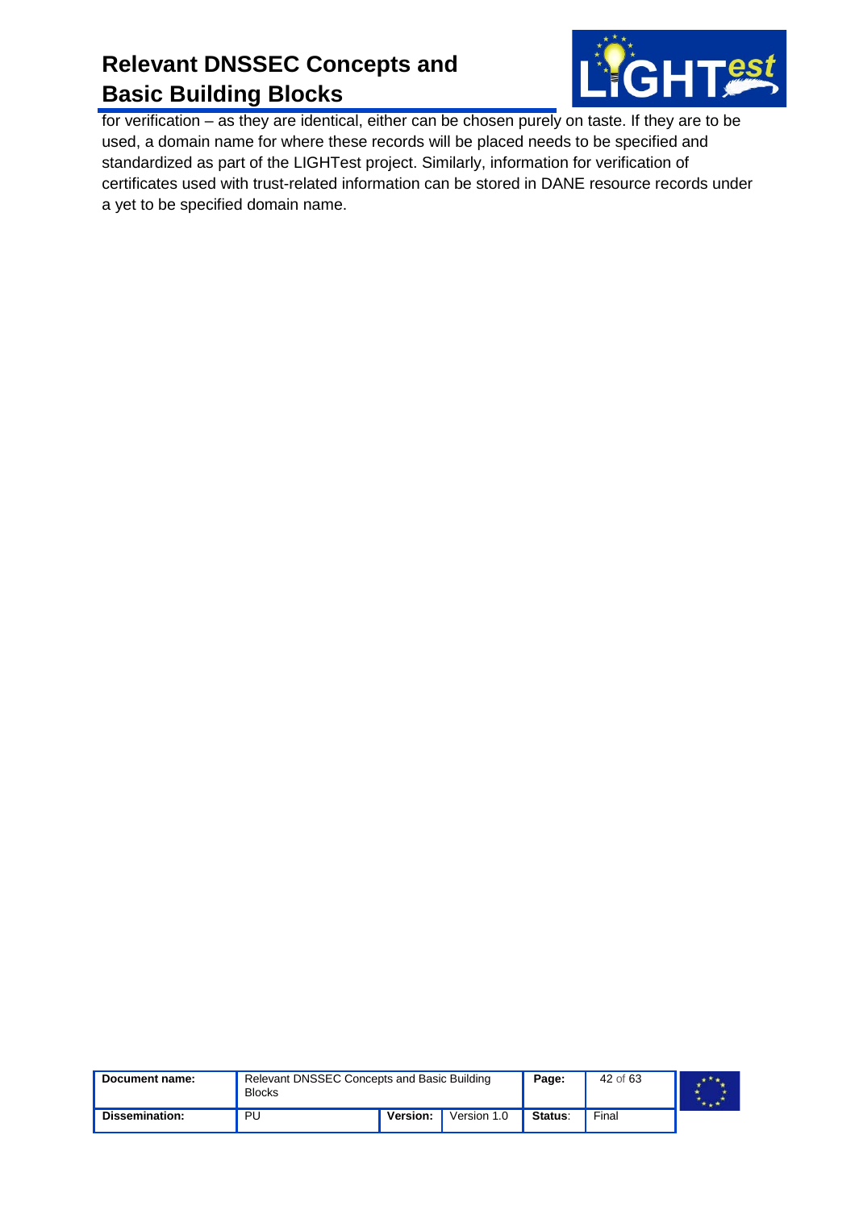for verification – as they are identical, either can be chosen purely on taste. If they are to be used, a domain name for where these records will be placed needs to be specified and standardized as part of the LIGHTest project. Similarly, information for verification of certificates used with trust-related information can be stored in DANE resource records under a yet to be specified domain name.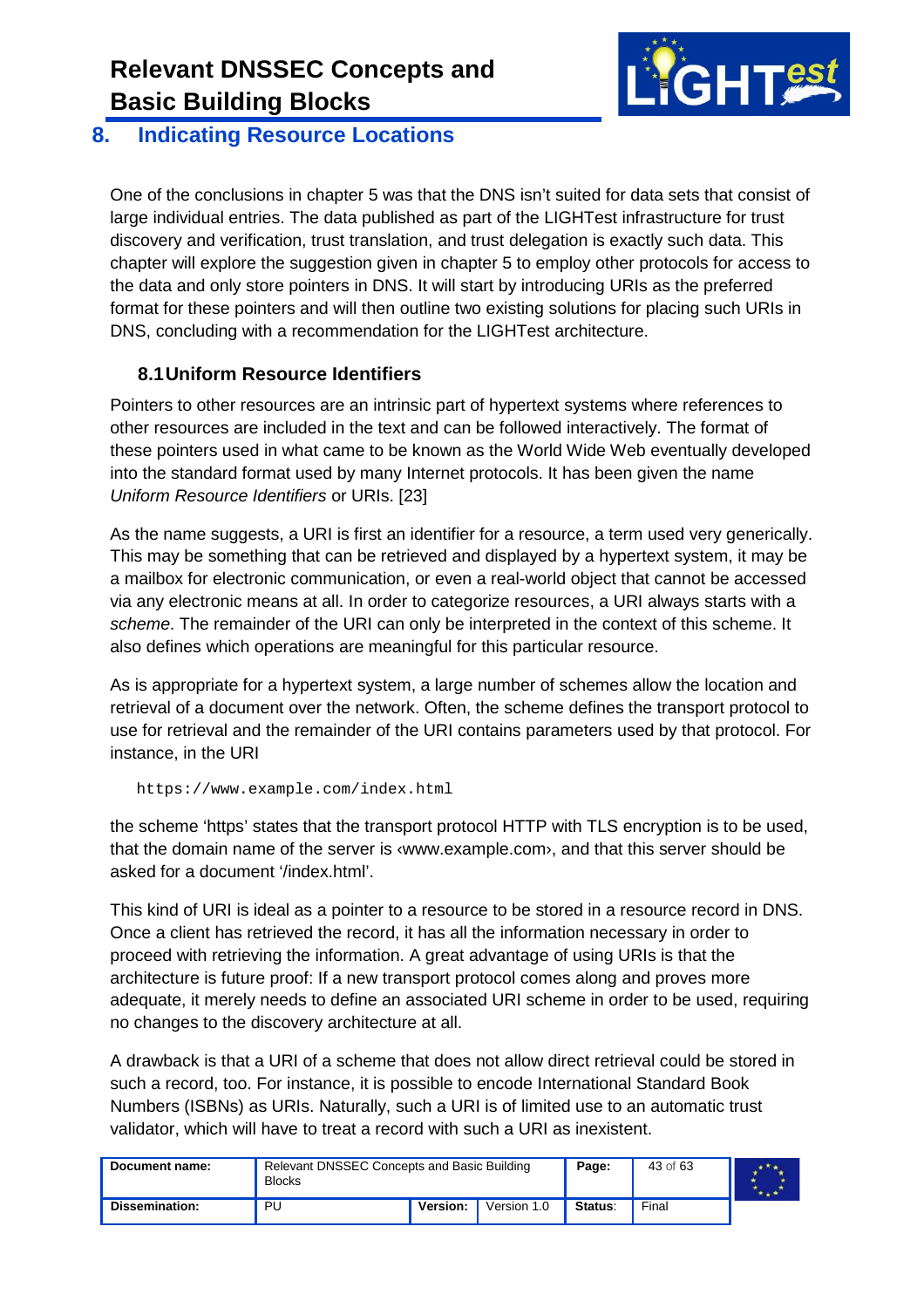# 8. Indicating Resource Locations

One of the conclusions in chapter 5 was that the DNS isn't suited for data sets that consist of large individual entries. The data published as part of the LIGHTest infrastructure for trust discovery and verification, trust translation, and trust delegation is exactly such data. This chapter will explore the suggestion given in chapter 5 to employ other protocols for access to the data and only store pointers in DNS. It will start by introducing URIs as the preferred format for these pointers and will then outline two existing solutions for placing such URIs in DNS, concluding with a recommendation for the LIGHTest architecture.

## 8.1 Uniform Resource Identifiers

Pointers to other resources are an intrinsic part of hypertext systems where references to other resources are included in the text and can be followed interactively. The format of these pointers used in what came to be known as the World Wide Web eventually developed into the standard format used by many Internet protocols. It has been given the name *Uniform Resource Identifiers* or URIs. [23]

As the name suggests, a URI is first an identifier for a resource, a term used very generically. This may be something that can be retrieved and displayed by a hypertext system, it may be a mailbox for electronic communication, or even a real-world object that cannot be accessed via any electronic means at all. In order to categorize resources, a URI always starts with a *scheme*. The remainder of the URI can only be interpreted in the context of this scheme. It also defines which operations are meaningful for this particular resource.

As is appropriate for a hypertext system, a large number of schemes allow the location and retrieval of a document over the network. Often, the scheme defines the transport protocol to use for retrieval and the remainder of the URI contains parameters used by that protocol. For instance, in the URI

```
https://www.example.com/index.html
```

the scheme 'https' states that the transport protocol HTTP with TLS encryption is to be used, that the domain name of the server is ‹www.example.com›, and that this server should be asked for a document '/index.html'.

This kind of URI is ideal as a pointer to a resource to be stored in a resource record in DNS. Once a client has retrieved the record, it has all the information necessary in order to proceed with retrieving the information. A great advantage of using URIs is that the architecture is future proof: If a new transport protocol comes along and proves more adequate, it merely needs to define an associated URI scheme in order to be used, requiring no changes to the discovery architecture at all.

A drawback is that a URI of a scheme that does not allow direct retrieval could be stored in such a record, too. For instance, it is possible to encode International Standard Book Numbers (ISBNs) as URIs. Naturally, such a URI is of limited use to an automatic trust validator, which will have to treat a record with such a URI as inexistent.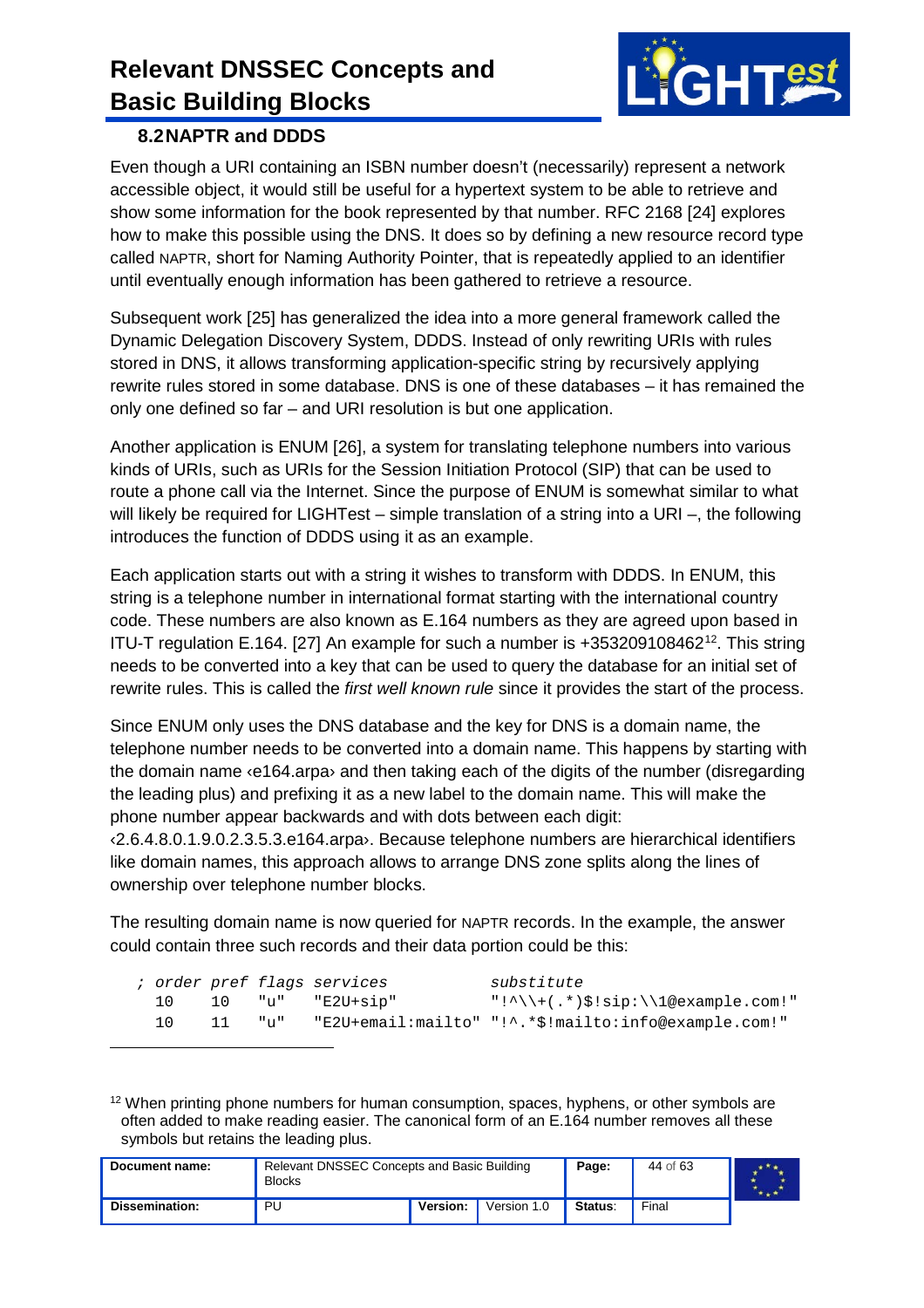## 8.2 NAPTR and DDDS

Even though a URI containing an ISBN number doesn't (necessarily) represent a network accessible object, it would still be useful for a hypertext system to be able to retrieve and show some information for the book represented by that number. RFC 2168 [24] explores how to make this possible using the DNS. It does so by defining a new resource record type called NAPTR, short for Naming Authority Pointer, that is repeatedly applied to an identifier until eventually enough information has been gathered to retrieve a resource.

Subsequent work [25] has generalized the idea into a more general framework called the Dynamic Delegation Discovery System, DDDS. Instead of only rewriting URIs with rules stored in DNS, it allows transforming application-specific string by recursively applying rewrite rules stored in some database. DNS is one of these databases – it has remained the only one defined so far – and URI resolution is but one application.

Another application is ENUM [26], a system for translating telephone numbers into various kinds of URIs, such as URIs for the Session Initiation Protocol (SIP) that can be used to route a phone call via the Internet. Since the purpose of ENUM is somewhat similar to what will likely be required for LIGHTest – simple translation of a string into a URI –, the following introduces the function of DDDS using it as an example.

Each application starts out with a string it wishes to transform with DDDS. In ENUM, this string is a telephone number in international format starting with the international country code. These numbers are also known as E.164 numbers as they are agreed upon based in ITU-T regulation E.164. [27] An example for such a number is +353209108462[12]. This string needs to be converted into a key that can be used to query the database for an initial set of rewrite rules. This is called the *first well known rule* since it provides the start of the process.

Since ENUM only uses the DNS database and the key for DNS is a domain name, the telephone number needs to be converted into a domain name. This happens by starting with the domain name ‹e164.arpa› and then taking each of the digits of the number (disregarding the leading plus) and prefixing it as a new label to the domain name. This will make the phone number appear backwards and with dots between each digit: ‹2.6.4.8.0.1.9.0.2.3.5.3.e164.arpa›. Because telephone numbers are hierarchical identifiers like domain names, this approach allows to arrange DNS zone splits along the lines of ownership over telephone number blocks.

The resulting domain name is now queried for NAPTR records. In the example, the answer could contain three such records and their data portion could be this:

```
; order pref flags services            substitute
  10    10   "u"   "E2U+sip"           "!^\\+(.*)$!sip:\\1@example.com!"
  10    11   "u"   "E2U+email:mailto"  "!^.*$!mailto:info@example.com!"
```

[12] When printing phone numbers for human consumption, spaces, hyphens, or other symbols are often added to make reading easier. The canonical form of an E.164 number removes all these symbols but retains the leading plus.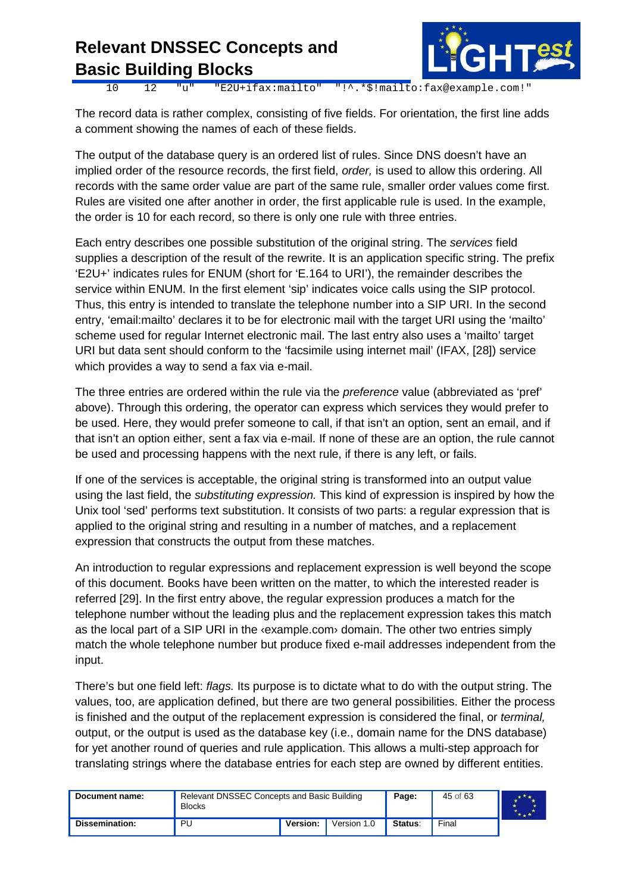```
    10    12    "u"    "E2U+ifax:mailto"  "!^.*$!mailto:fax@example.com!"
```

The record data is rather complex, consisting of five fields. For orientation, the first line adds a comment showing the names of each of these fields.

The output of the database query is an ordered list of rules. Since DNS doesn't have an implied order of the resource records, the first field, *order,* is used to allow this ordering. All records with the same order value are part of the same rule, smaller order values come first. Rules are visited one after another in order, the first applicable rule is used. In the example, the order is 10 for each record, so there is only one rule with three entries.

Each entry describes one possible substitution of the original string. The *services* field supplies a description of the result of the rewrite. It is an application specific string. The prefix 'E2U+' indicates rules for ENUM (short for 'E.164 to URI'), the remainder describes the service within ENUM. In the first element 'sip' indicates voice calls using the SIP protocol. Thus, this entry is intended to translate the telephone number into a SIP URI. In the second entry, 'email:mailto' declares it to be for electronic mail with the target URI using the 'mailto' scheme used for regular Internet electronic mail. The last entry also uses a 'mailto' target URI but data sent should conform to the 'facsimile using internet mail' (IFAX, [28]) service which provides a way to send a fax via e-mail.

The three entries are ordered within the rule via the *preference* value (abbreviated as 'pref' above). Through this ordering, the operator can express which services they would prefer to be used. Here, they would prefer someone to call, if that isn't an option, sent an email, and if that isn't an option either, sent a fax via e-mail. If none of these are an option, the rule cannot be used and processing happens with the next rule, if there is any left, or fails.

If one of the services is acceptable, the original string is transformed into an output value using the last field, the *substituting expression.* This kind of expression is inspired by how the Unix tool 'sed' performs text substitution. It consists of two parts: a regular expression that is applied to the original string and resulting in a number of matches, and a replacement expression that constructs the output from these matches.

An introduction to regular expressions and replacement expression is well beyond the scope of this document. Books have been written on the matter, to which the interested reader is referred [29]. In the first entry above, the regular expression produces a match for the telephone number without the leading plus and the replacement expression takes this match as the local part of a SIP URI in the ‹example.com› domain. The other two entries simply match the whole telephone number but produce fixed e-mail addresses independent from the input.

There's but one field left: *flags.* Its purpose is to dictate what to do with the output string. The values, too, are application defined, but there are two general possibilities. Either the process is finished and the output of the replacement expression is considered the final, or *terminal,* output, or the output is used as the database key (i.e., domain name for the DNS database) for yet another round of queries and rule application. This allows a multi-step approach for translating strings where the database entries for each step are owned by different entities.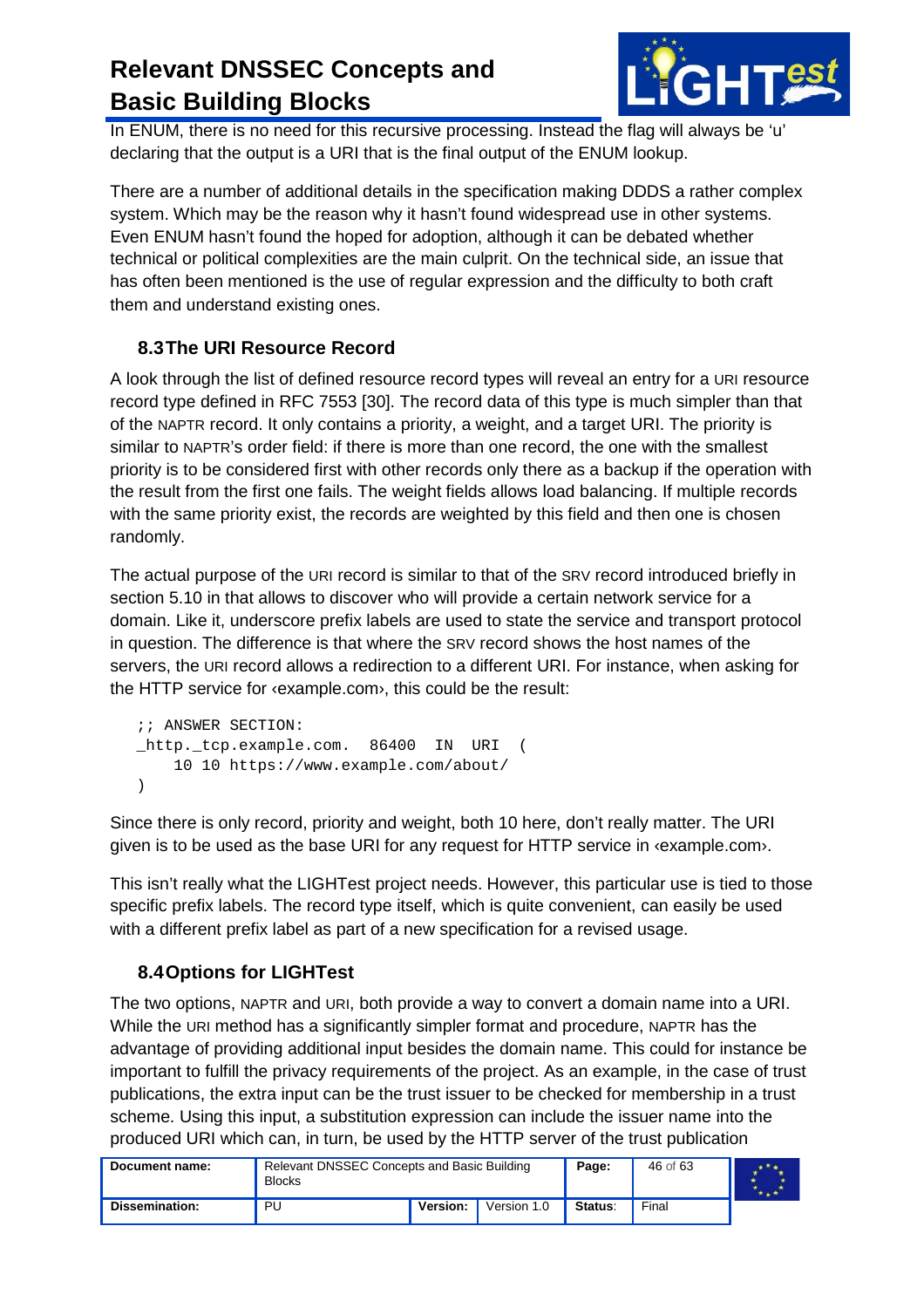In ENUM, there is no need for this recursive processing. Instead the flag will always be 'u' declaring that the output is a URI that is the final output of the ENUM lookup.

There are a number of additional details in the specification making DDDS a rather complex system. Which may be the reason why it hasn't found widespread use in other systems. Even ENUM hasn't found the hoped for adoption, although it can be debated whether technical or political complexities are the main culprit. On the technical side, an issue that has often been mentioned is the use of regular expression and the difficulty to both craft them and understand existing ones.

## 8.3 The URI Resource Record

A look through the list of defined resource record types will reveal an entry for a URI resource record type defined in RFC 7553 [30]. The record data of this type is much simpler than that of the NAPTR record. It only contains a priority, a weight, and a target URI. The priority is similar to NAPTR's order field: if there is more than one record, the one with the smallest priority is to be considered first with other records only there as a backup if the operation with the result from the first one fails. The weight fields allows load balancing. If multiple records with the same priority exist, the records are weighted by this field and then one is chosen randomly.

The actual purpose of the URI record is similar to that of the SRV record introduced briefly in section 5.10 in that allows to discover who will provide a certain network service for a domain. Like it, underscore prefix labels are used to state the service and transport protocol in question. The difference is that where the SRV record shows the host names of the servers, the URI record allows a redirection to a different URI. For instance, when asking for the HTTP service for ‹example.com›, this could be the result:

```
;; ANSWER SECTION:
_http._tcp.example.com.  86400  IN  URI  (
    10 10 https://www.example.com/about/
)
```

Since there is only record, priority and weight, both 10 here, don't really matter. The URI given is to be used as the base URI for any request for HTTP service in ‹example.com›.

This isn't really what the LIGHTest project needs. However, this particular use is tied to those specific prefix labels. The record type itself, which is quite convenient, can easily be used with a different prefix label as part of a new specification for a revised usage.

## 8.4 Options for LIGHTest

The two options, NAPTR and URI, both provide a way to convert a domain name into a URI. While the URI method has a significantly simpler format and procedure, NAPTR has the advantage of providing additional input besides the domain name. This could for instance be important to fulfill the privacy requirements of the project. As an example, in the case of trust publications, the extra input can be the trust issuer to be checked for membership in a trust scheme. Using this input, a substitution expression can include the issuer name into the produced URI which can, in turn, be used by the HTTP server of the trust publication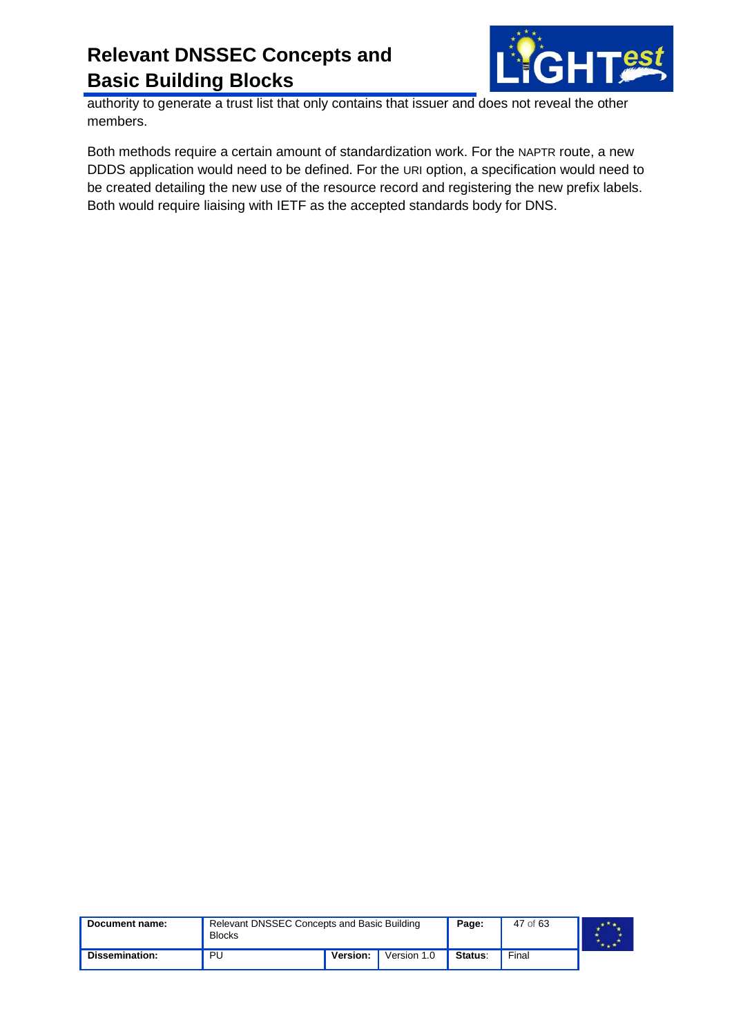authority to generate a trust list that only contains that issuer and does not reveal the other members.

Both methods require a certain amount of standardization work. For the NAPTR route, a new DDDS application would need to be defined. For the URI option, a specification would need to be created detailing the new use of the resource record and registering the new prefix labels. Both would require liaising with IETF as the accepted standards body for DNS.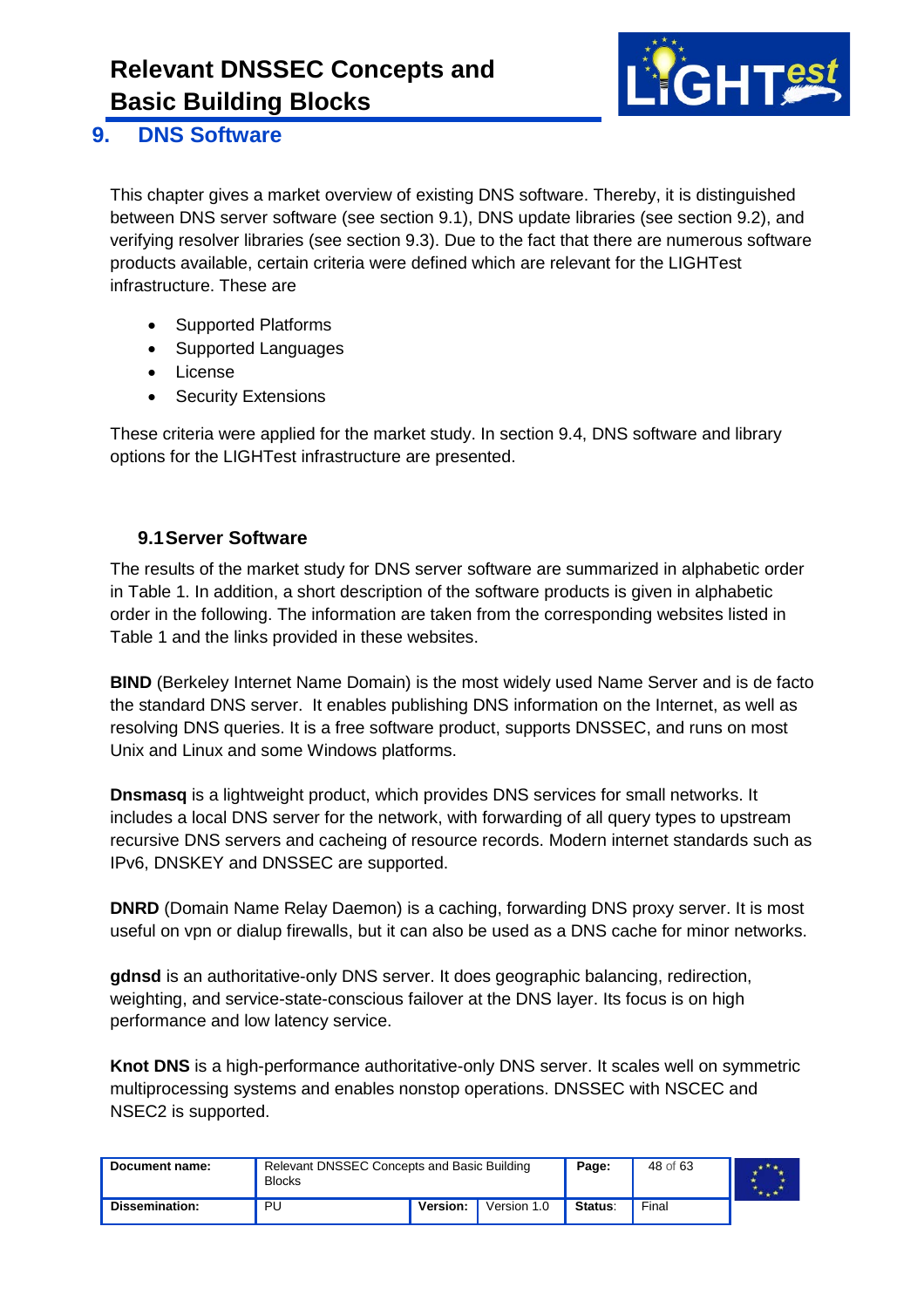# 9. DNS Software

This chapter gives a market overview of existing DNS software. Thereby, it is distinguished between DNS server software (see section 9.1), DNS update libraries (see section 9.2), and verifying resolver libraries (see section 9.3). Due to the fact that there are numerous software products available, certain criteria were defined which are relevant for the LIGHTest infrastructure. These are

- Supported Platforms
- Supported Languages
- License
- Security Extensions

These criteria were applied for the market study. In section 9.4, DNS software and library options for the LIGHTest infrastructure are presented.

## 9.1 Server Software

The results of the market study for DNS server software are summarized in alphabetic order in Table 1. In addition, a short description of the software products is given in alphabetic order in the following. The information are taken from the corresponding websites listed in Table 1 and the links provided in these websites.

**BIND** (Berkeley Internet Name Domain) is the most widely used Name Server and is de facto the standard DNS server. It enables publishing DNS information on the Internet, as well as resolving DNS queries. It is a free software product, supports DNSSEC, and runs on most Unix and Linux and some Windows platforms.

**Dnsmasq** is a lightweight product, which provides DNS services for small networks. It includes a local DNS server for the network, with forwarding of all query types to upstream recursive DNS servers and cacheing of resource records. Modern internet standards such as IPv6, DNSKEY and DNSSEC are supported.

**DNRD** (Domain Name Relay Daemon) is a caching, forwarding DNS proxy server. It is most useful on vpn or dialup firewalls, but it can also be used as a DNS cache for minor networks.

**gdnsd** is an authoritative-only DNS server. It does geographic balancing, redirection, weighting, and service-state-conscious failover at the DNS layer. Its focus is on high performance and low latency service.

**Knot DNS** is a high-performance authoritative-only DNS server. It scales well on symmetric multiprocessing systems and enables nonstop operations. DNSSEC with NSCEC and NSEC2 is supported.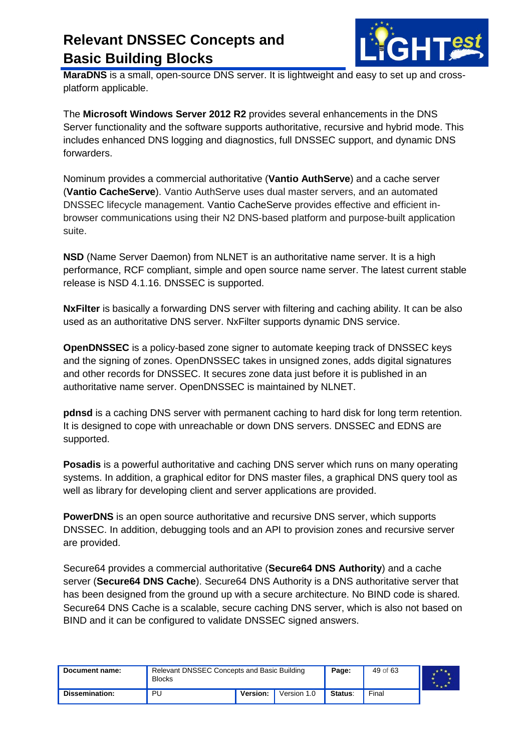**MaraDNS** is a small, open-source DNS server. It is lightweight and easy to set up and cross-platform applicable.

The **Microsoft Windows Server 2012 R2** provides several enhancements in the DNS Server functionality and the software supports authoritative, recursive and hybrid mode. This includes enhanced DNS logging and diagnostics, full DNSSEC support, and dynamic DNS forwarders.

Nominum provides a commercial authoritative (**Vantio AuthServe**) and a cache server (**Vantio CacheServe**). Vantio AuthServe uses dual master servers, and an automated DNSSEC lifecycle management. Vantio CacheServe provides effective and efficient in-browser communications using their N2 DNS-based platform and purpose-built application suite.

**NSD** (Name Server Daemon) from NLNET is an authoritative name server. It is a high performance, RCF compliant, simple and open source name server. The latest current stable release is NSD 4.1.16. DNSSEC is supported.

**NxFilter** is basically a forwarding DNS server with filtering and caching ability. It can be also used as an authoritative DNS server. NxFilter supports dynamic DNS service.

**OpenDNSSEC** is a policy-based zone signer to automate keeping track of DNSSEC keys and the signing of zones. OpenDNSSEC takes in unsigned zones, adds digital signatures and other records for DNSSEC. It secures zone data just before it is published in an authoritative name server. OpenDNSSEC is maintained by NLNET.

**pdnsd** is a caching DNS server with permanent caching to hard disk for long term retention. It is designed to cope with unreachable or down DNS servers. DNSSEC and EDNS are supported.

**Posadis** is a powerful authoritative and caching DNS server which runs on many operating systems. In addition, a graphical editor for DNS master files, a graphical DNS query tool as well as library for developing client and server applications are provided.

**PowerDNS** is an open source authoritative and recursive DNS server, which supports DNSSEC. In addition, debugging tools and an API to provision zones and recursive server are provided.

Secure64 provides a commercial authoritative (**Secure64 DNS Authority**) and a cache server (**Secure64 DNS Cache**). Secure64 DNS Authority is a DNS authoritative server that has been designed from the ground up with a secure architecture. No BIND code is shared. Secure64 DNS Cache is a scalable, secure caching DNS server, which is also not based on BIND and it can be configured to validate DNSSEC signed answers.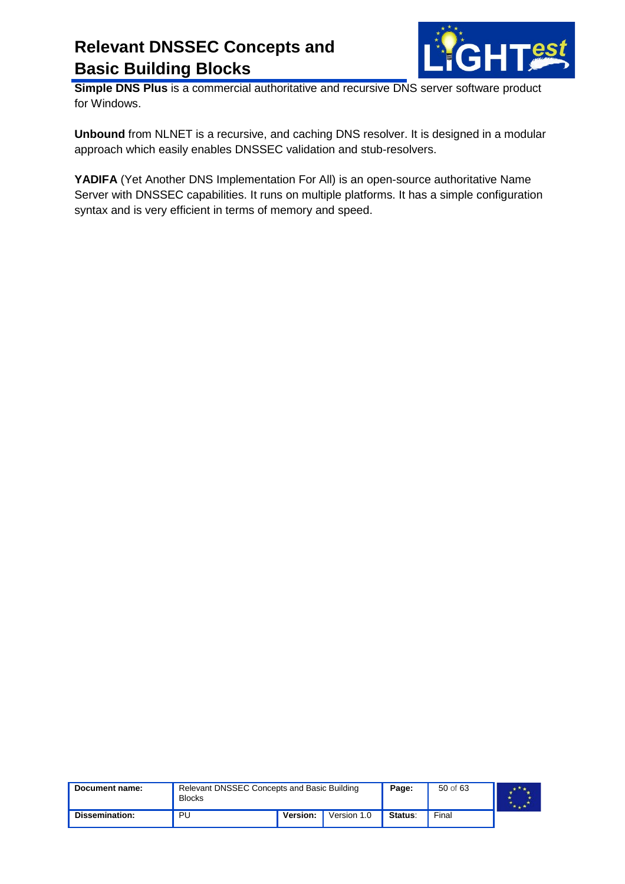**Simple DNS Plus** is a commercial authoritative and recursive DNS server software product for Windows.

**Unbound** from NLNET is a recursive, and caching DNS resolver. It is designed in a modular approach which easily enables DNSSEC validation and stub-resolvers.

**YADIFA** (Yet Another DNS Implementation For All) is an open-source authoritative Name Server with DNSSEC capabilities. It runs on multiple platforms. It has a simple configuration syntax and is very efficient in terms of memory and speed.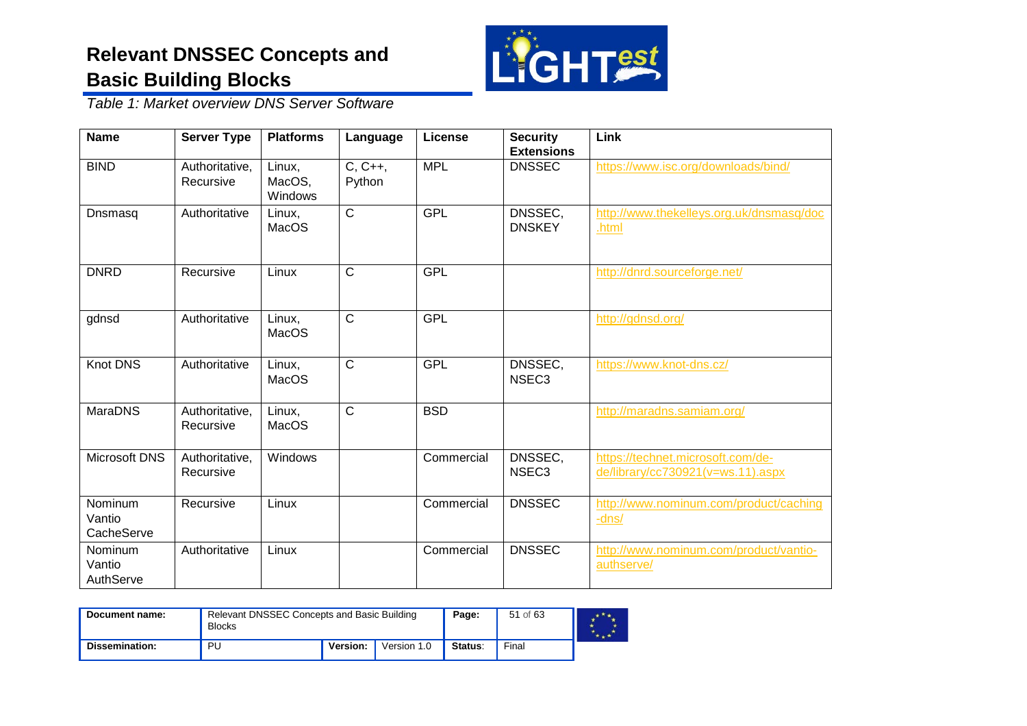*Table 1: Market overview DNS Server Software*

| Name | Server Type | Platforms | Language | License | Security Extensions | Link |
|---|---|---|---|---|---|---|
| BIND | Authoritative, Recursive | Linux, MacOS, Windows | C, C++, Python | MPL | DNSSEC | https://www.isc.org/downloads/bind/ |
| Dnsmasq | Authoritative | Linux, MacOS | C | GPL | DNSSEC, DNSKEY | http://www.thekelleys.org.uk/dnsmasq/doc.html |
| DNRD | Recursive | Linux | C | GPL | | http://dnrd.sourceforge.net/ |
| gdnsd | Authoritative | Linux, MacOS | C | GPL | | http://gdnsd.org/ |
| Knot DNS | Authoritative | Linux, MacOS | C | GPL | DNSSEC, NSEC3 | https://www.knot-dns.cz/ |
| MaraDNS | Authoritative, Recursive | Linux, MacOS | C | BSD | | http://maradns.samiam.org/ |
| Microsoft DNS | Authoritative, Recursive | Windows | | Commercial | DNSSEC, NSEC3 | https://technet.microsoft.com/de-de/library/cc730921(v=ws.11).aspx |
| Nominum Vantio CacheServe | Recursive | Linux | | Commercial | DNSSEC | http://www.nominum.com/product/caching-dns/ |
| Nominum Vantio AuthServe | Authoritative | Linux | | Commercial | DNSSEC | http://www.nominum.com/product/vantio-authserve/ |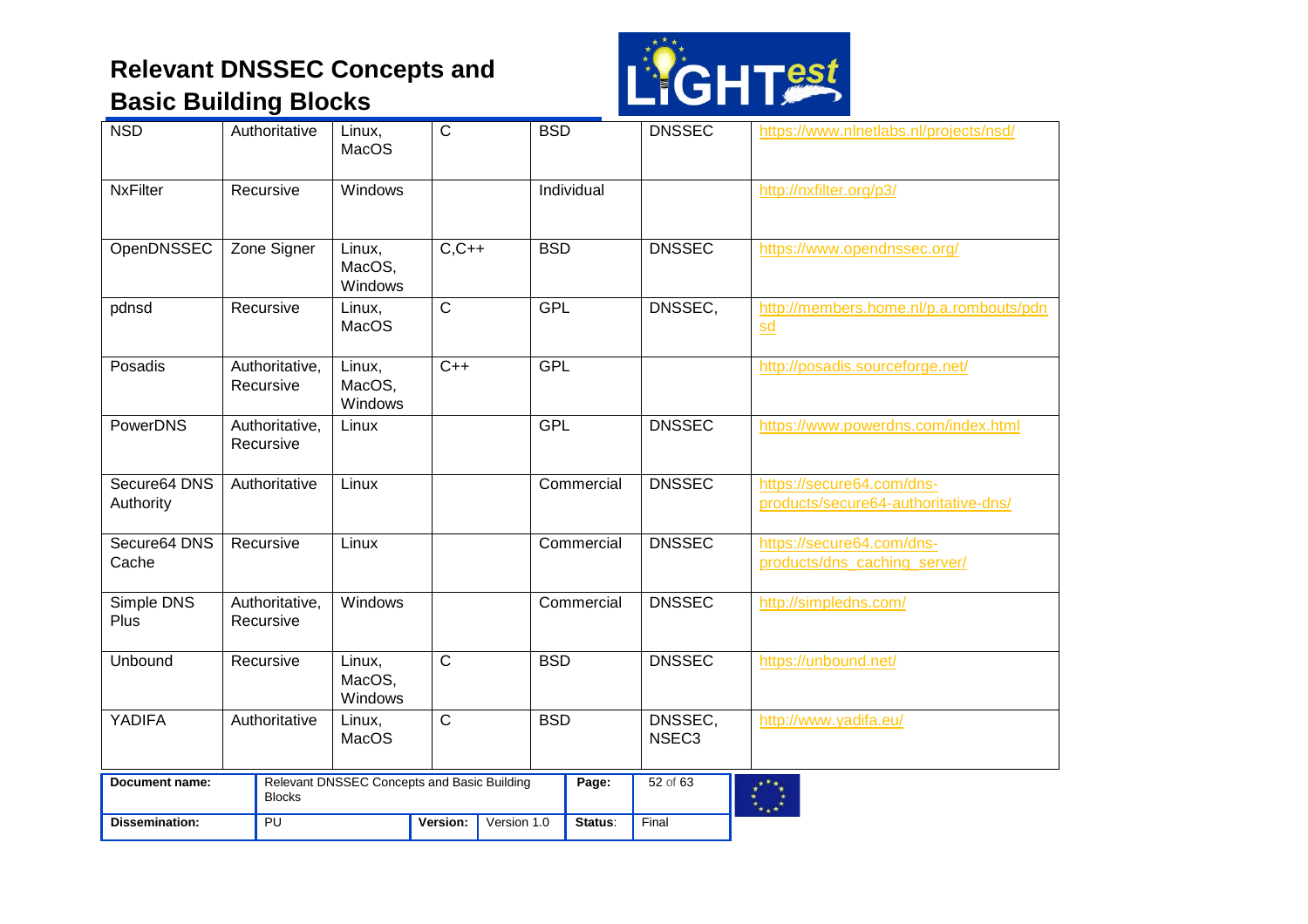| NSD | Authoritative | Linux, MacOS | C | BSD | DNSSEC | https://www.nlnetlabs.nl/projects/nsd/ |
|---|---|---|---|---|---|---|
| NxFilter | Recursive | Windows | | Individual | | http://nxfilter.org/p3/ |
| OpenDNSSEC | Zone Signer | Linux, MacOS, Windows | C,C++ | BSD | DNSSEC | https://www.opendnssec.org/ |
| pdnsd | Recursive | Linux, MacOS | C | GPL | DNSSEC, | http://members.home.nl/p.a.rombouts/pdnsd |
| Posadis | Authoritative, Recursive | Linux, MacOS, Windows | C++ | GPL | | http://posadis.sourceforge.net/ |
| PowerDNS | Authoritative, Recursive | Linux | | GPL | DNSSEC | https://www.powerdns.com/index.html |
| Secure64 DNS Authority | Authoritative | Linux | | Commercial | DNSSEC | https://secure64.com/dns-products/secure64-authoritative-dns/ |
| Secure64 DNS Cache | Recursive | Linux | | Commercial | DNSSEC | https://secure64.com/dns-products/dns_caching_server/ |
| Simple DNS Plus | Authoritative, Recursive | Windows | | Commercial | DNSSEC | http://simpledns.com/ |
| Unbound | Recursive | Linux, MacOS, Windows | C | BSD | DNSSEC | https://unbound.net/ |
| YADIFA | Authoritative | Linux, MacOS | C | BSD | DNSSEC, NSEC3 | http://www.yadifa.eu/ |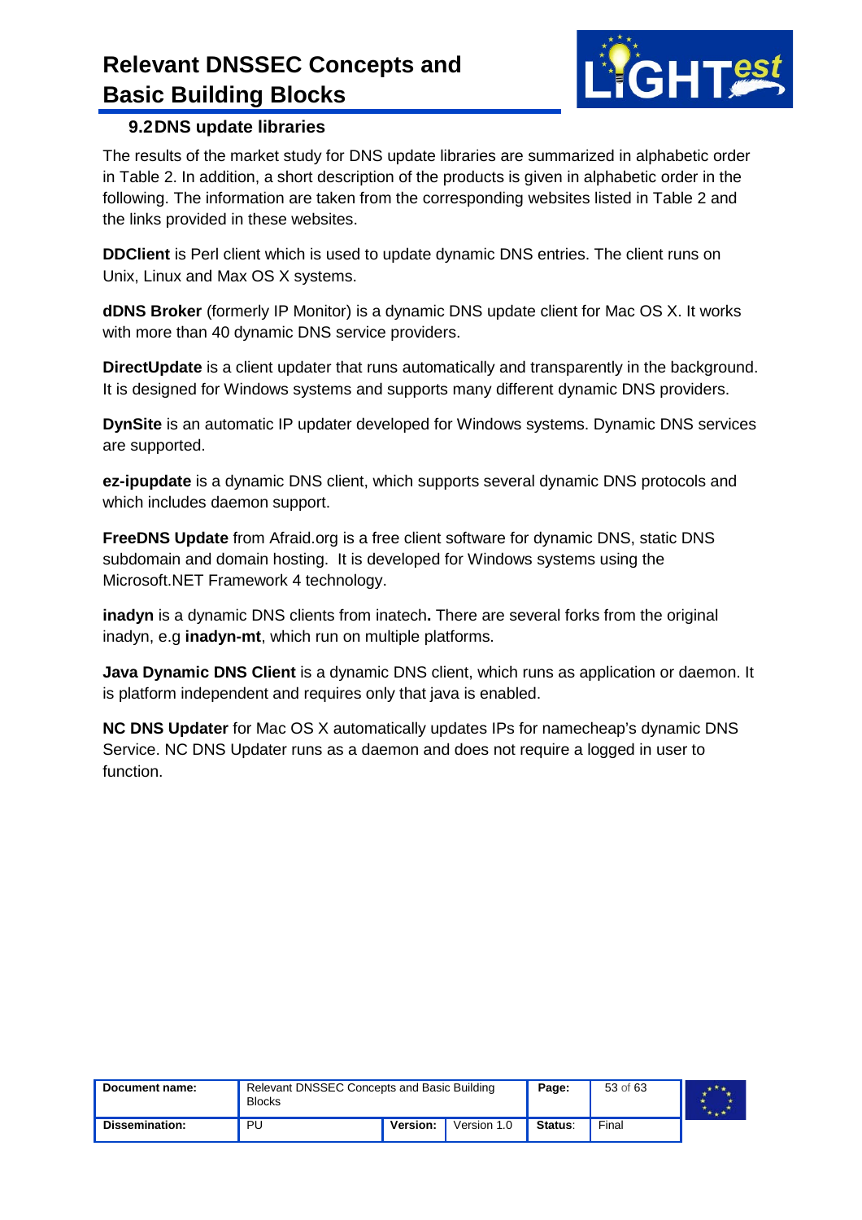## 9.2 DNS update libraries

The results of the market study for DNS update libraries are summarized in alphabetic order in Table 2. In addition, a short description of the products is given in alphabetic order in the following. The information are taken from the corresponding websites listed in Table 2 and the links provided in these websites.

**DDClient** is Perl client which is used to update dynamic DNS entries. The client runs on Unix, Linux and Max OS X systems.

**dDNS Broker** (formerly IP Monitor) is a dynamic DNS update client for Mac OS X. It works with more than 40 dynamic DNS service providers.

**DirectUpdate** is a client updater that runs automatically and transparently in the background. It is designed for Windows systems and supports many different dynamic DNS providers.

**DynSite** is an automatic IP updater developed for Windows systems. Dynamic DNS services are supported.

**ez-ipupdate** is a dynamic DNS client, which supports several dynamic DNS protocols and which includes daemon support.

**FreeDNS Update** from Afraid.org is a free client software for dynamic DNS, static DNS subdomain and domain hosting. It is developed for Windows systems using the Microsoft.NET Framework 4 technology.

**inadyn** is a dynamic DNS clients from inatech**.** There are several forks from the original inadyn, e.g **inadyn-mt**, which run on multiple platforms.

**Java Dynamic DNS Client** is a dynamic DNS client, which runs as application or daemon. It is platform independent and requires only that java is enabled.

**NC DNS Updater** for Mac OS X automatically updates IPs for namecheap's dynamic DNS Service. NC DNS Updater runs as a daemon and does not require a logged in user to function.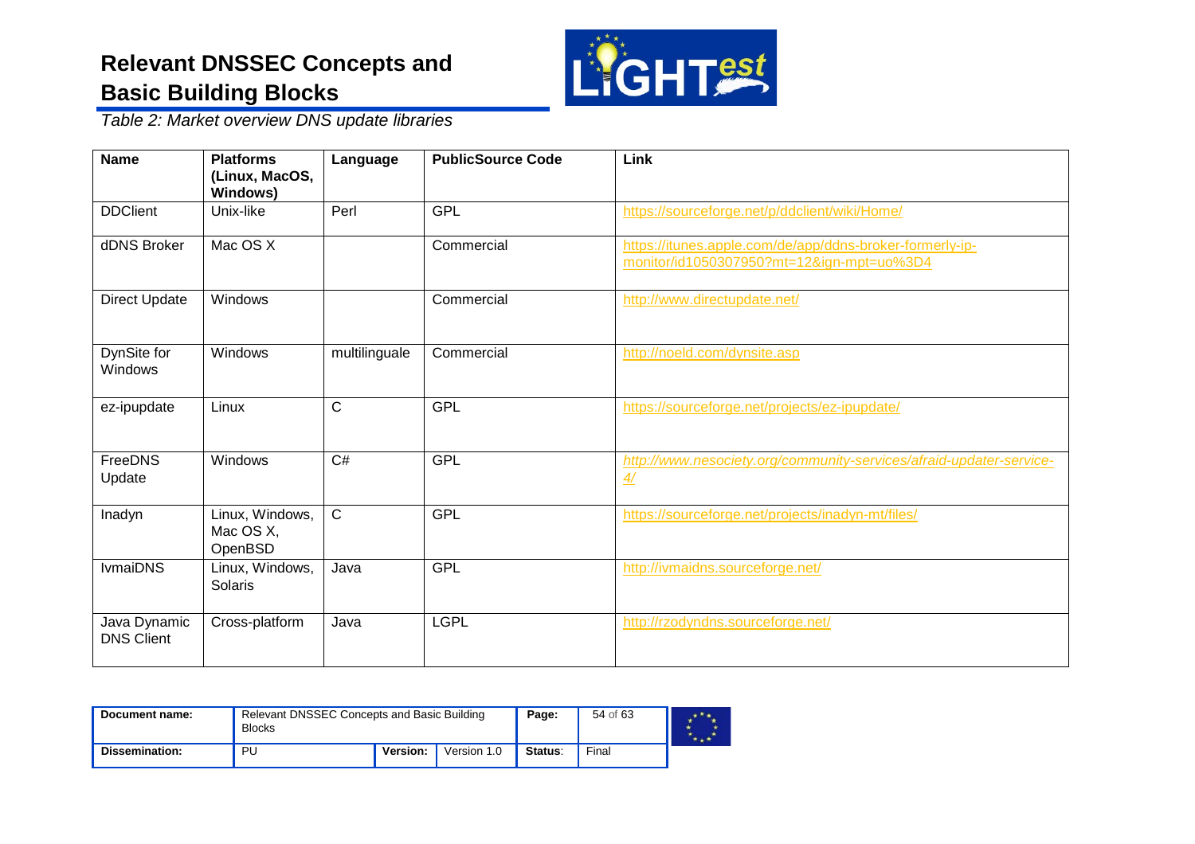*Table 2: Market overview DNS update libraries*

| Name | Platforms (Linux, MacOS, Windows) | Language | PublicSource Code | Link |
|---|---|---|---|---|
| DDClient | Unix-like | Perl | GPL | https://sourceforge.net/p/ddclient/wiki/Home/ |
| dDNS Broker | Mac OS X | | Commercial | https://itunes.apple.com/de/app/ddns-broker-formerly-ip-monitor/id1050307950?mt=12&ign-mpt=uo%3D4 |
| Direct Update | Windows | | Commercial | http://www.directupdate.net/ |
| DynSite for Windows | Windows | multilinguale | Commercial | http://noeld.com/dynsite.asp |
| ez-ipupdate | Linux | C | GPL | https://sourceforge.net/projects/ez-ipupdate/ |
| FreeDNS Update | Windows | C# | GPL | *http://www.nesociety.org/community-services/afraid-updater-service-4/* |
| Inadyn | Linux, Windows, Mac OS X, OpenBSD | C | GPL | https://sourceforge.net/projects/inadyn-mt/files/ |
| IvmaiDNS | Linux, Windows, Solaris | Java | GPL | http://ivmaidns.sourceforge.net/ |
| Java Dynamic DNS Client | Cross-platform | Java | LGPL | http://rzodyndns.sourceforge.net/ |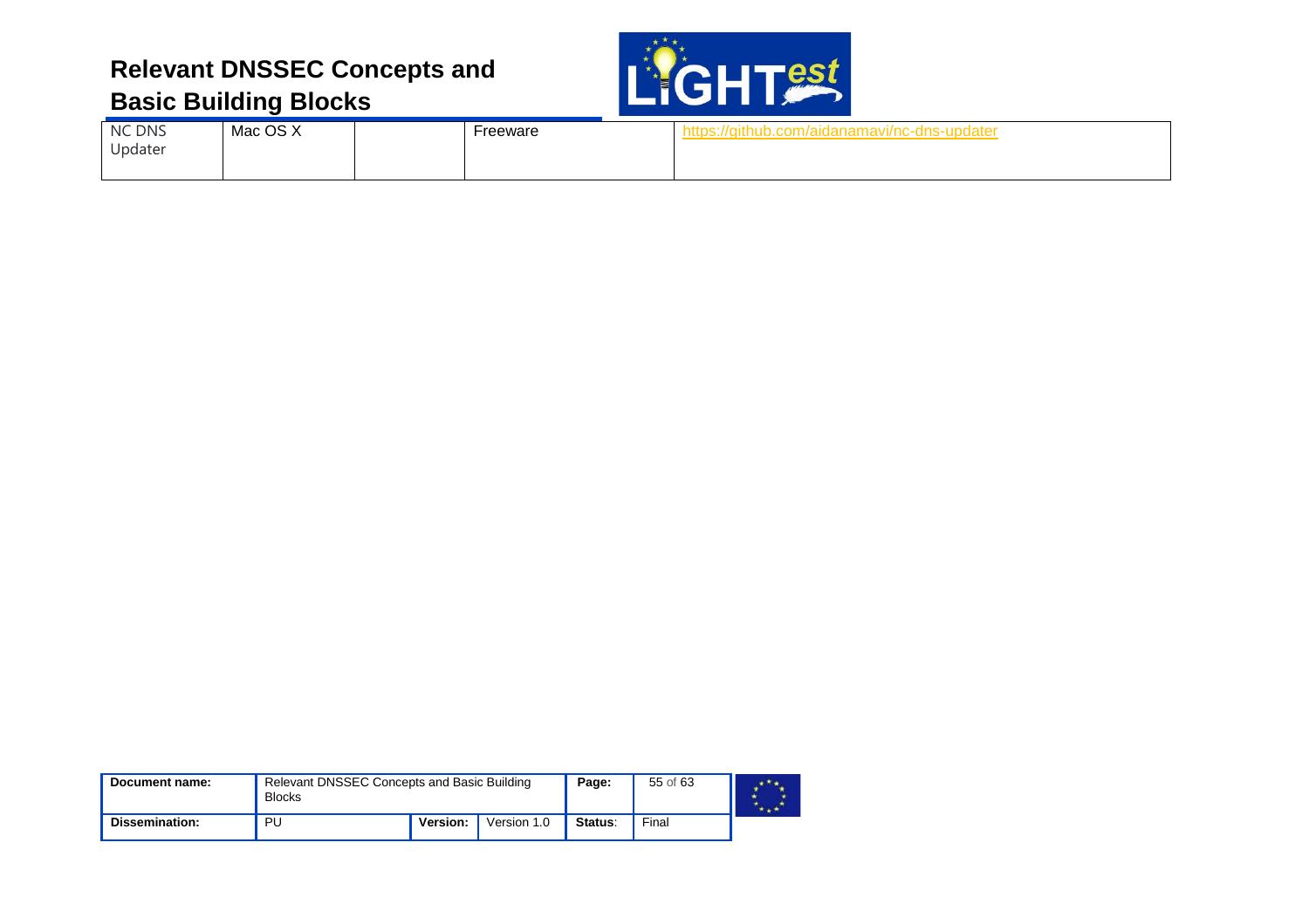| NC DNS Updater | Mac OS X | | Freeware | https://github.com/aidanamavi/nc-dns-updater |
|---|---|---|---|---|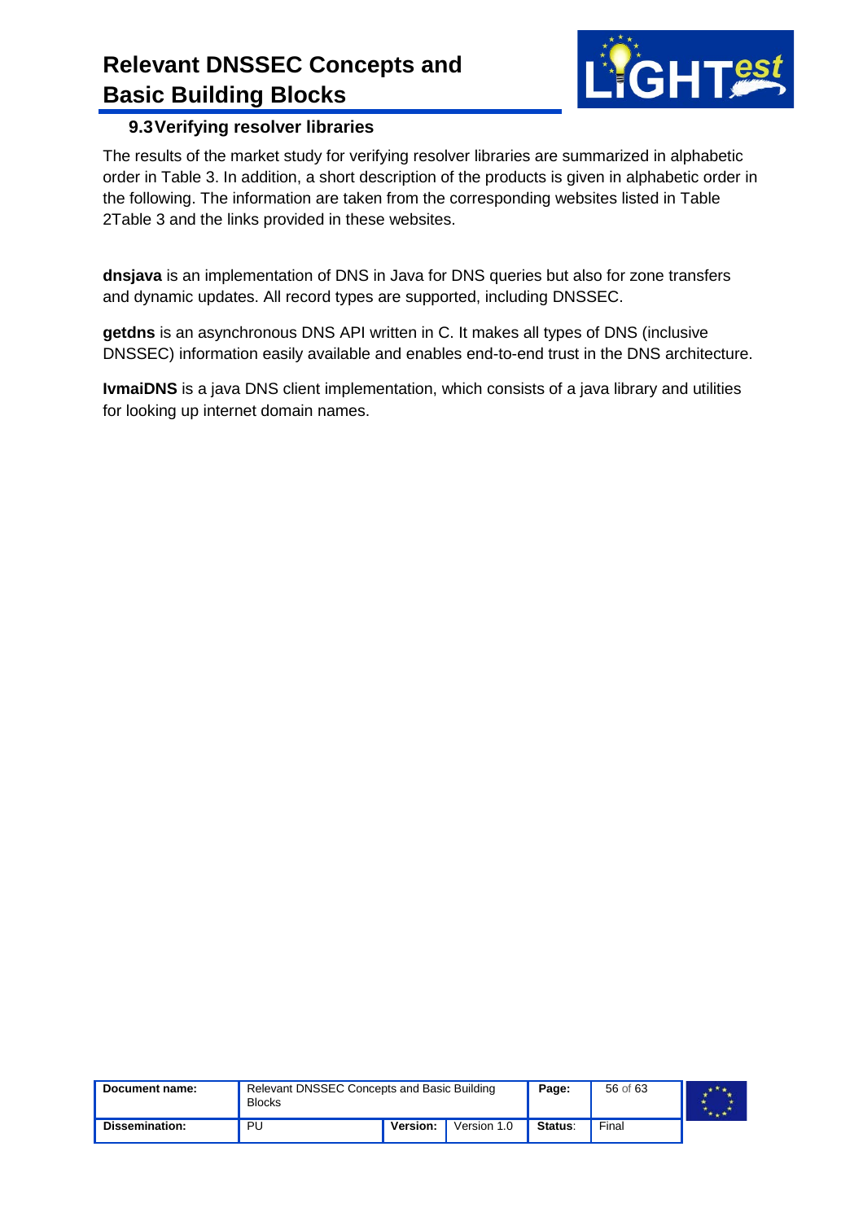## 9.3 Verifying resolver libraries

The results of the market study for verifying resolver libraries are summarized in alphabetic order in Table 3. In addition, a short description of the products is given in alphabetic order in the following. The information are taken from the corresponding websites listed in Table 2Table 3 and the links provided in these websites.

**dnsjava** is an implementation of DNS in Java for DNS queries but also for zone transfers and dynamic updates. All record types are supported, including DNSSEC.

**getdns** is an asynchronous DNS API written in C. It makes all types of DNS (inclusive DNSSEC) information easily available and enables end-to-end trust in the DNS architecture.

**IvmaiDNS** is a java DNS client implementation, which consists of a java library and utilities for looking up internet domain names.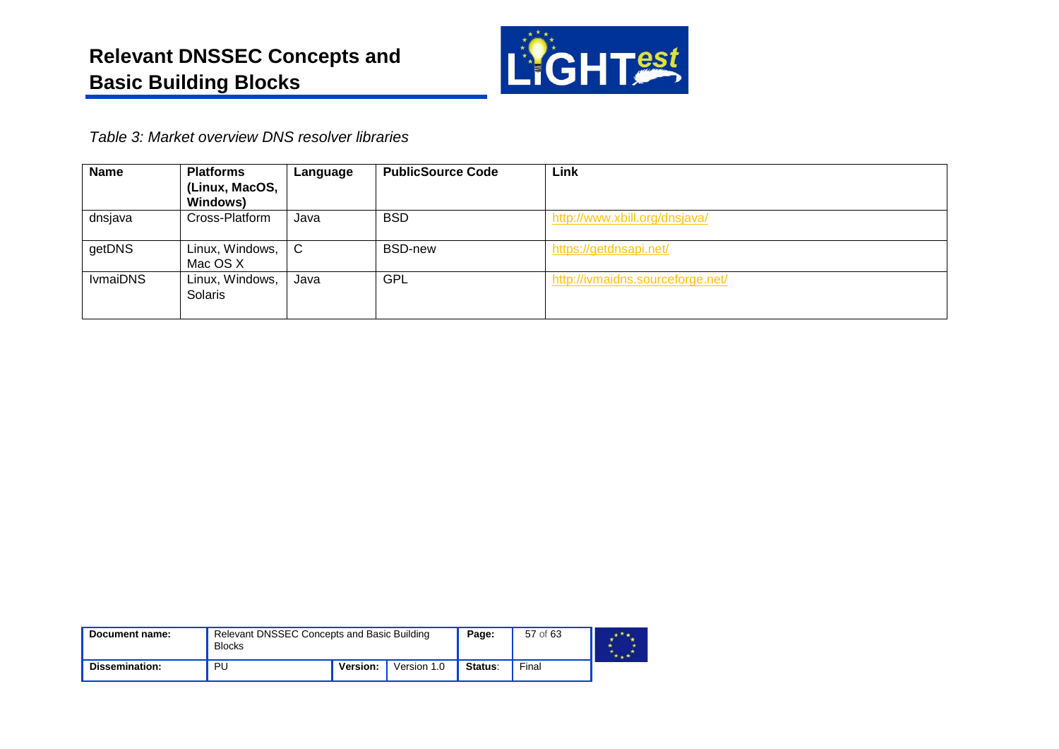*Table 3: Market overview DNS resolver libraries*

| Name | Platforms (Linux, MacOS, Windows) | Language | PublicSource Code | Link |
|---|---|---|---|---|
| dnsjava | Cross-Platform | Java | BSD | http://www.xbill.org/dnsjava/ |
| getDNS | Linux, Windows, Mac OS X | C | BSD-new | https://getdnsapi.net/ |
| IvmaiDNS | Linux, Windows, Solaris | Java | GPL | http://ivmaidns.sourceforge.net/ |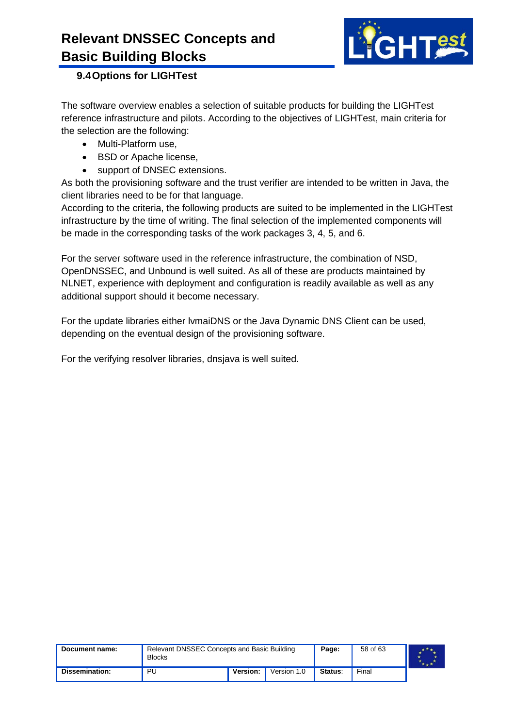## 9.4 Options for LIGHTest

The software overview enables a selection of suitable products for building the LIGHTest reference infrastructure and pilots. According to the objectives of LIGHTest, main criteria for the selection are the following:

- Multi-Platform use,
- BSD or Apache license,
- support of DNSEC extensions.

As both the provisioning software and the trust verifier are intended to be written in Java, the client libraries need to be for that language.

According to the criteria, the following products are suited to be implemented in the LIGHTest infrastructure by the time of writing. The final selection of the implemented components will be made in the corresponding tasks of the work packages 3, 4, 5, and 6.

For the server software used in the reference infrastructure, the combination of NSD, OpenDNSSEC, and Unbound is well suited. As all of these are products maintained by NLNET, experience with deployment and configuration is readily available as well as any additional support should it become necessary.

For the update libraries either lvmaiDNS or the Java Dynamic DNS Client can be used, depending on the eventual design of the provisioning software.

For the verifying resolver libraries, dnsjava is well suited.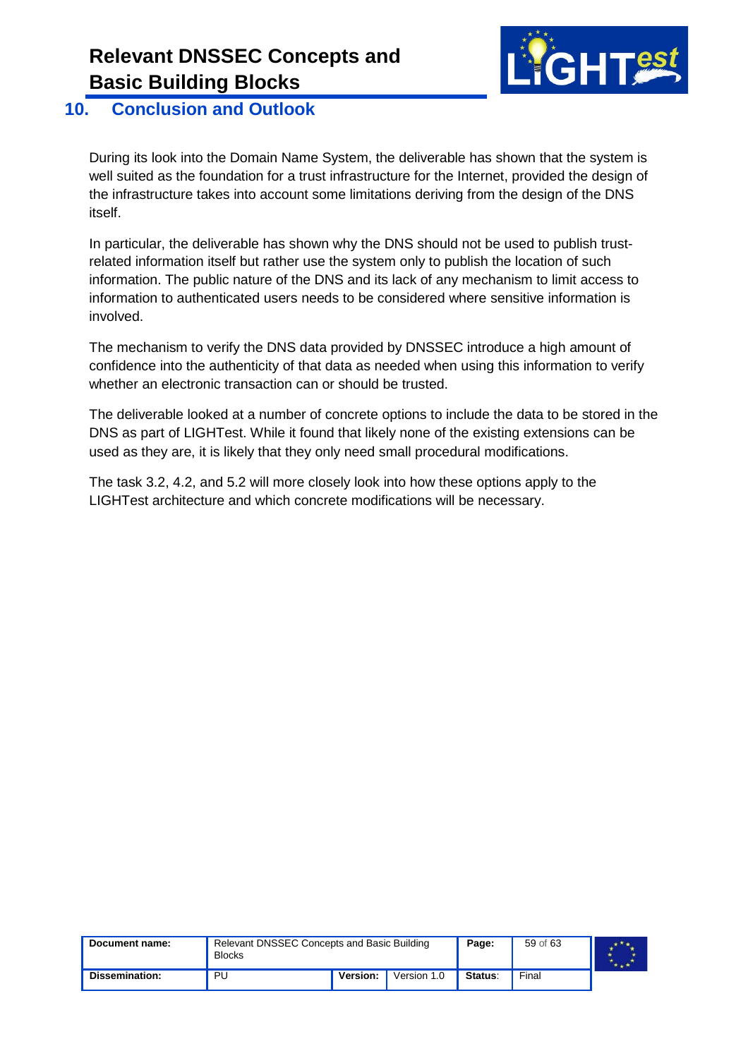# 10. Conclusion and Outlook

During its look into the Domain Name System, the deliverable has shown that the system is well suited as the foundation for a trust infrastructure for the Internet, provided the design of the infrastructure takes into account some limitations deriving from the design of the DNS itself.

In particular, the deliverable has shown why the DNS should not be used to publish trust-related information itself but rather use the system only to publish the location of such information. The public nature of the DNS and its lack of any mechanism to limit access to information to authenticated users needs to be considered where sensitive information is involved.

The mechanism to verify the DNS data provided by DNSSEC introduce a high amount of confidence into the authenticity of that data as needed when using this information to verify whether an electronic transaction can or should be trusted.

The deliverable looked at a number of concrete options to include the data to be stored in the DNS as part of LIGHTest. While it found that likely none of the existing extensions can be used as they are, it is likely that they only need small procedural modifications.

The task 3.2, 4.2, and 5.2 will more closely look into how these options apply to the LIGHTest architecture and which concrete modifications will be necessary.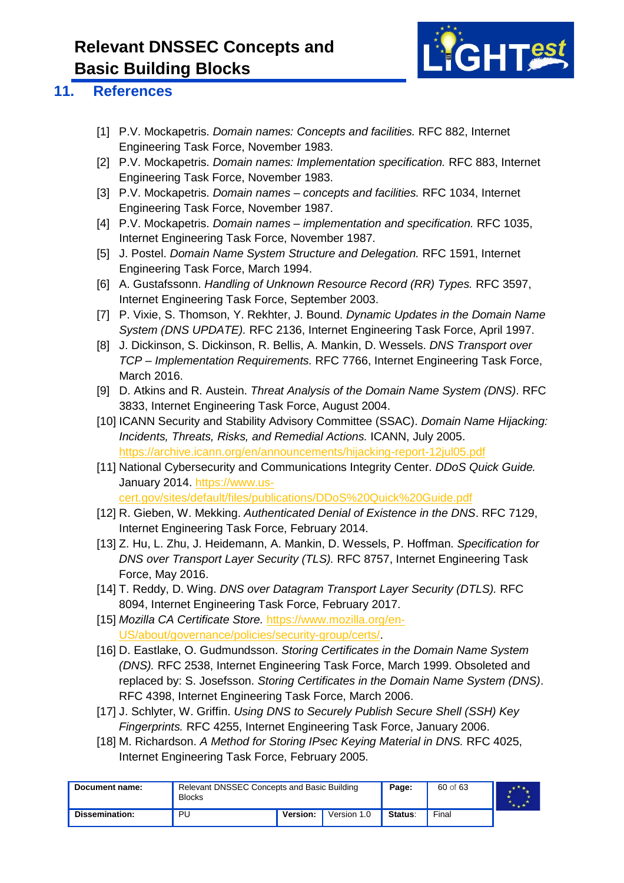## 11. References

[1] P.V. Mockapetris. *Domain names: Concepts and facilities.* RFC 882, Internet Engineering Task Force, November 1983.

[2] P.V. Mockapetris. *Domain names: Implementation specification.* RFC 883, Internet Engineering Task Force, November 1983.

[3] P.V. Mockapetris. *Domain names – concepts and facilities.* RFC 1034, Internet Engineering Task Force, November 1987.

[4] P.V. Mockapetris. *Domain names – implementation and specification.* RFC 1035, Internet Engineering Task Force, November 1987.

[5] J. Postel. *Domain Name System Structure and Delegation.* RFC 1591, Internet Engineering Task Force, March 1994.

[6] A. Gustafssonn. *Handling of Unknown Resource Record (RR) Types.* RFC 3597, Internet Engineering Task Force, September 2003.

[7] P. Vixie, S. Thomson, Y. Rekhter, J. Bound. *Dynamic Updates in the Domain Name System (DNS UPDATE).* RFC 2136, Internet Engineering Task Force, April 1997.

[8] J. Dickinson, S. Dickinson, R. Bellis, A. Mankin, D. Wessels. *DNS Transport over TCP – Implementation Requirements.* RFC 7766, Internet Engineering Task Force, March 2016.

[9] D. Atkins and R. Austein. *Threat Analysis of the Domain Name System (DNS)*. RFC 3833, Internet Engineering Task Force, August 2004.

[10] ICANN Security and Stability Advisory Committee (SSAC). *Domain Name Hijacking: Incidents, Threats, Risks, and Remedial Actions.* ICANN, July 2005. https://archive.icann.org/en/announcements/hijacking-report-12jul05.pdf

[11] National Cybersecurity and Communications Integrity Center. *DDoS Quick Guide.* January 2014. https://www.us-cert.gov/sites/default/files/publications/DDoS%20Quick%20Guide.pdf

[12] R. Gieben, W. Mekking. *Authenticated Denial of Existence in the DNS*. RFC 7129, Internet Engineering Task Force, February 2014.

[13] Z. Hu, L. Zhu, J. Heidemann, A. Mankin, D. Wessels, P. Hoffman. *Specification for DNS over Transport Layer Security (TLS).* RFC 8757, Internet Engineering Task Force, May 2016.

[14] T. Reddy, D. Wing. *DNS over Datagram Transport Layer Security (DTLS).* RFC 8094, Internet Engineering Task Force, February 2017.

[15] *Mozilla CA Certificate Store.* https://www.mozilla.org/en-US/about/governance/policies/security-group/certs/.

[16] D. Eastlake, O. Gudmundsson. *Storing Certificates in the Domain Name System (DNS).* RFC 2538, Internet Engineering Task Force, March 1999. Obsoleted and replaced by: S. Josefsson. *Storing Certificates in the Domain Name System (DNS)*. RFC 4398, Internet Engineering Task Force, March 2006.

[17] J. Schlyter, W. Griffin. *Using DNS to Securely Publish Secure Shell (SSH) Key Fingerprints.* RFC 4255, Internet Engineering Task Force, January 2006.

[18] M. Richardson. *A Method for Storing IPsec Keying Material in DNS.* RFC 4025, Internet Engineering Task Force, February 2005.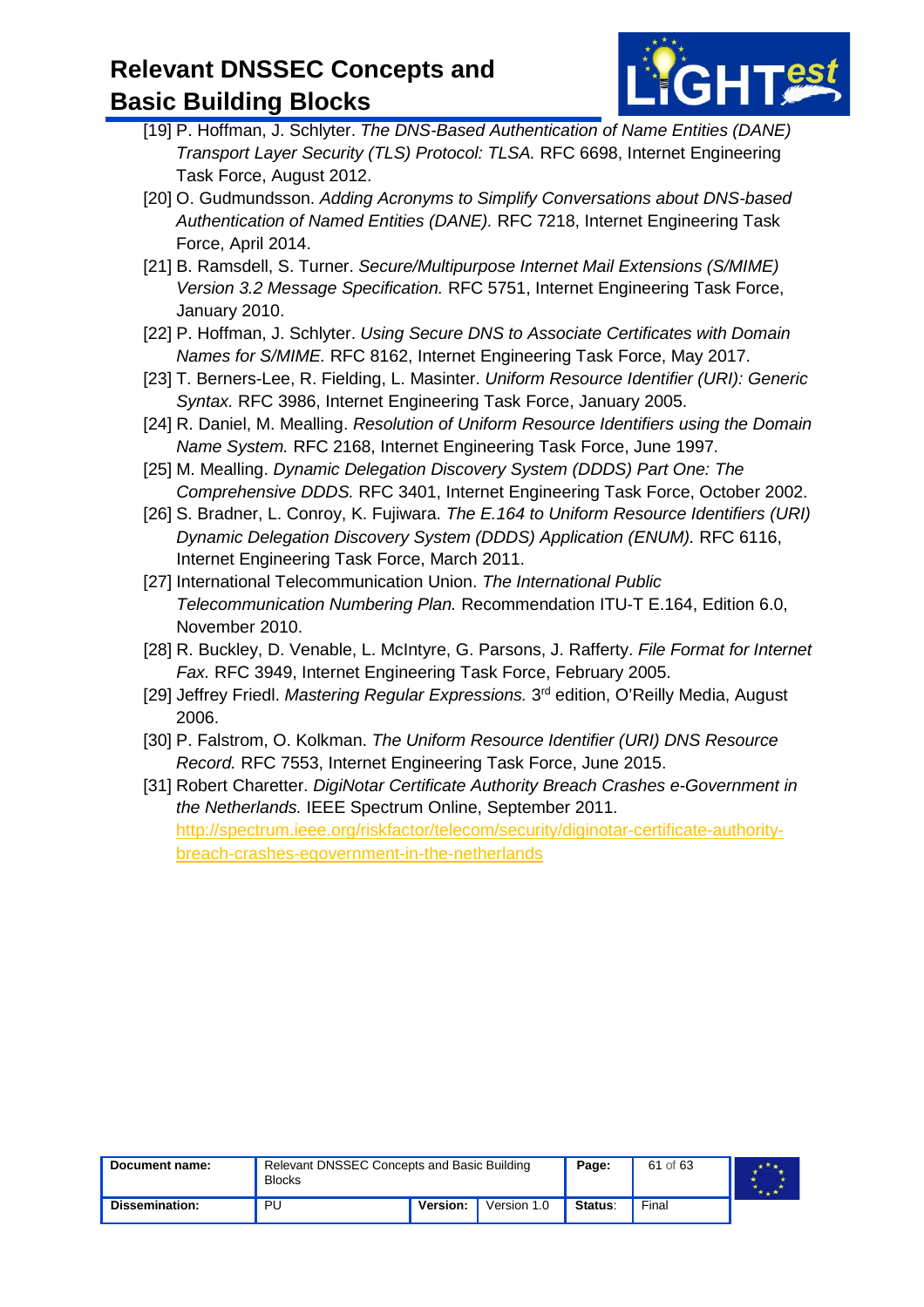[19] P. Hoffman, J. Schlyter. *The DNS-Based Authentication of Name Entities (DANE) Transport Layer Security (TLS) Protocol: TLSA.* RFC 6698, Internet Engineering Task Force, August 2012.

[20] O. Gudmundsson. *Adding Acronyms to Simplify Conversations about DNS-based Authentication of Named Entities (DANE).* RFC 7218, Internet Engineering Task Force, April 2014.

[21] B. Ramsdell, S. Turner. *Secure/Multipurpose Internet Mail Extensions (S/MIME) Version 3.2 Message Specification.* RFC 5751, Internet Engineering Task Force, January 2010.

[22] P. Hoffman, J. Schlyter. *Using Secure DNS to Associate Certificates with Domain Names for S/MIME.* RFC 8162, Internet Engineering Task Force, May 2017.

[23] T. Berners-Lee, R. Fielding, L. Masinter. *Uniform Resource Identifier (URI): Generic Syntax.* RFC 3986, Internet Engineering Task Force, January 2005.

[24] R. Daniel, M. Mealling. *Resolution of Uniform Resource Identifiers using the Domain Name System.* RFC 2168, Internet Engineering Task Force, June 1997.

[25] M. Mealling. *Dynamic Delegation Discovery System (DDDS) Part One: The Comprehensive DDDS.* RFC 3401, Internet Engineering Task Force, October 2002.

[26] S. Bradner, L. Conroy, K. Fujiwara. *The E.164 to Uniform Resource Identifiers (URI) Dynamic Delegation Discovery System (DDDS) Application (ENUM).* RFC 6116, Internet Engineering Task Force, March 2011.

[27] International Telecommunication Union. *The International Public Telecommunication Numbering Plan.* Recommendation ITU-T E.164, Edition 6.0, November 2010.

[28] R. Buckley, D. Venable, L. McIntyre, G. Parsons, J. Rafferty. *File Format for Internet Fax.* RFC 3949, Internet Engineering Task Force, February 2005.

[29] Jeffrey Friedl. *Mastering Regular Expressions.* 3rd edition, O'Reilly Media, August 2006.

[30] P. Falstrom, O. Kolkman. *The Uniform Resource Identifier (URI) DNS Resource Record.* RFC 7553, Internet Engineering Task Force, June 2015.

[31] Robert Charetter. *DigiNotar Certificate Authority Breach Crashes e-Government in the Netherlands.* IEEE Spectrum Online, September 2011. http://spectrum.ieee.org/riskfactor/telecom/security/diginotar-certificate-authority-breach-crashes-egovernment-in-the-netherlands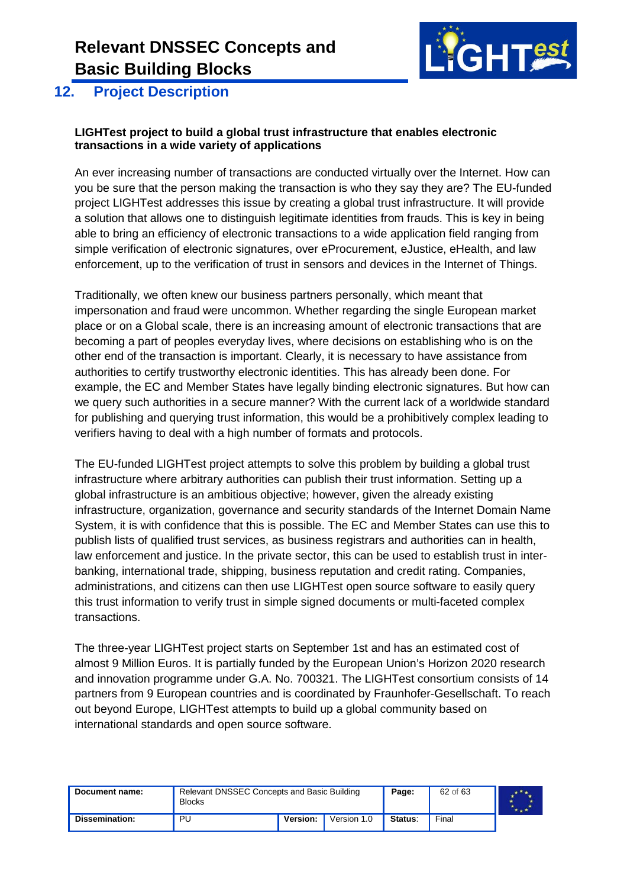## 12. Project Description

**LIGHTest project to build a global trust infrastructure that enables electronic transactions in a wide variety of applications**

An ever increasing number of transactions are conducted virtually over the Internet. How can you be sure that the person making the transaction is who they say they are? The EU-funded project LIGHTest addresses this issue by creating a global trust infrastructure. It will provide a solution that allows one to distinguish legitimate identities from frauds. This is key in being able to bring an efficiency of electronic transactions to a wide application field ranging from simple verification of electronic signatures, over eProcurement, eJustice, eHealth, and law enforcement, up to the verification of trust in sensors and devices in the Internet of Things.

Traditionally, we often knew our business partners personally, which meant that impersonation and fraud were uncommon. Whether regarding the single European market place or on a Global scale, there is an increasing amount of electronic transactions that are becoming a part of peoples everyday lives, where decisions on establishing who is on the other end of the transaction is important. Clearly, it is necessary to have assistance from authorities to certify trustworthy electronic identities. This has already been done. For example, the EC and Member States have legally binding electronic signatures. But how can we query such authorities in a secure manner? With the current lack of a worldwide standard for publishing and querying trust information, this would be a prohibitively complex leading to verifiers having to deal with a high number of formats and protocols.

The EU-funded LIGHTest project attempts to solve this problem by building a global trust infrastructure where arbitrary authorities can publish their trust information. Setting up a global infrastructure is an ambitious objective; however, given the already existing infrastructure, organization, governance and security standards of the Internet Domain Name System, it is with confidence that this is possible. The EC and Member States can use this to publish lists of qualified trust services, as business registrars and authorities can in health, law enforcement and justice. In the private sector, this can be used to establish trust in inter-banking, international trade, shipping, business reputation and credit rating. Companies, administrations, and citizens can then use LIGHTest open source software to easily query this trust information to verify trust in simple signed documents or multi-faceted complex transactions.

The three-year LIGHTest project starts on September 1st and has an estimated cost of almost 9 Million Euros. It is partially funded by the European Union's Horizon 2020 research and innovation programme under G.A. No. 700321. The LIGHTest consortium consists of 14 partners from 9 European countries and is coordinated by Fraunhofer-Gesellschaft. To reach out beyond Europe, LIGHTest attempts to build up a global community based on international standards and open source software.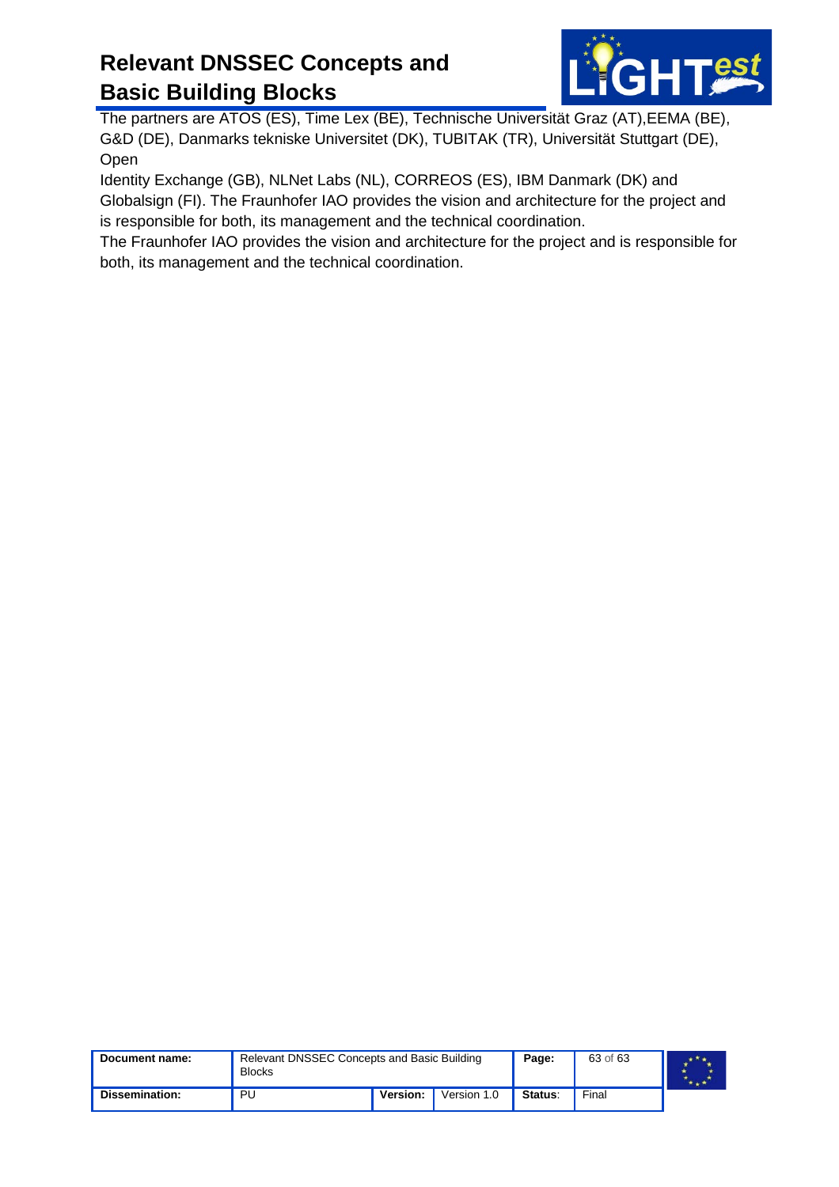The partners are ATOS (ES), Time Lex (BE), Technische Universität Graz (AT),EEMA (BE), G&D (DE), Danmarks tekniske Universitet (DK), TUBITAK (TR), Universität Stuttgart (DE), Open
Identity Exchange (GB), NLNet Labs (NL), CORREOS (ES), IBM Danmark (DK) and Globalsign (FI). The Fraunhofer IAO provides the vision and architecture for the project and is responsible for both, its management and the technical coordination.
The Fraunhofer IAO provides the vision and architecture for the project and is responsible for both, its management and the technical coordination.